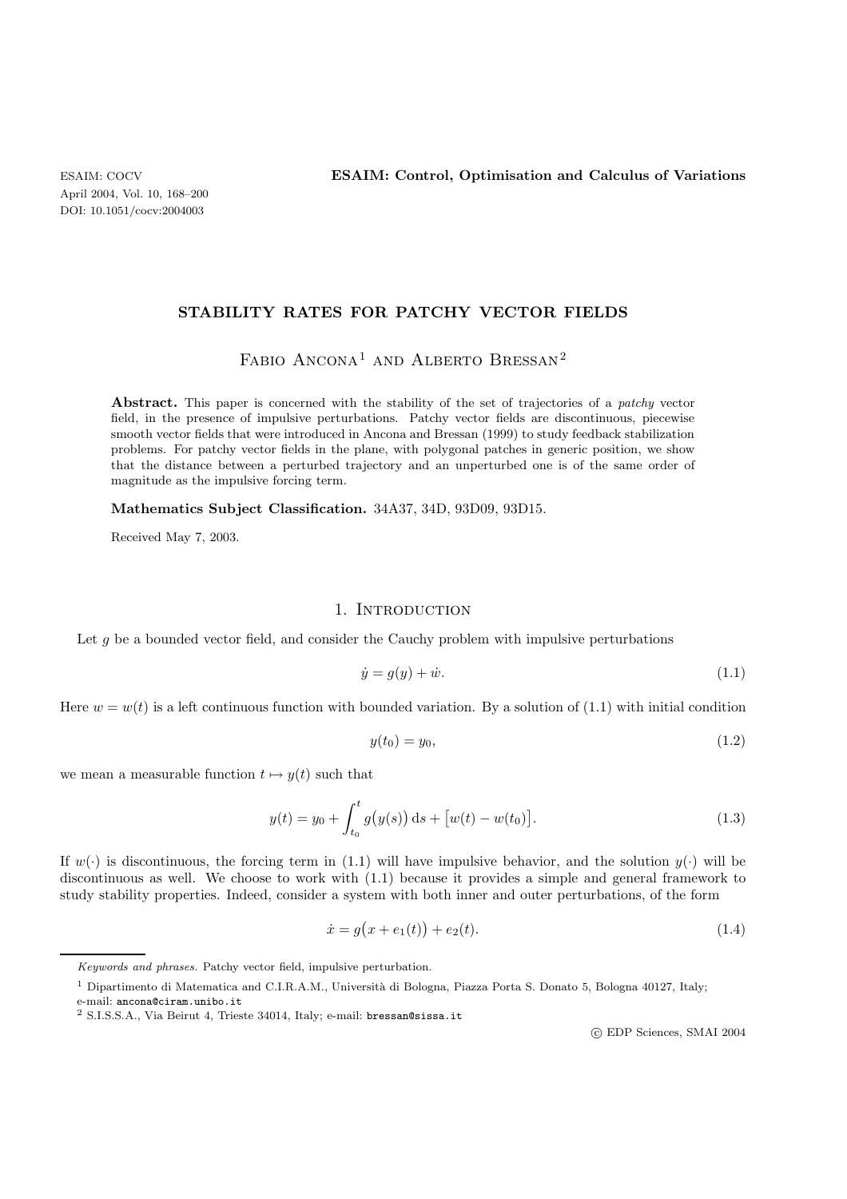# STABILITY RATES FOR PATCHY VECTOR FIELDS

Fabio Ancona[1] and Alberto Bressan[2]

**Abstract.** This paper is concerned with the stability of the set of trajectories of a *patchy* vector field, in the presence of impulsive perturbations. Patchy vector fields are discontinuous, piecewise smooth vector fields that were introduced in Ancona and Bressan (1999) to study feedback stabilization problems. For patchy vector fields in the plane, with polygonal patches in generic position, we show that the distance between a perturbed trajectory and an unperturbed one is of the same order of magnitude as the impulsive forcing term.

**Mathematics Subject Classification.** 34A37, 34D, 93D09, 93D15.

Received May 7, 2003.

## 1. Introduction

Let $g$ be a bounded vector field, and consider the Cauchy problem with impulsive perturbations

$$\dot{y} = g(y) + \dot{w}. \tag{1.1}$$

Here $w = w(t)$ is a left continuous function with bounded variation. By a solution of (1.1) with initial condition

$$y(t_0) = y_0, \tag{1.2}$$

we mean a measurable function $t \mapsto y(t)$ such that

$$y(t) = y_0 + \int_{t_0}^{t} g\big(y(s)\big)\,\mathrm{d}s + \big[w(t) - w(t_0)\big]. \tag{1.3}$$

If $w(\cdot)$ is discontinuous, the forcing term in (1.1) will have impulsive behavior, and the solution $y(\cdot)$ will be discontinuous as well. We choose to work with (1.1) because it provides a simple and general framework to study stability properties. Indeed, consider a system with both inner and outer perturbations, of the form

$$\dot{x} = g\big(x + e_1(t)\big) + e_2(t). \tag{1.4}$$

*Keywords and phrases.* Patchy vector field, impulsive perturbation.

[1] Dipartimento di Matematica and C.I.R.A.M., Università di Bologna, Piazza Porta S. Donato 5, Bologna 40127, Italy; e-mail: ancona@ciram.unibo.it

[2] S.I.S.S.A., Via Beirut 4, Trieste 34014, Italy; e-mail: bressan@sissa.it

© EDP Sciences, SMAI 2004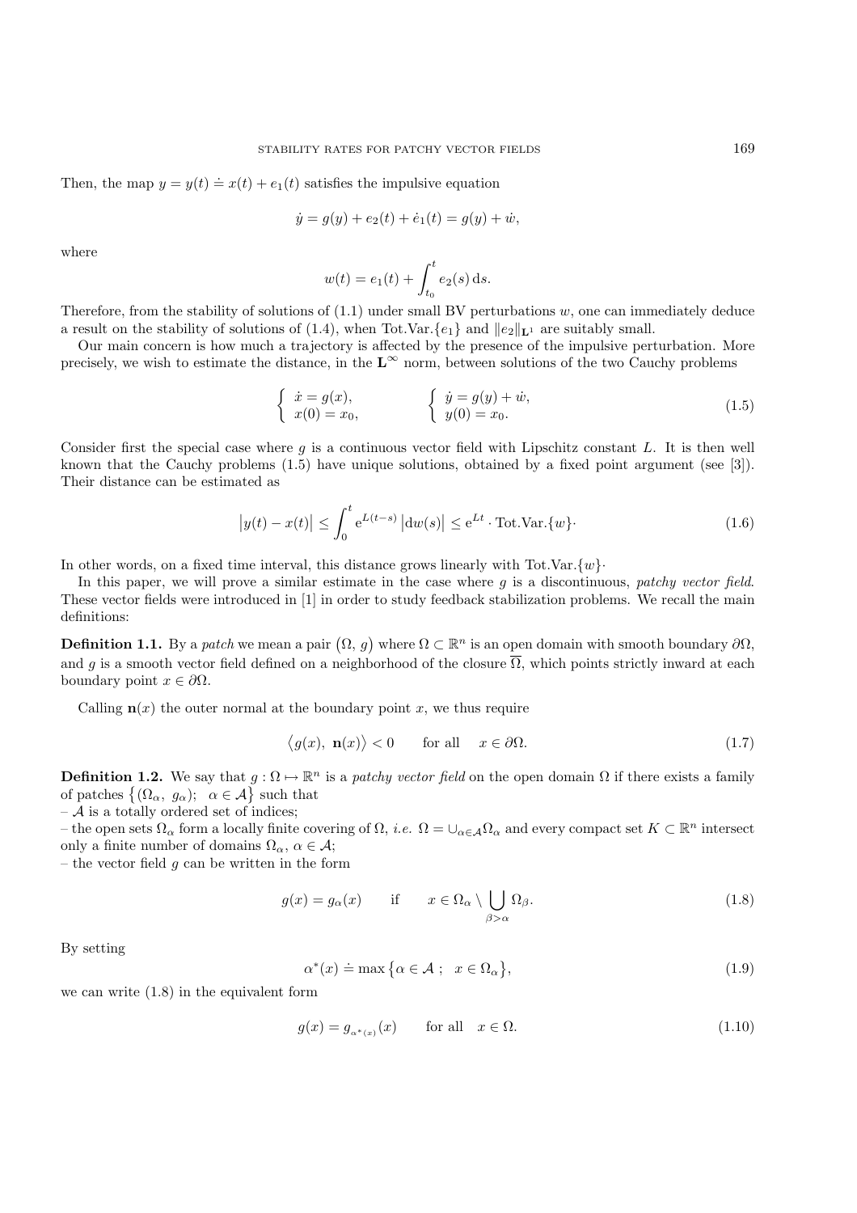Then, the map $y = y(t) \doteq x(t) + e_1(t)$ satisfies the impulsive equation

$$\dot{y} = g(y) + e_2(t) + \dot{e}_1(t) = g(y) + \dot{w},$$

where

$$w(t) = e_1(t) + \int_{t_0}^{t} e_2(s)\,\mathrm{d}s.$$

Therefore, from the stability of solutions of (1.1) under small BV perturbations $w$, one can immediately deduce a result on the stability of solutions of (1.4), when Tot.Var.$\{e_1\}$ and $\|e_2\|_{\mathbf{L}^1}$ are suitably small.

Our main concern is how much a trajectory is affected by the presence of the impulsive perturbation. More precisely, we wish to estimate the distance, in the $\mathbf{L}^\infty$ norm, between solutions of the two Cauchy problems

$$\begin{cases} \dot{x} = g(x), \\ x(0) = x_0, \end{cases} \qquad\qquad \begin{cases} \dot{y} = g(y) + \dot{w}, \\ y(0) = x_0. \end{cases} \tag{1.5}$$

Consider first the special case where $g$ is a continuous vector field with Lipschitz constant $L$. It is then well known that the Cauchy problems (1.5) have unique solutions, obtained by a fixed point argument (see [3]). Their distance can be estimated as

$$\big|y(t) - x(t)\big| \leq \int_0^t \mathrm{e}^{L(t-s)}\,\big|\mathrm{d}w(s)\big| \leq \mathrm{e}^{Lt} \cdot \text{Tot.Var.}\{w\}\cdot \tag{1.6}$$

In other words, on a fixed time interval, this distance grows linearly with Tot.Var.$\{w\}$·

In this paper, we will prove a similar estimate in the case where $g$ is a discontinuous, *patchy vector field*. These vector fields were introduced in [1] in order to study feedback stabilization problems. We recall the main definitions:

**Definition 1.1.** By a *patch* we mean a pair $(\Omega,\, g)$ where $\Omega \subset \mathbb{R}^n$ is an open domain with smooth boundary $\partial\Omega$, and $g$ is a smooth vector field defined on a neighborhood of the closure $\overline{\Omega}$, which points strictly inward at each boundary point $x \in \partial\Omega$.

Calling $\mathbf{n}(x)$ the outer normal at the boundary point $x$, we thus require

$$\big\langle g(x),\ \mathbf{n}(x)\big\rangle < 0 \qquad \text{for all} \quad x \in \partial\Omega. \tag{1.7}$$

**Definition 1.2.** We say that $g : \Omega \mapsto \mathbb{R}^n$ is a *patchy vector field* on the open domain $\Omega$ if there exists a family of patches $\big\{(\Omega_\alpha,\ g_\alpha);\ \ \alpha \in \mathcal{A}\big\}$ such that

– $\mathcal{A}$ is a totally ordered set of indices;

– the open sets $\Omega_\alpha$ form a locally finite covering of $\Omega$, *i.e.* $\Omega = \cup_{\alpha\in\mathcal{A}}\Omega_\alpha$ and every compact set $K \subset \mathbb{R}^n$ intersect only a finite number of domains $\Omega_\alpha$, $\alpha \in \mathcal{A}$;

– the vector field $g$ can be written in the form

$$g(x) = g_\alpha(x) \qquad \text{if} \qquad x \in \Omega_\alpha \setminus \bigcup_{\beta>\alpha} \Omega_\beta. \tag{1.8}$$

By setting

$$\alpha^*(x) \doteq \max\big\{\alpha \in \mathcal{A}\ ;\ \ x \in \Omega_\alpha\big\}, \tag{1.9}$$

we can write (1.8) in the equivalent form

$$g(x) = g_{\alpha^*(x)}(x) \qquad \text{for all} \quad x \in \Omega. \tag{1.10}$$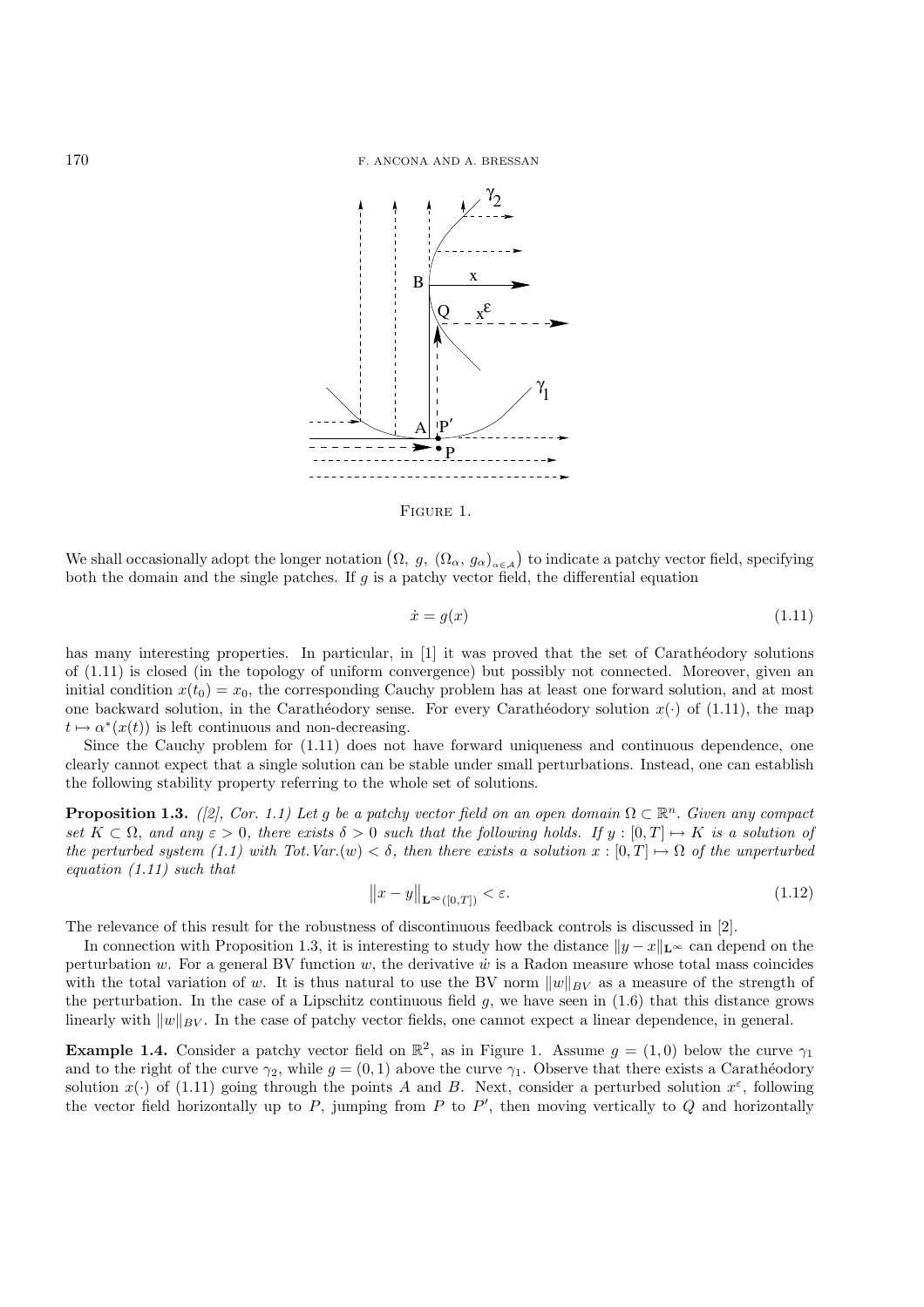FIGURE 1.

We shall occasionally adopt the longer notation $\left(\Omega,\ g,\ (\Omega_\alpha,\ g_\alpha)_{\alpha\in\mathcal{A}}\right)$ to indicate a patchy vector field, specifying both the domain and the single patches. If $g$ is a patchy vector field, the differential equation

$$\dot{x} = g(x) \tag{1.11}$$

has many interesting properties. In particular, in [1] it was proved that the set of Carathéodory solutions of (1.11) is closed (in the topology of uniform convergence) but possibly not connected. Moreover, given an initial condition $x(t_0) = x_0$, the corresponding Cauchy problem has at least one forward solution, and at most one backward solution, in the Carathéodory sense. For every Carathéodory solution $x(\cdot)$ of (1.11), the map $t \mapsto \alpha^*(x(t))$ is left continuous and non-decreasing.

Since the Cauchy problem for (1.11) does not have forward uniqueness and continuous dependence, one clearly cannot expect that a single solution can be stable under small perturbations. Instead, one can establish the following stability property referring to the whole set of solutions.

**Proposition 1.3.** *([2], Cor. 1.1) Let $g$ be a patchy vector field on an open domain $\Omega \subset \mathbb{R}^n$. Given any compact set $K \subset \Omega$, and any $\varepsilon > 0$, there exists $\delta > 0$ such that the following holds. If $y : [0,T] \mapsto K$ is a solution of the perturbed system (1.1) with Tot.Var.$(w) < \delta$, then there exists a solution $x : [0,T] \mapsto \Omega$ of the unperturbed equation (1.11) such that*

$$\left\|x - y\right\|_{\mathbf{L}^\infty([0,T])} < \varepsilon. \tag{1.12}$$

The relevance of this result for the robustness of discontinuous feedback controls is discussed in [2].

In connection with Proposition 1.3, it is interesting to study how the distance $\|y - x\|_{\mathbf{L}^\infty}$ can depend on the perturbation $w$. For a general BV function $w$, the derivative $\dot{w}$ is a Radon measure whose total mass coincides with the total variation of $w$. It is thus natural to use the BV norm $\|w\|_{BV}$ as a measure of the strength of the perturbation. In the case of a Lipschitz continuous field $g$, we have seen in (1.6) that this distance grows linearly with $\|w\|_{BV}$. In the case of patchy vector fields, one cannot expect a linear dependence, in general.

**Example 1.4.** Consider a patchy vector field on $\mathbb{R}^2$, as in Figure 1. Assume $g = (1, 0)$ below the curve $\gamma_1$ and to the right of the curve $\gamma_2$, while $g = (0, 1)$ above the curve $\gamma_1$. Observe that there exists a Carathéodory solution $x(\cdot)$ of (1.11) going through the points $A$ and $B$. Next, consider a perturbed solution $x^\varepsilon$, following the vector field horizontally up to $P$, jumping from $P$ to $P'$, then moving vertically to $Q$ and horizontally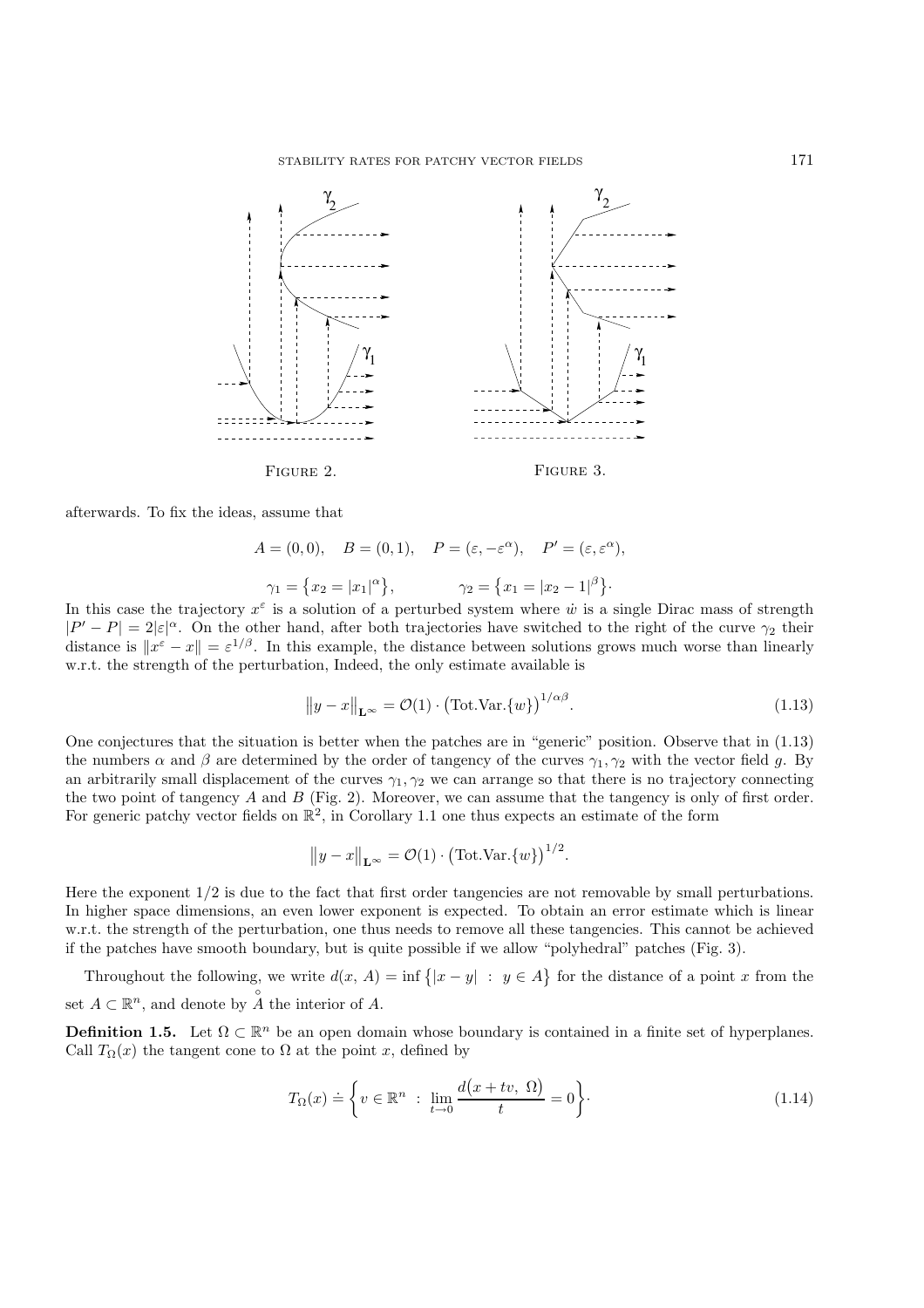FIGURE 2.

FIGURE 3.

afterwards. To fix the ideas, assume that

$$A = (0,0), \quad B = (0,1), \quad P = (\varepsilon, -\varepsilon^{\alpha}), \quad P' = (\varepsilon, \varepsilon^{\alpha}),$$

$$\gamma_1 = \{x_2 = |x_1|^{\alpha}\}, \qquad \gamma_2 = \{x_1 = |x_2 - 1|^{\beta}\}.$$

In this case the trajectory $x^{\varepsilon}$ is a solution of a perturbed system where $\dot{w}$ is a single Dirac mass of strength $|P' - P| = 2|\varepsilon|^{\alpha}$. On the other hand, after both trajectories have switched to the right of the curve $\gamma_2$ their distance is $\|x^{\varepsilon} - x\| = \varepsilon^{1/\beta}$. In this example, the distance between solutions grows much worse than linearly w.r.t. the strength of the perturbation, Indeed, the only estimate available is

$$\|y - x\|_{\mathbf{L}^{\infty}} = \mathcal{O}(1) \cdot \big(\text{Tot.Var.}\{w\}\big)^{1/\alpha\beta}. \tag{1.13}$$

One conjectures that the situation is better when the patches are in "generic" position. Observe that in (1.13) the numbers $\alpha$ and $\beta$ are determined by the order of tangency of the curves $\gamma_1, \gamma_2$ with the vector field $g$. By an arbitrarily small displacement of the curves $\gamma_1, \gamma_2$ we can arrange so that there is no trajectory connecting the two point of tangency $A$ and $B$ (Fig. 2). Moreover, we can assume that the tangency is only of first order. For generic patchy vector fields on $\mathbb{R}^2$, in Corollary 1.1 one thus expects an estimate of the form

$$\|y - x\|_{\mathbf{L}^{\infty}} = \mathcal{O}(1) \cdot \big(\text{Tot.Var.}\{w\}\big)^{1/2}.$$

Here the exponent $1/2$ is due to the fact that first order tangencies are not removable by small perturbations. In higher space dimensions, an even lower exponent is expected. To obtain an error estimate which is linear w.r.t. the strength of the perturbation, one thus needs to remove all these tangencies. This cannot be achieved if the patches have smooth boundary, but is quite possible if we allow "polyhedral" patches (Fig. 3).

Throughout the following, we write $d(x, A) = \inf\{|x - y| \ : \ y \in A\}$ for the distance of a point $x$ from the set $A \subset \mathbb{R}^n$, and denote by $\overset{\circ}{A}$ the interior of $A$.

**Definition 1.5.** Let $\Omega \subset \mathbb{R}^n$ be an open domain whose boundary is contained in a finite set of hyperplanes. Call $T_{\Omega}(x)$ the tangent cone to $\Omega$ at the point $x$, defined by

$$T_{\Omega}(x) \doteq \left\{ v \in \mathbb{R}^n \ : \ \lim_{t \to 0} \frac{d\big(x + tv, \ \Omega\big)}{t} = 0 \right\}. \tag{1.14}$$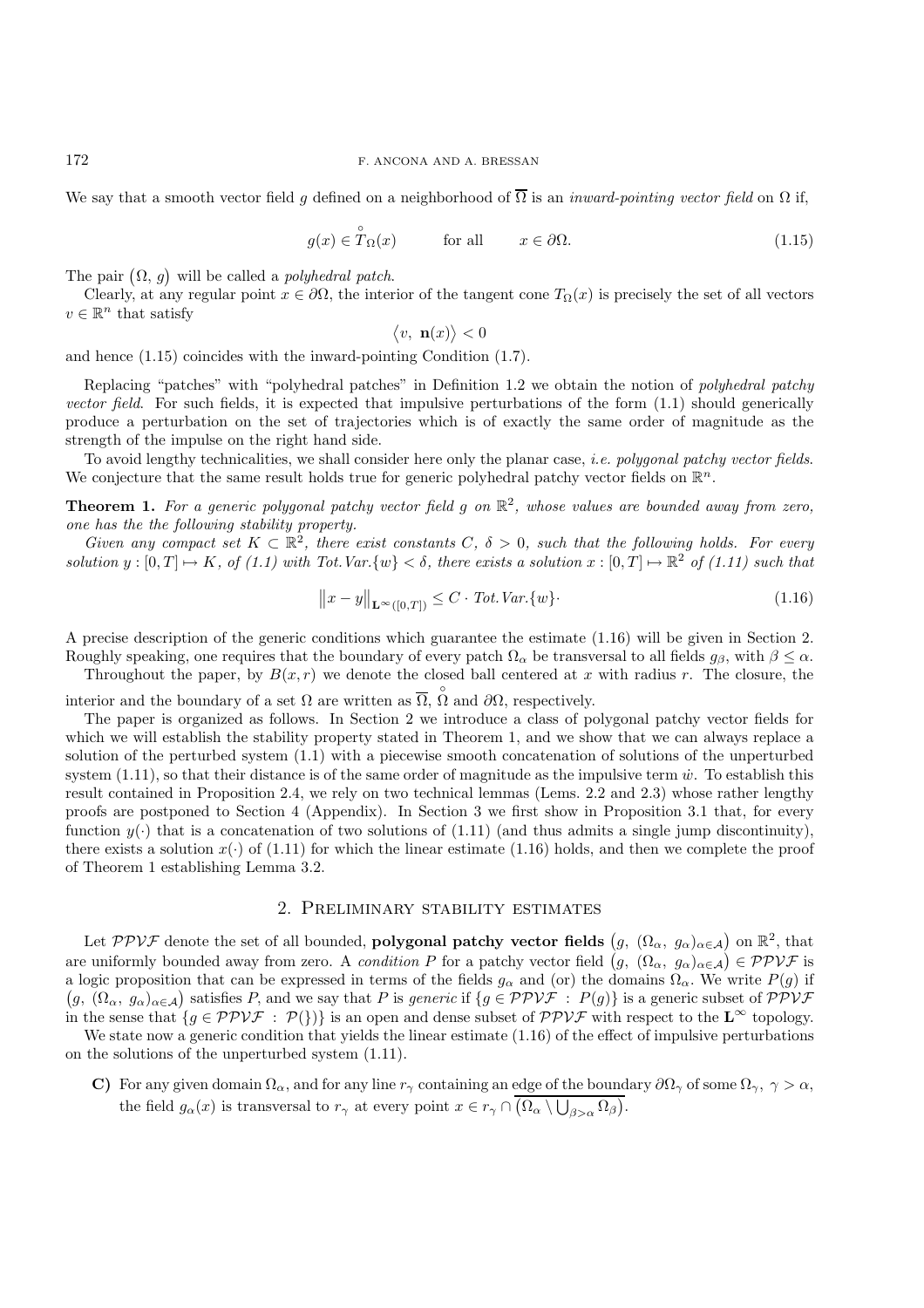We say that a smooth vector field $g$ defined on a neighborhood of $\overline{\Omega}$ is an *inward-pointing vector field* on $\Omega$ if,

$$g(x) \in \overset{\circ}{T}_\Omega(x) \qquad \text{for all} \qquad x \in \partial\Omega. \tag{1.15}$$

The pair $(\Omega,\, g)$ will be called a *polyhedral patch*.

Clearly, at any regular point $x \in \partial\Omega$, the interior of the tangent cone $T_\Omega(x)$ is precisely the set of all vectors $v \in \mathbb{R}^n$ that satisfy

$$\langle v,\ \mathbf{n}(x)\rangle < 0$$

and hence (1.15) coincides with the inward-pointing Condition (1.7).

Replacing "patches" with "polyhedral patches" in Definition 1.2 we obtain the notion of *polyhedral patchy vector field*. For such fields, it is expected that impulsive perturbations of the form (1.1) should generically produce a perturbation on the set of trajectories which is of exactly the same order of magnitude as the strength of the impulse on the right hand side.

To avoid lengthy technicalities, we shall consider here only the planar case, *i.e. polygonal patchy vector fields*. We conjecture that the same result holds true for generic polyhedral patchy vector fields on $\mathbb{R}^n$.

**Theorem 1.** *For a generic polygonal patchy vector field $g$ on $\mathbb{R}^2$, whose values are bounded away from zero, one has the the following stability property.*

*Given any compact set $K \subset \mathbb{R}^2$, there exist constants $C,\ \delta > 0$, such that the following holds. For every solution $y : [0,T] \mapsto K$, of (1.1) with $Tot.Var.\{w\} < \delta$, there exists a solution $x : [0,T] \mapsto \mathbb{R}^2$ of (1.11) such that*

$$\big\|x - y\big\|_{\mathbf{L}^\infty([0,T])} \leq C \cdot Tot.Var.\{w\}\cdot \tag{1.16}$$

A precise description of the generic conditions which guarantee the estimate (1.16) will be given in Section 2. Roughly speaking, one requires that the boundary of every patch $\Omega_\alpha$ be transversal to all fields $g_\beta$, with $\beta \leq \alpha$.

Throughout the paper, by $B(x,r)$ we denote the closed ball centered at $x$ with radius $r$. The closure, the interior and the boundary of a set $\Omega$ are written as $\overline{\Omega}$, $\overset{\circ}{\Omega}$ and $\partial\Omega$, respectively.

The paper is organized as follows. In Section 2 we introduce a class of polygonal patchy vector fields for which we will establish the stability property stated in Theorem 1, and we show that we can always replace a solution of the perturbed system (1.1) with a piecewise smooth concatenation of solutions of the unperturbed system (1.11), so that their distance is of the same order of magnitude as the impulsive term $\dot{w}$. To establish this result contained in Proposition 2.4, we rely on two technical lemmas (Lems. 2.2 and 2.3) whose rather lengthy proofs are postponed to Section 4 (Appendix). In Section 3 we first show in Proposition 3.1 that, for every function $y(\cdot)$ that is a concatenation of two solutions of (1.11) (and thus admits a single jump discontinuity), there exists a solution $x(\cdot)$ of (1.11) for which the linear estimate (1.16) holds, and then we complete the proof of Theorem 1 establishing Lemma 3.2.

## 2. Preliminary stability estimates

Let $\mathcal{PPVF}$ denote the set of all bounded, **polygonal patchy vector fields** $\big(g,\ (\Omega_\alpha,\ g_\alpha)_{\alpha\in\mathcal{A}}\big)$ on $\mathbb{R}^2$, that are uniformly bounded away from zero. A *condition P* for a patchy vector field $\big(g,\ (\Omega_\alpha,\ g_\alpha)_{\alpha\in\mathcal{A}}\big) \in \mathcal{PPVF}$ is a logic proposition that can be expressed in terms of the fields $g_\alpha$ and (or) the domains $\Omega_\alpha$. We write $P(g)$ if $\big(g,\ (\Omega_\alpha,\ g_\alpha)_{\alpha\in\mathcal{A}}\big)$ satisfies $P$, and we say that $P$ is *generic* if $\{g \in \mathcal{PPVF}\ :\ P(g)\}$ is a generic subset of $\mathcal{PPVF}$ in the sense that $\{g \in \mathcal{PPVF}\ :\ \mathcal{P}(\})\}$ is an open and dense subset of $\mathcal{PPVF}$ with respect to the $\mathbf{L}^\infty$ topology.

We state now a generic condition that yields the linear estimate (1.16) of the effect of impulsive perturbations on the solutions of the unperturbed system (1.11).

- **C)** For any given domain $\Omega_\alpha$, and for any line $r_\gamma$ containing an edge of the boundary $\partial\Omega_\gamma$ of some $\Omega_\gamma$, $\gamma > \alpha$, the field $g_\alpha(x)$ is transversal to $r_\gamma$ at every point $x \in r_\gamma \cap \overline{\big(\Omega_\alpha \setminus \bigcup_{\beta>\alpha}\Omega_\beta\big)}$.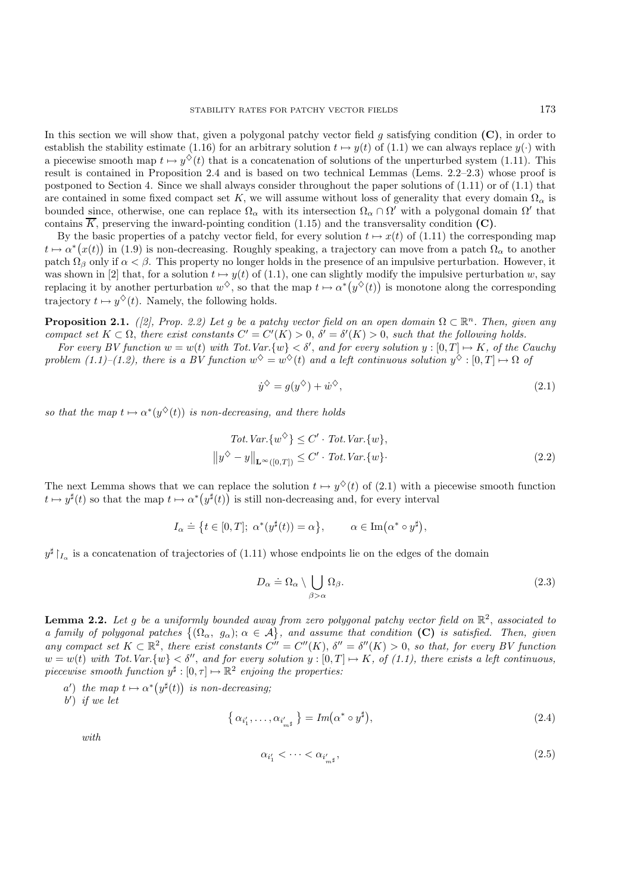In this section we will show that, given a polygonal patchy vector field $g$ satisfying condition **(C)**, in order to establish the stability estimate (1.16) for an arbitrary solution $t \mapsto y(t)$ of (1.1) we can always replace $y(\cdot)$ with a piecewise smooth map $t \mapsto y^{\diamondsuit}(t)$ that is a concatenation of solutions of the unperturbed system (1.11). This result is contained in Proposition 2.4 and is based on two technical Lemmas (Lems. 2.2–2.3) whose proof is postponed to Section 4. Since we shall always consider throughout the paper solutions of (1.11) or of (1.1) that are contained in some fixed compact set $K$, we will assume without loss of generality that every domain $\Omega_\alpha$ is bounded since, otherwise, one can replace $\Omega_\alpha$ with its intersection $\Omega_\alpha \cap \Omega'$ with a polygonal domain $\Omega'$ that contains $\overline{K}$, preserving the inward-pointing condition (1.15) and the transversality condition **(C)**.

By the basic properties of a patchy vector field, for every solution $t \mapsto x(t)$ of (1.11) the corresponding map $t \mapsto \alpha^*(x(t))$ in (1.9) is non-decreasing. Roughly speaking, a trajectory can move from a patch $\Omega_\alpha$ to another patch $\Omega_\beta$ only if $\alpha < \beta$. This property no longer holds in the presence of an impulsive perturbation. However, it was shown in [2] that, for a solution $t \mapsto y(t)$ of (1.1), one can slightly modify the impulsive perturbation $w$, say replacing it by another perturbation $w^{\diamondsuit}$, so that the map $t \mapsto \alpha^*(y^{\diamondsuit}(t))$ is monotone along the corresponding trajectory $t \mapsto y^{\diamondsuit}(t)$. Namely, the following holds.

**Proposition 2.1.** *([2], Prop. 2.2) Let $g$ be a patchy vector field on an open domain $\Omega \subset \mathbb{R}^n$. Then, given any compact set $K \subset \Omega$, there exist constants $C' = C'(K) > 0$, $\delta' = \delta'(K) > 0$, such that the following holds.*

*For every BV function $w = w(t)$ with Tot.Var.$\{w\} < \delta'$, and for every solution $y : [0,T] \mapsto K$, of the Cauchy problem (1.1)–(1.2), there is a BV function $w^{\diamondsuit} = w^{\diamondsuit}(t)$ and a left continuous solution $y^{\diamondsuit} : [0,T] \mapsto \Omega$ of*

$$\dot{y}^{\diamondsuit} = g(y^{\diamondsuit}) + \dot{w}^{\diamondsuit}, \tag{2.1}$$

*so that the map $t \mapsto \alpha^*(y^{\diamondsuit}(t))$ is non-decreasing, and there holds*

$$\begin{aligned} \text{Tot.Var.}\{w^{\diamondsuit}\} &\leq C' \cdot \text{Tot.Var.}\{w\}, \\ \left\| y^{\diamondsuit} - y \right\|_{\mathbf{L}^\infty([0,T])} &\leq C' \cdot \text{Tot.Var.}\{w\}. \end{aligned} \tag{2.2}$$

The next Lemma shows that we can replace the solution $t \mapsto y^{\diamondsuit}(t)$ of (2.1) with a piecewise smooth function $t \mapsto y^\sharp(t)$ so that the map $t \mapsto \alpha^*(y^\sharp(t))$ is still non-decreasing and, for every interval

$$I_\alpha \doteq \{ t \in [0,T];\ \alpha^*(y^\sharp(t)) = \alpha \}, \qquad \alpha \in \mathrm{Im}(\alpha^* \circ y^\sharp),$$

$y^\sharp\restriction_{I_\alpha}$ is a concatenation of trajectories of (1.11) whose endpoints lie on the edges of the domain

$$D_\alpha \doteq \Omega_\alpha \setminus \bigcup_{\beta > \alpha} \Omega_\beta. \tag{2.3}$$

**Lemma 2.2.** *Let $g$ be a uniformly bounded away from zero polygonal patchy vector field on $\mathbb{R}^2$, associated to a family of polygonal patches $\{(\Omega_\alpha, g_\alpha);\ \alpha \in \mathcal{A}\}$, and assume that condition* **(C)** *is satisfied. Then, given any compact set $K \subset \mathbb{R}^2$, there exist constants $C'' = C''(K)$, $\delta'' = \delta''(K) > 0$, so that, for every BV function $w = w(t)$ with Tot.Var.$\{w\} < \delta''$, and for every solution $y : [0,T] \mapsto K$, of (1.1), there exists a left continuous, piecewise smooth function $y^\sharp : [0,\tau] \mapsto \mathbb{R}^2$ enjoing the properties:*

*a′) the map $t \mapsto \alpha^*(y^\sharp(t))$ is non-decreasing;*

*b′) if we let*

$$\{ \alpha_{i'_1}, \ldots, \alpha_{i'_{m^\sharp}} \} = Im(\alpha^* \circ y^\sharp), \tag{2.4}$$

*with*

$$\alpha_{i'_1} < \cdots < \alpha_{i'_{m^\sharp}}, \tag{2.5}$$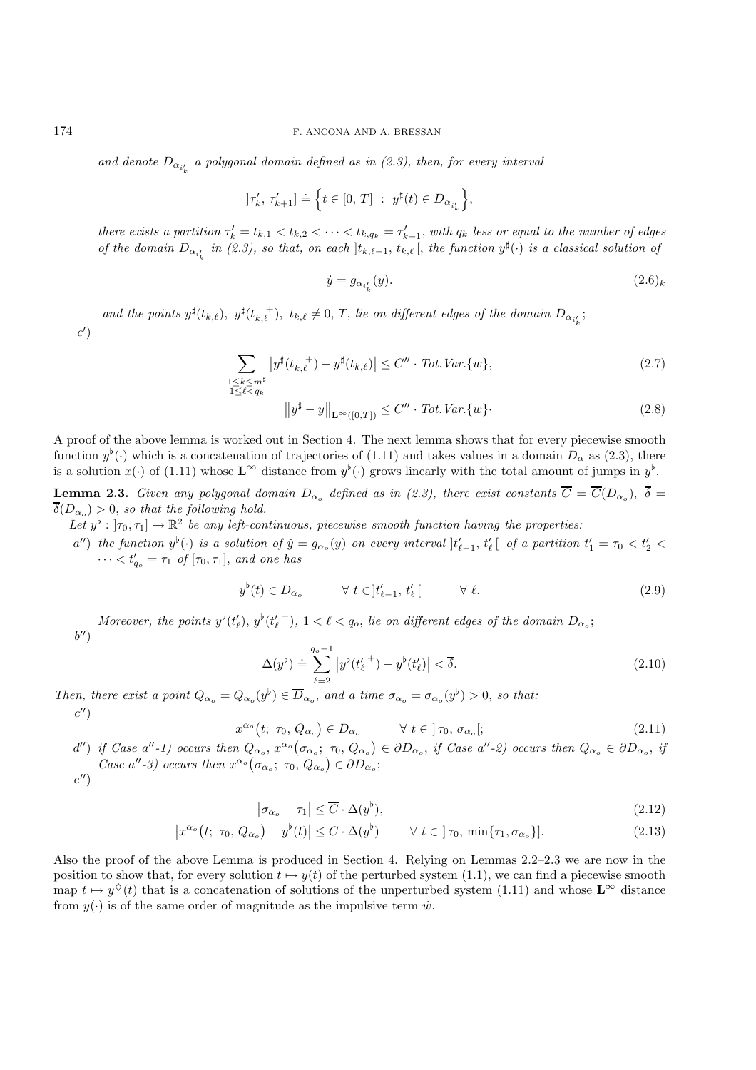*and denote $D_{\alpha_{i'_k}}$ a polygonal domain defined as in (2.3), then, for every interval*

$$
]\tau'_k,\, \tau'_{k+1}] \doteq \Big\{ t \in [0,\, T] \ :\ y^\sharp(t) \in D_{\alpha_{i'_k}} \Big\},
$$

*there exists a partition $\tau'_k = t_{k,1} < t_{k,2} < \cdots < t_{k,q_k} = \tau'_{k+1}$, with $q_k$ less or equal to the number of edges of the domain $D_{\alpha_{i'_k}}$ in (2.3), so that, on each $]t_{k,\ell-1},\, t_{k,\ell}\,[$, the function $y^\sharp(\cdot)$ is a classical solution of*

$$
\dot y = g_{\alpha_{i'_k}}(y). \tag{2.6$_k$}
$$

*and the points $y^\sharp(t_{k,\ell})$, $y^\sharp({t_{k,\ell}}^+)$, $t_{k,\ell} \neq 0,\, T$, lie on different edges of the domain $D_{\alpha_{i'_k}}$;*

$c'$)

$$
\sum_{\substack{1 \le k \le m^\sharp \\ 1 \le \ell < q_k}} \big| y^\sharp({t_{k,\ell}}^+) - y^\sharp(t_{k,\ell}) \big| \le C'' \cdot Tot.Var.\{w\}, \tag{2.7}
$$

$$
\big\| y^\sharp - y \big\|_{\mathbf{L}^\infty([0,T])} \le C'' \cdot Tot.Var.\{w\}\cdot \tag{2.8}
$$

A proof of the above lemma is worked out in Section 4. The next lemma shows that for every piecewise smooth function $y^\flat(\cdot)$ which is a concatenation of trajectories of (1.11) and takes values in a domain $D_\alpha$ as (2.3), there is a solution $x(\cdot)$ of (1.11) whose $\mathbf{L}^\infty$ distance from $y^\flat(\cdot)$ grows linearly with the total amount of jumps in $y^\flat$.

**Lemma 2.3.** *Given any polygonal domain $D_{\alpha_o}$ defined as in (2.3), there exist constants $\overline{C} = \overline{C}(D_{\alpha_o})$, $\overline{\delta} = \overline{\delta}(D_{\alpha_o}) > 0$, so that the following hold.*

*Let $y^\flat : ]\tau_0, \tau_1] \mapsto \mathbb{R}^2$ be any left-continuous, piecewise smooth function having the properties:*

*$a''$) the function $y^\flat(\cdot)$ is a solution of $\dot y = g_{\alpha_o}(y)$ on every interval $]t'_{\ell-1},\, t'_\ell\,[$ of a partition $t'_1 = \tau_0 < t'_2 < \cdots < t'_{q_o} = \tau_1$ of $[\tau_0, \tau_1]$, and one has*

$$
y^\flat(t) \in D_{\alpha_o} \qquad \forall\ t \in ]t'_{\ell-1},\, t'_\ell\,[ \qquad \forall\ \ell. \tag{2.9}
$$

*Moreover, the points $y^\flat(t'_\ell)$, $y^\flat({t'_\ell}^+)$, $1 < \ell < q_o$, lie on different edges of the domain $D_{\alpha_o}$;*

$b''$)

$$
\Delta(y^\flat) \doteq \sum_{\ell=2}^{q_o - 1} \big| y^\flat({t'_\ell}^+) - y^\flat(t'_\ell) \big| < \overline{\delta}. \tag{2.10}
$$

*Then, there exist a point $Q_{\alpha_o} = Q_{\alpha_o}(y^\flat) \in \overline{D}_{\alpha_o}$, and a time $\sigma_{\alpha_o} = \sigma_{\alpha_o}(y^\flat) > 0$, so that:*

$c''$)

$$
x^{\alpha_o}\big(t;\ \tau_0,\, Q_{\alpha_o}\big) \in D_{\alpha_o} \qquad \forall\ t \in \,]\,\tau_0,\, \sigma_{\alpha_o}[; \tag{2.11}
$$

*$d''$) if Case $a''$-1) occurs then $Q_{\alpha_o}$, $x^{\alpha_o}\big(\sigma_{\alpha_o};\ \tau_0,\, Q_{\alpha_o}\big) \in \partial D_{\alpha_o}$, if Case $a''$-2) occurs then $Q_{\alpha_o} \in \partial D_{\alpha_o}$, if Case $a''$-3) occurs then $x^{\alpha_o}\big(\sigma_{\alpha_o};\ \tau_0,\, Q_{\alpha_o}\big) \in \partial D_{\alpha_o}$;*

$e''$)

$$
\big| \sigma_{\alpha_o} - \tau_1 \big| \le \overline{C} \cdot \Delta(y^\flat), \tag{2.12}
$$

$$
\big| x^{\alpha_o}\big(t;\ \tau_0,\, Q_{\alpha_o}\big) - y^\flat(t) \big| \le \overline{C} \cdot \Delta(y^\flat) \qquad \forall\ t \in \,]\,\tau_0,\, \min\{\tau_1, \sigma_{\alpha_o}\}]. \tag{2.13}
$$

Also the proof of the above Lemma is produced in Section 4. Relying on Lemmas 2.2–2.3 we are now in the position to show that, for every solution $t \mapsto y(t)$ of the perturbed system (1.1), we can find a piecewise smooth map $t \mapsto y^\diamondsuit(t)$ that is a concatenation of solutions of the unperturbed system (1.11) and whose $\mathbf{L}^\infty$ distance from $y(\cdot)$ is of the same order of magnitude as the impulsive term $\dot w$.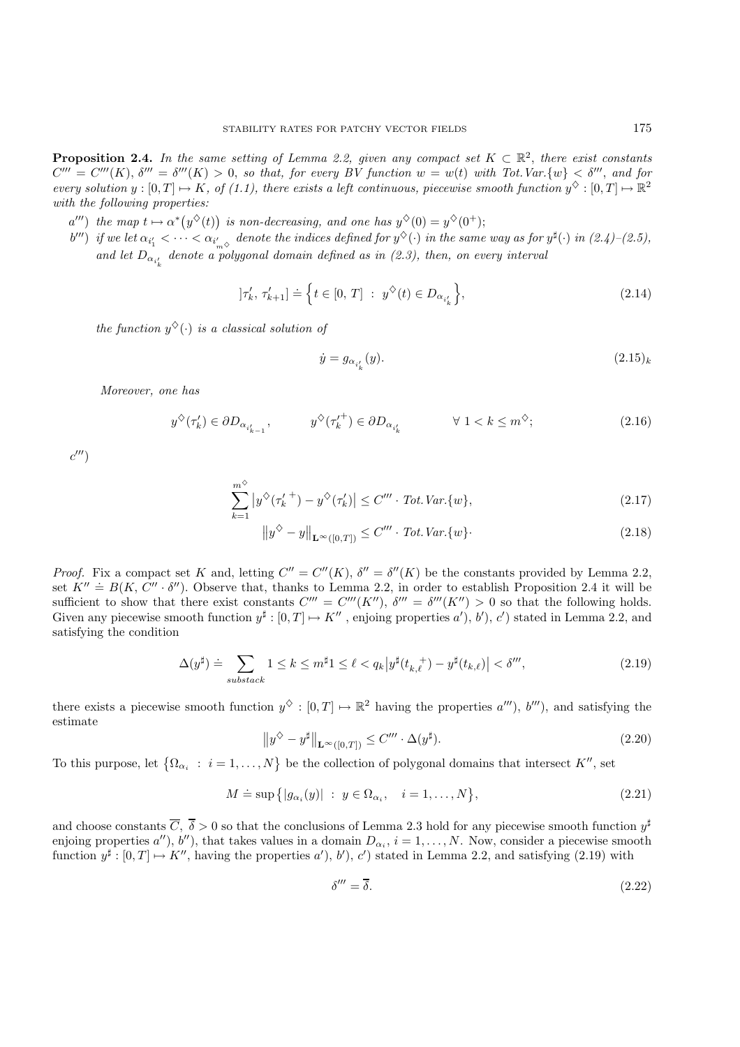**Proposition 2.4.** *In the same setting of Lemma 2.2, given any compact set $K \subset \mathbb{R}^2$, there exist constants $C''' = C'''(K)$, $\delta''' = \delta'''(K) > 0$, so that, for every BV function $w = w(t)$ with Tot. Var.$\{w\} < \delta'''$, and for every solution $y : [0, T] \mapsto K$, of (1.1), there exists a left continuous, piecewise smooth function $y^\diamondsuit : [0, T] \mapsto \mathbb{R}^2$ with the following properties:*

$a''')$ *the map $t \mapsto \alpha^*\big(y^\diamondsuit(t)\big)$ is non-decreasing, and one has $y^\diamondsuit(0) = y^\diamondsuit(0^+)$;*

$b''')$ *if we let $\alpha_{i'_1} < \cdots < \alpha_{i'_{m^\diamondsuit}}$ denote the indices defined for $y^\diamondsuit(\cdot)$ in the same way as for $y^\sharp(\cdot)$ in (2.4)–(2.5), and let $D_{\alpha_{i'_k}}$ denote a polygonal domain defined as in (2.3), then, on every interval*

$$
]\tau'_k, \tau'_{k+1}] \doteq \Big\{ t \in [0, T] \ : \ y^\diamondsuit(t) \in D_{\alpha_{i'_k}} \Big\}, \tag{2.14}
$$

*the function $y^\diamondsuit(\cdot)$ is a classical solution of*

$$
\dot{y} = g_{\alpha_{i'_k}}(y). \tag{2.15$_k$}
$$

*Moreover, one has*

$$
y^\diamondsuit(\tau'_k) \in \partial D_{\alpha_{i'_{k-1}}}, \qquad y^\diamondsuit(\tau'^{+}_k) \in \partial D_{\alpha_{i'_k}} \qquad \forall\ 1 < k \leq m^\diamondsuit; \tag{2.16}
$$

$c''')$

$$
\sum_{k=1}^{m^\diamondsuit} \big| y^\diamondsuit({\tau'_k}^{+}) - y^\diamondsuit(\tau'_k) \big| \leq C''' \cdot \textit{Tot.Var.}\{w\}, \tag{2.17}
$$

$$
\big\| y^\diamondsuit - y \big\|_{\mathbf{L}^\infty([0,T])} \leq C''' \cdot \textit{Tot.Var.}\{w\}. \tag{2.18}
$$

*Proof.* Fix a compact set $K$ and, letting $C'' = C''(K)$, $\delta'' = \delta''(K)$ be the constants provided by Lemma 2.2, set $K'' \doteq B(K, C'' \cdot \delta'')$. Observe that, thanks to Lemma 2.2, in order to establish Proposition 2.4 it will be sufficient to show that there exist constants $C''' = C'''(K'')$, $\delta''' = \delta'''(K'') > 0$ so that the following holds. Given any piecewise smooth function $y^\sharp : [0, T] \mapsto K''$, enjoing properties $a')$, $b')$, $c')$ stated in Lemma 2.2, and satisfying the condition

$$
\Delta(y^\sharp) \doteq \sum_{substack} 1 \leq k \leq m^\sharp 1 \leq \ell < q_k \big| y^\sharp({t_{k,\ell}}^{+}) - y^\sharp(t_{k,\ell}) \big| < \delta''', \tag{2.19}
$$

there exists a piecewise smooth function $y^\diamondsuit : [0, T] \mapsto \mathbb{R}^2$ having the properties $a''')$, $b''')$, and satisfying the estimate

$$
\big\| y^\diamondsuit - y^\sharp \big\|_{\mathbf{L}^\infty([0,T])} \leq C''' \cdot \Delta(y^\sharp). \tag{2.20}
$$

To this purpose, let $\big\{ \Omega_{\alpha_i} \ : \ i = 1, \ldots, N \big\}$ be the collection of polygonal domains that intersect $K''$, set

$$
M \doteq \sup \big\{ |g_{\alpha_i}(y)| \ : \ y \in \Omega_{\alpha_i}, \quad i = 1, \ldots, N \big\}, \tag{2.21}
$$

and choose constants $\overline{C}$, $\overline{\delta} > 0$ so that the conclusions of Lemma 2.3 hold for any piecewise smooth function $y^\sharp$ enjoing properties $a'')$, $b'')$, that takes values in a domain $D_{\alpha_i}$, $i = 1, \ldots, N$. Now, consider a piecewise smooth function $y^\sharp : [0, T] \mapsto K''$, having the properties $a')$, $b')$, $c')$ stated in Lemma 2.2, and satisfying (2.19) with

$$
\delta''' = \overline{\delta}. \tag{2.22}
$$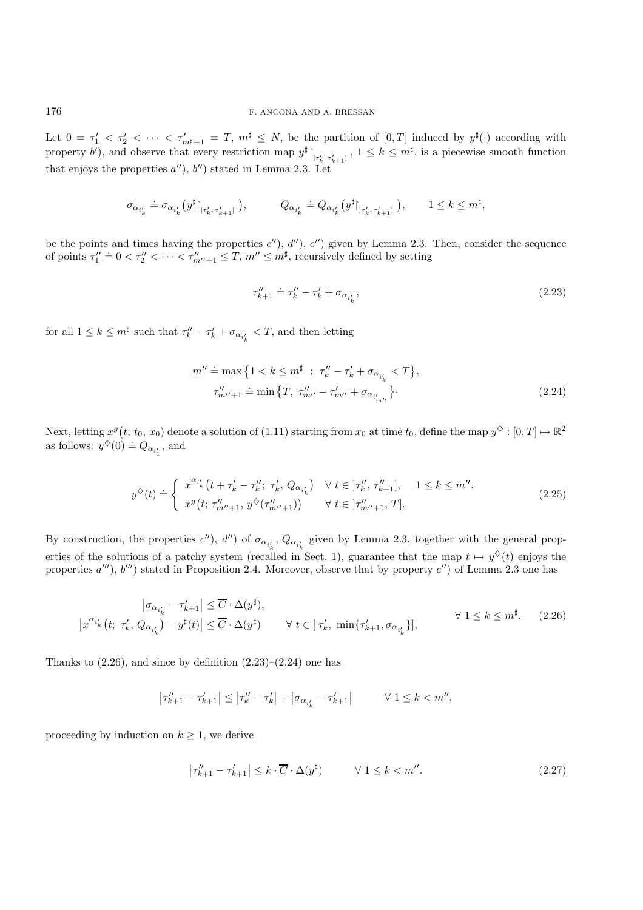Let $0 = \tau'_1 < \tau'_2 < \cdots < \tau'_{m^\sharp+1} = T$, $m^\sharp \le N$, be the partition of $[0,T]$ induced by $y^\sharp(\cdot)$ according with property $b')$, and observe that every restriction map $y^\sharp\lceil_{]\tau'_k,\,\tau'_{k+1}]}$, $1 \le k \le m^\sharp$, is a piecewise smooth function that enjoys the properties $a'')$, $b'')$ stated in Lemma 2.3. Let

$$
\sigma_{\alpha_{i'_k}} \doteq \sigma_{\alpha_{i'_k}}\big(y^\sharp\lceil_{]\tau'_k,\,\tau'_{k+1}]}\big), \qquad Q_{\alpha_{i'_k}} \doteq Q_{\alpha_{i'_k}}\big(y^\sharp\lceil_{]\tau'_k,\,\tau'_{k+1}]}\big), \qquad 1 \le k \le m^\sharp,
$$

be the points and times having the properties $c'')$, $d'')$, $e'')$ given by Lemma 2.3. Then, consider the sequence of points $\tau''_1 \doteq 0 < \tau''_2 < \cdots < \tau''_{m''+1} \le T$, $m'' \le m^\sharp$, recursively defined by setting

$$
\tau''_{k+1} \doteq \tau''_k - \tau'_k + \sigma_{\alpha_{i'_k}}, \tag{2.23}
$$

for all $1 \le k \le m^\sharp$ such that $\tau''_k - \tau'_k + \sigma_{\alpha_{i'_k}} < T$, and then letting

$$
\begin{aligned}
m'' &\doteq \max\big\{1 < k \le m^\sharp \;:\; \tau''_k - \tau'_k + \sigma_{\alpha_{i'_k}} < T\big\},\\
\tau''_{m''+1} &\doteq \min\big\{T,\ \tau''_{m''} - \tau'_{m''} + \sigma_{\alpha_{i'_{m''}}}\big\}.
\end{aligned} \tag{2.24}
$$

Next, letting $x^g\big(t;\, t_0,\, x_0\big)$ denote a solution of (1.11) starting from $x_0$ at time $t_0$, define the map $y^\diamondsuit : [0,T] \mapsto \mathbb{R}^2$ as follows: $y^\diamondsuit(0) \doteq Q_{\alpha_{i'_1}}$, and

$$
y^\diamondsuit(t) \doteq \begin{cases} x^{\alpha_{i'_k}}\big(t + \tau'_k - \tau''_k;\ \tau'_k,\, Q_{\alpha_{i'_k}}\big) & \forall\ t \in\, ]\tau''_k,\, \tau''_{k+1}], \quad 1 \le k \le m'',\\ x^g\big(t;\, \tau''_{m''+1},\, y^\diamondsuit(\tau''_{m''+1})\big) & \forall\ t \in\, ]\tau''_{m''+1},\, T]. \end{cases} \tag{2.25}
$$

By construction, the properties $c'')$, $d'')$ of $\sigma_{\alpha_{i'_k}}$, $Q_{\alpha_{i'_k}}$ given by Lemma 2.3, together with the general properties of the solutions of a patchy system (recalled in Sect. 1), guarantee that the map $t \mapsto y^\diamondsuit(t)$ enjoys the properties $a''')$, $b''')$ stated in Proposition 2.4. Moreover, observe that by property $e'')$ of Lemma 2.3 one has

$$
\left.\begin{aligned}
&\big|\sigma_{\alpha_{i'_k}} - \tau'_{k+1}\big| \le \overline{C}\cdot\Delta(y^\sharp),\\
&\big|x^{\alpha_{i'_k}}\big(t;\ \tau'_k,\, Q_{\alpha_{i'_k}}\big) - y^\sharp(t)\big| \le \overline{C}\cdot\Delta(y^\sharp) \qquad \forall\ t \in\, ]\,\tau'_k,\ \min\{\tau'_{k+1}, \sigma_{\alpha_{i'_k}}\}],
\end{aligned}\right\} \quad \forall\ 1 \le k \le m^\sharp. \tag{2.26}
$$

Thanks to (2.26), and since by definition (2.23)–(2.24) one has

$$
\big|\tau''_{k+1} - \tau'_{k+1}\big| \le \big|\tau''_k - \tau'_k\big| + \big|\sigma_{\alpha_{i'_k}} - \tau'_{k+1}\big| \qquad \forall\ 1 \le k < m'',
$$

proceeding by induction on $k \ge 1$, we derive

$$
\big|\tau''_{k+1} - \tau'_{k+1}\big| \le k\cdot\overline{C}\cdot\Delta(y^\sharp) \qquad \forall\ 1 \le k < m''. \tag{2.27}
$$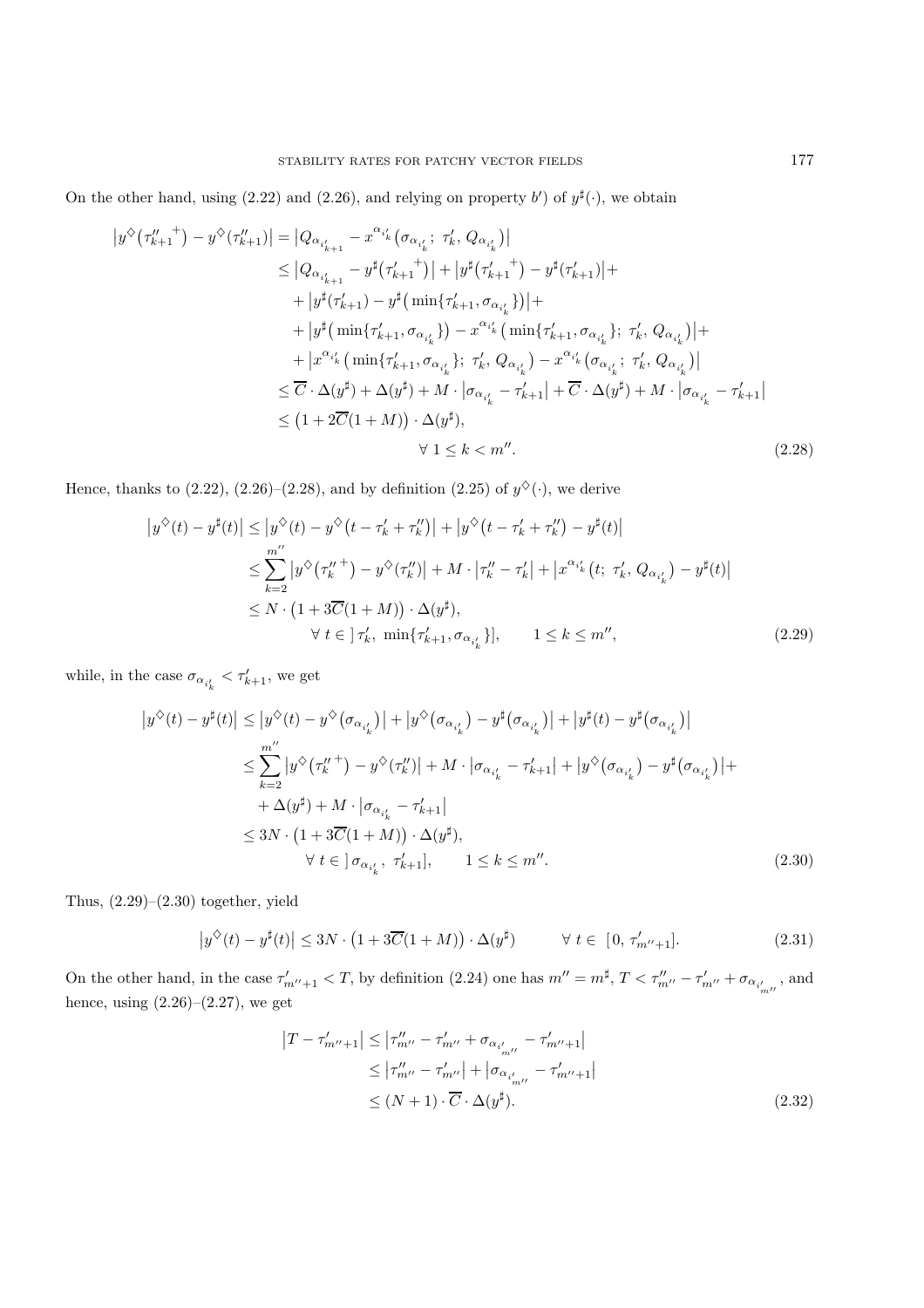On the other hand, using (2.22) and (2.26), and relying on property $b')$ of $y^\sharp(\cdot)$, we obtain

$$
\begin{aligned}
\big|y^\diamondsuit\big({\tau''_{k+1}}^+\big) - y^\diamondsuit(\tau''_{k+1})\big| &= \big|Q_{\alpha_{i'_{k+1}}} - x^{\alpha_{i'_k}}\big(\sigma_{\alpha_{i'_k}};\ \tau'_k,\, Q_{\alpha_{i'_k}}\big)\big| \\
&\le \big|Q_{\alpha_{i'_{k+1}}} - y^\sharp\big({\tau'_{k+1}}^+\big)\big| + \big|y^\sharp\big({\tau'_{k+1}}^+\big) - y^\sharp(\tau'_{k+1})\big| + \\
&\quad + \big|y^\sharp(\tau'_{k+1}) - y^\sharp\big(\min\{\tau'_{k+1}, \sigma_{\alpha_{i'_k}}\}\big)\big| + \\
&\quad + \big|y^\sharp\big(\min\{\tau'_{k+1}, \sigma_{\alpha_{i'_k}}\}\big) - x^{\alpha_{i'_k}}\big(\min\{\tau'_{k+1}, \sigma_{\alpha_{i'_k}}\};\ \tau'_k,\, Q_{\alpha_{i'_k}}\big)\big| + \\
&\quad + \big|x^{\alpha_{i'_k}}\big(\min\{\tau'_{k+1}, \sigma_{\alpha_{i'_k}}\};\ \tau'_k,\, Q_{\alpha_{i'_k}}\big) - x^{\alpha_{i'_k}}\big(\sigma_{\alpha_{i'_k}};\ \tau'_k,\, Q_{\alpha_{i'_k}}\big)\big| \\
&\le \overline{C}\cdot\Delta(y^\sharp) + \Delta(y^\sharp) + M\cdot\big|\sigma_{\alpha_{i'_k}} - \tau'_{k+1}\big| + \overline{C}\cdot\Delta(y^\sharp) + M\cdot\big|\sigma_{\alpha_{i'_k}} - \tau'_{k+1}\big| \\
&\le \big(1 + 2\overline{C}(1+M)\big)\cdot\Delta(y^\sharp), \\
&\qquad\qquad \forall\ 1 \le k < m''.
\end{aligned}
\tag{2.28}
$$

Hence, thanks to (2.22), (2.26)–(2.28), and by definition (2.25) of $y^\diamondsuit(\cdot)$, we derive

$$
\begin{aligned}
\big|y^\diamondsuit(t) - y^\sharp(t)\big| &\le \big|y^\diamondsuit(t) - y^\diamondsuit\big(t - \tau'_k + \tau''_k\big)\big| + \big|y^\diamondsuit\big(t - \tau'_k + \tau''_k\big) - y^\sharp(t)\big| \\
&\le \sum_{k=2}^{m''}\big|y^\diamondsuit\big({\tau''_k}^+\big) - y^\diamondsuit(\tau''_k)\big| + M\cdot\big|\tau''_k - \tau'_k\big| + \big|x^{\alpha_{i'_k}}\big(t;\ \tau'_k,\, Q_{\alpha_{i'_k}}\big) - y^\sharp(t)\big| \\
&\le N\cdot\big(1 + 3\overline{C}(1+M)\big)\cdot\Delta(y^\sharp), \\
&\qquad \forall\ t\in\,]\,\tau'_k,\ \min\{\tau'_{k+1}, \sigma_{\alpha_{i'_k}}\}], \qquad 1\le k\le m'',
\end{aligned}
\tag{2.29}
$$

while, in the case $\sigma_{\alpha_{i'_k}} < \tau'_{k+1}$, we get

$$
\begin{aligned}
\big|y^\diamondsuit(t) - y^\sharp(t)\big| &\le \big|y^\diamondsuit(t) - y^\diamondsuit\big(\sigma_{\alpha_{i'_k}}\big)\big| + \big|y^\diamondsuit\big(\sigma_{\alpha_{i'_k}}\big) - y^\sharp\big(\sigma_{\alpha_{i'_k}}\big)\big| + \big|y^\sharp(t) - y^\sharp\big(\sigma_{\alpha_{i'_k}}\big)\big| \\
&\le \sum_{k=2}^{m''}\big|y^\diamondsuit\big({\tau''_k}^+\big) - y^\diamondsuit(\tau''_k)\big| + M\cdot\big|\sigma_{\alpha_{i'_k}} - \tau'_{k+1}\big| + \big|y^\diamondsuit\big(\sigma_{\alpha_{i'_k}}\big) - y^\sharp\big(\sigma_{\alpha_{i'_k}}\big)\big| + \\
&\quad + \Delta(y^\sharp) + M\cdot\big|\sigma_{\alpha_{i'_k}} - \tau'_{k+1}\big| \\
&\le 3N\cdot\big(1 + 3\overline{C}(1+M)\big)\cdot\Delta(y^\sharp), \\
&\qquad \forall\ t\in\,]\,\sigma_{\alpha_{i'_k}},\ \tau'_{k+1}], \qquad 1\le k\le m''.
\end{aligned}
\tag{2.30}
$$

Thus, (2.29)–(2.30) together, yield

$$
\big|y^\diamondsuit(t) - y^\sharp(t)\big| \le 3N\cdot\big(1 + 3\overline{C}(1+M)\big)\cdot\Delta(y^\sharp) \qquad \forall\ t\in\ [0,\ \tau'_{m''+1}].
\tag{2.31}
$$

On the other hand, in the case $\tau'_{m''+1} < T$, by definition (2.24) one has $m'' = m^\sharp$, $T < \tau''_{m''} - \tau'_{m''} + \sigma_{\alpha_{i'_{m''}}}$, and hence, using (2.26)–(2.27), we get

$$
\begin{aligned}
\big|T - \tau'_{m''+1}\big| &\le \big|\tau''_{m''} - \tau'_{m''} + \sigma_{\alpha_{i'_{m''}}} - \tau'_{m''+1}\big| \\
&\le \big|\tau''_{m''} - \tau'_{m''}\big| + \big|\sigma_{\alpha_{i'_{m''}}} - \tau'_{m''+1}\big| \\
&\le (N+1)\cdot\overline{C}\cdot\Delta(y^\sharp).
\end{aligned}
\tag{2.32}
$$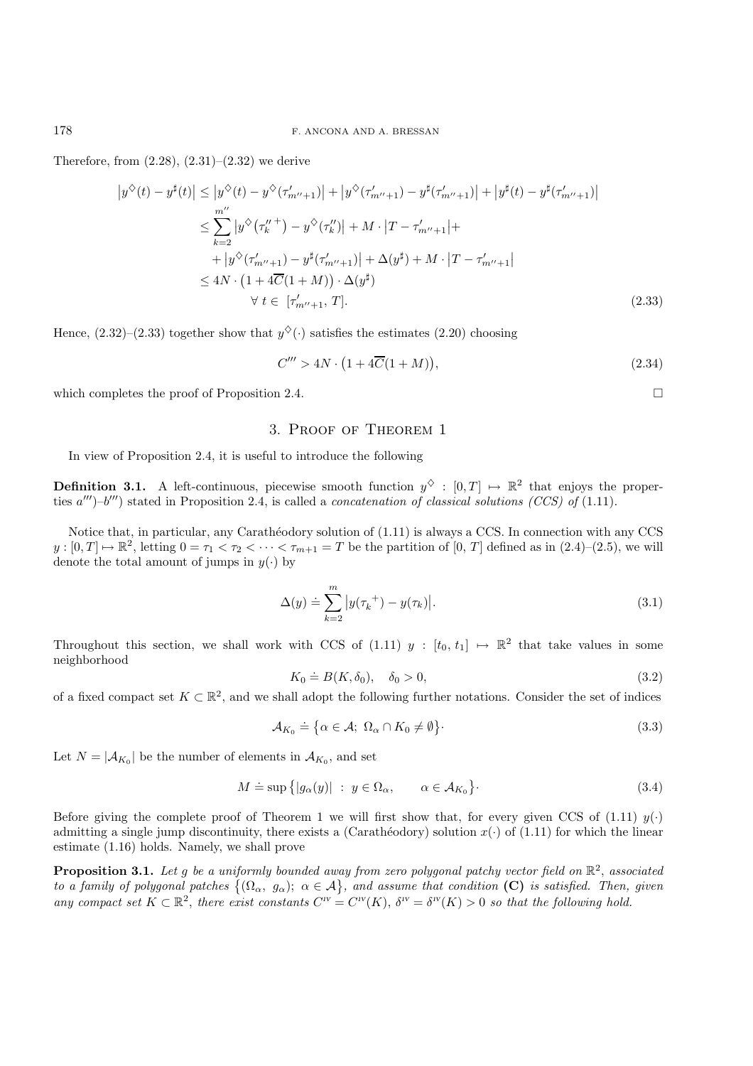Therefore, from (2.28), (2.31)–(2.32) we derive

$$
\begin{aligned}
\left|y^{\diamondsuit}(t) - y^{\sharp}(t)\right| &\leq \left|y^{\diamondsuit}(t) - y^{\diamondsuit}(\tau'_{m''+1})\right| + \left|y^{\diamondsuit}(\tau'_{m''+1}) - y^{\sharp}(\tau'_{m''+1})\right| + \left|y^{\sharp}(t) - y^{\sharp}(\tau'_{m''+1})\right| \\
&\leq \sum_{k=2}^{m''} \left|y^{\diamondsuit}\left({\tau''_k}^{+}\right) - y^{\diamondsuit}(\tau''_k)\right| + M \cdot \left|T - \tau'_{m''+1}\right| + \\
&\quad + \left|y^{\diamondsuit}(\tau'_{m''+1}) - y^{\sharp}(\tau'_{m''+1})\right| + \Delta(y^{\sharp}) + M \cdot \left|T - \tau'_{m''+1}\right| \\
&\leq 4N \cdot \left(1 + 4\overline{C}(1+M)\right) \cdot \Delta(y^{\sharp}) \\
&\qquad \forall\, t \in\ [\tau'_{m''+1}, T].
\end{aligned}
\tag{2.33}
$$

Hence, (2.32)–(2.33) together show that $y^{\diamondsuit}(\cdot)$ satisfies the estimates (2.20) choosing

$$
C''' > 4N \cdot \left(1 + 4\overline{C}(1+M)\right),
\tag{2.34}
$$

which completes the proof of Proposition 2.4. □

## 3. Proof of Theorem 1

In view of Proposition 2.4, it is useful to introduce the following

**Definition 3.1.** A left-continuous, piecewise smooth function $y^{\diamondsuit} : [0,T] \mapsto \mathbb{R}^2$ that enjoys the properties $a''')$–$b''')$ stated in Proposition 2.4, is called a *concatenation of classical solutions (CCS) of* (1.11).

Notice that, in particular, any Carathéodory solution of (1.11) is always a CCS. In connection with any CCS $y : [0,T] \mapsto \mathbb{R}^2$, letting $0 = \tau_1 < \tau_2 < \cdots < \tau_{m+1} = T$ be the partition of $[0, T]$ defined as in (2.4)–(2.5), we will denote the total amount of jumps in $y(\cdot)$ by

$$
\Delta(y) \doteq \sum_{k=2}^{m} \left|y({\tau_k}^{+}) - y(\tau_k)\right|.
\tag{3.1}
$$

Throughout this section, we shall work with CCS of (1.11) $y : [t_0, t_1] \mapsto \mathbb{R}^2$ that take values in some neighborhood

$$
K_0 \doteq B(K, \delta_0), \quad \delta_0 > 0,
\tag{3.2}
$$

of a fixed compact set $K \subset \mathbb{R}^2$, and we shall adopt the following further notations. Consider the set of indices

$$
\mathcal{A}_{K_0} \doteq \left\{\alpha \in \mathcal{A};\ \Omega_\alpha \cap K_0 \neq \emptyset\right\}.
\tag{3.3}
$$

Let $N = |\mathcal{A}_{K_0}|$ be the number of elements in $\mathcal{A}_{K_0}$, and set

$$
M \doteq \sup\left\{|g_\alpha(y)|\ :\ y \in \Omega_\alpha, \qquad \alpha \in \mathcal{A}_{K_0}\right\}.
\tag{3.4}
$$

Before giving the complete proof of Theorem 1 we will first show that, for every given CCS of (1.11) $y(\cdot)$ admitting a single jump discontinuity, there exists a (Carathéodory) solution $x(\cdot)$ of (1.11) for which the linear estimate (1.16) holds. Namely, we shall prove

**Proposition 3.1.** *Let $g$ be a uniformly bounded away from zero polygonal patchy vector field on $\mathbb{R}^2$, associated to a family of polygonal patches $\left\{(\Omega_\alpha,\ g_\alpha);\ \alpha \in \mathcal{A}\right\}$, and assume that condition* **(C)** *is satisfied. Then, given any compact set $K \subset \mathbb{R}^2$, there exist constants $C^{\text{iv}} = C^{\text{iv}}(K)$, $\delta^{\text{iv}} = \delta^{\text{iv}}(K) > 0$ so that the following hold.*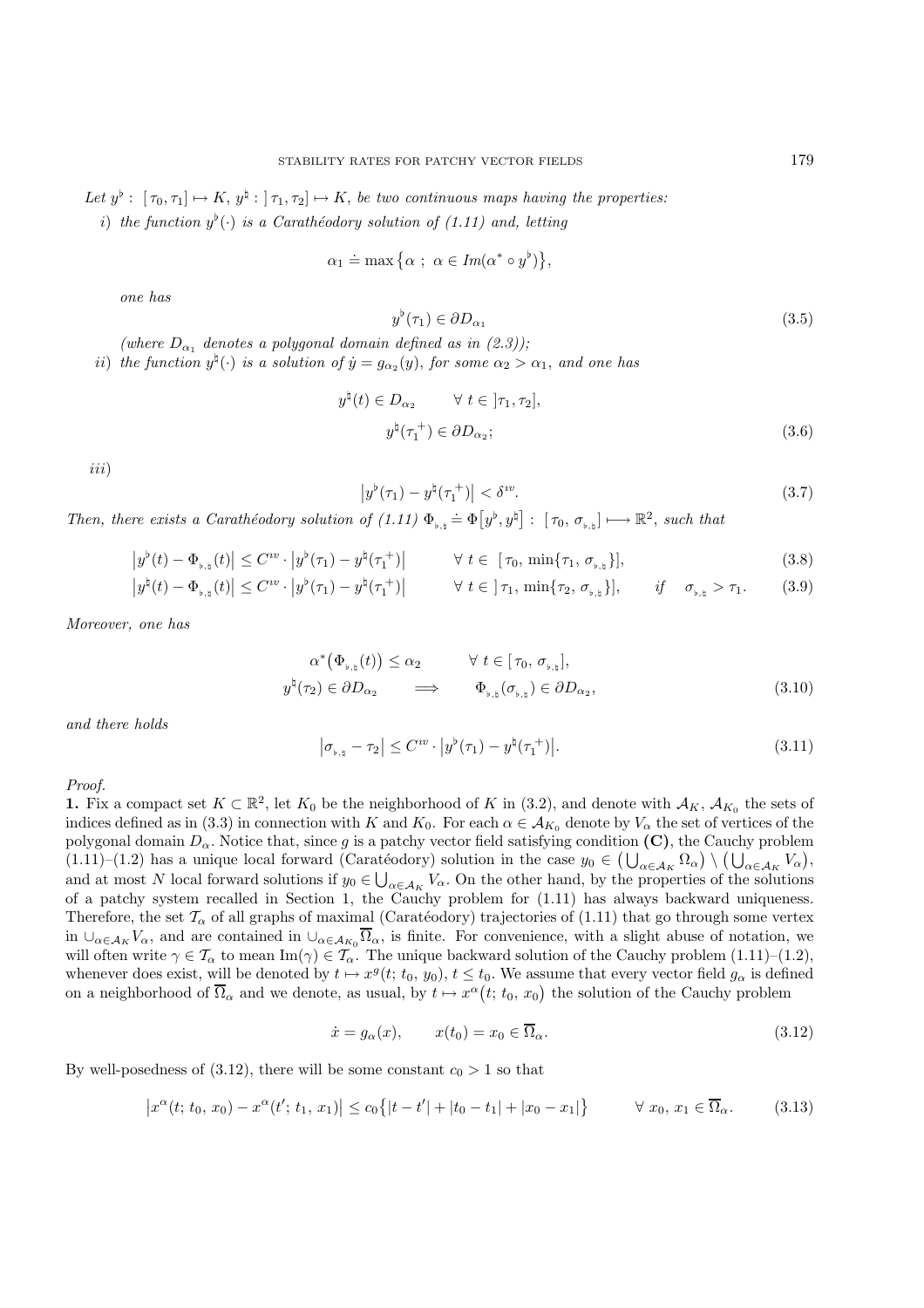*Let $y^\flat : [\tau_0, \tau_1] \mapsto K$, $y^\natural : ]\tau_1, \tau_2] \mapsto K$, be two continuous maps having the properties:*

*i) the function $y^\flat(\cdot)$ is a Carathéodory solution of (1.11) and, letting*

$$\alpha_1 \doteq \max\{\alpha\ ;\ \alpha \in Im(\alpha^* \circ y^\flat)\},$$

*one has*

$$y^\flat(\tau_1) \in \partial D_{\alpha_1} \tag{3.5}$$

*(where $D_{\alpha_1}$ denotes a polygonal domain defined as in (2.3));*

*ii) the function $y^\natural(\cdot)$ is a solution of $\dot{y} = g_{\alpha_2}(y)$, for some $\alpha_2 > \alpha_1$, and one has*

$$\begin{aligned} y^\natural(t) \in D_{\alpha_2} \qquad &\forall\, t \in ]\tau_1, \tau_2], \\ y^\natural({\tau_1}^+) &\in \partial D_{\alpha_2}; \end{aligned} \tag{3.6}$$

*iii)*

$$\left|y^\flat(\tau_1) - y^\natural({\tau_1}^+)\right| < \delta^{iv}. \tag{3.7}$$

*Then, there exists a Carathéodory solution of (1.11) $\Phi_{\flat,\natural} \doteq \Phi\big[y^\flat, y^\natural\big] : [\tau_0, \sigma_{\flat,\natural}] \longmapsto \mathbb{R}^2$, such that*

$$\left|y^\flat(t) - \Phi_{\flat,\natural}(t)\right| \leq C^{iv} \cdot \left|y^\flat(\tau_1) - y^\natural({\tau_1}^+)\right| \qquad \forall\, t \in [\tau_0, \min\{\tau_1, \sigma_{\flat,\natural}\}], \tag{3.8}$$

$$\left|y^\natural(t) - \Phi_{\flat,\natural}(t)\right| \leq C^{iv} \cdot \left|y^\flat(\tau_1) - y^\natural({\tau_1}^+)\right| \qquad \forall\, t \in ]\tau_1, \min\{\tau_2, \sigma_{\flat,\natural}\}], \qquad if \quad \sigma_{\flat,\natural} > \tau_1. \tag{3.9}$$

*Moreover, one has*

$$\begin{aligned} \alpha^*\big(\Phi_{\flat,\natural}(t)\big) \leq \alpha_2 \qquad &\forall\, t \in [\tau_0, \sigma_{\flat,\natural}], \\ y^\natural(\tau_2) \in \partial D_{\alpha_2} \qquad \Longrightarrow \qquad &\Phi_{\flat,\natural}(\sigma_{\flat,\natural}) \in \partial D_{\alpha_2}, \end{aligned} \tag{3.10}$$

*and there holds*

$$\left|\sigma_{\flat,\natural} - \tau_2\right| \leq C^{iv} \cdot \left|y^\flat(\tau_1) - y^\natural({\tau_1}^+)\right|. \tag{3.11}$$

*Proof.*

**1.** Fix a compact set $K \subset \mathbb{R}^2$, let $K_0$ be the neighborhood of $K$ in (3.2), and denote with $\mathcal{A}_K$, $\mathcal{A}_{K_0}$ the sets of indices defined as in (3.3) in connection with $K$ and $K_0$. For each $\alpha \in \mathcal{A}_{K_0}$ denote by $V_\alpha$ the set of vertices of the polygonal domain $D_\alpha$. Notice that, since $g$ is a patchy vector field satisfying condition **(C)**, the Cauchy problem (1.11)–(1.2) has a unique local forward (Caratéodory) solution in the case $y_0 \in \big(\bigcup_{\alpha\in\mathcal{A}_K} \Omega_\alpha\big) \setminus \big(\bigcup_{\alpha\in\mathcal{A}_K} V_\alpha\big)$, and at most $N$ local forward solutions if $y_0 \in \bigcup_{\alpha\in\mathcal{A}_K} V_\alpha$. On the other hand, by the properties of the solutions of a patchy system recalled in Section 1, the Cauchy problem for (1.11) has always backward uniqueness. Therefore, the set $\mathcal{T}_\alpha$ of all graphs of maximal (Caratéodory) trajectories of (1.11) that go through some vertex in $\cup_{\alpha\in\mathcal{A}_K} V_\alpha$, and are contained in $\cup_{\alpha\in\mathcal{A}_{K_0}} \overline{\Omega}_\alpha$, is finite. For convenience, with a slight abuse of notation, we will often write $\gamma \in \mathcal{T}_\alpha$ to mean $\mathrm{Im}(\gamma) \in \mathcal{T}_\alpha$. The unique backward solution of the Cauchy problem (1.11)–(1.2), whenever does exist, will be denoted by $t \mapsto x^g(t;\, t_0,\, y_0)$, $t \leq t_0$. We assume that every vector field $g_\alpha$ is defined on a neighborhood of $\overline{\Omega}_\alpha$ and we denote, as usual, by $t \mapsto x^\alpha\big(t;\, t_0,\, x_0\big)$ the solution of the Cauchy problem

$$\dot{x} = g_\alpha(x), \qquad x(t_0) = x_0 \in \overline{\Omega}_\alpha. \tag{3.12}$$

By well-posedness of (3.12), there will be some constant $c_0 > 1$ so that

$$\left|x^\alpha(t;\, t_0,\, x_0) - x^\alpha(t';\, t_1,\, x_1)\right| \leq c_0\big\{|t - t'| + |t_0 - t_1| + |x_0 - x_1|\big\} \qquad \forall\, x_0,\, x_1 \in \overline{\Omega}_\alpha. \tag{3.13}$$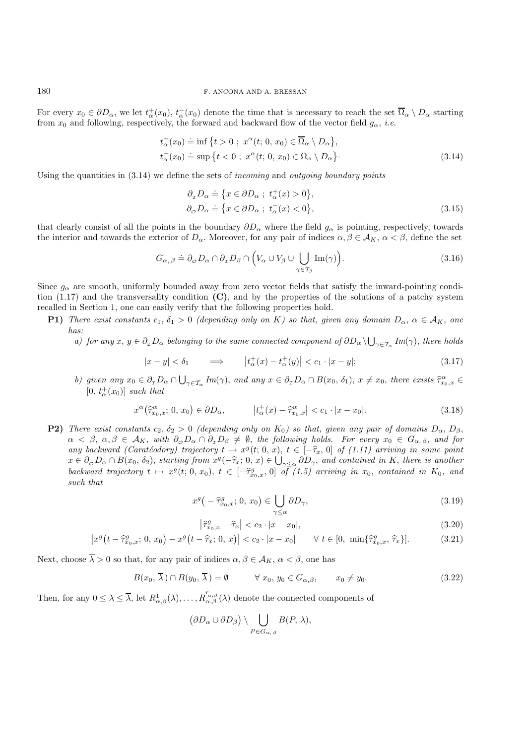For every $x_0 \in \partial D_\alpha$, we let $t_\alpha^+(x_0)$, $t_\alpha^-(x_0)$ denote the time that is necessary to reach the set $\overline{\Omega}_\alpha \setminus D_\alpha$ starting from $x_0$ and following, respectively, the forward and backward flow of the vector field $g_\alpha$, *i.e.*

$$
\begin{aligned}
t_\alpha^+(x_0) &\doteq \inf\left\{t > 0\ ;\ x^\alpha(t;\,0,\,x_0) \in \overline{\Omega}_\alpha \setminus D_\alpha\right\},\\
t_\alpha^-(x_0) &\doteq \sup\left\{t < 0\ ;\ x^\alpha(t;\,0,\,x_0) \in \overline{\Omega}_\alpha \setminus D_\alpha\right\}\cdot
\end{aligned}
\tag{3.14}
$$

Using the quantities in (3.14) we define the sets of *incoming* and *outgoing boundary points*

$$
\begin{aligned}
\partial_{\scriptscriptstyle I} D_\alpha &\doteq \left\{x \in \partial D_\alpha\ ;\ t_\alpha^+(x) > 0\right\},\\
\partial_{\scriptscriptstyle O} D_\alpha &\doteq \left\{x \in \partial D_\alpha\ ;\ t_\alpha^-(x) < 0\right\},
\end{aligned}
\tag{3.15}
$$

that clearly consist of all the points in the boundary $\partial D_\alpha$ where the field $g_\alpha$ is pointing, respectively, towards the interior and towards the exterior of $D_\alpha$. Moreover, for any pair of indices $\alpha, \beta \in \mathcal{A}_K$, $\alpha < \beta$, define the set

$$
G_{\alpha,\,\beta} \doteq \partial_{\scriptscriptstyle O} D_\alpha \cap \partial_{\scriptscriptstyle I} D_\beta \cap \Big(V_\alpha \cup V_\beta \cup \bigcup_{\gamma \in \mathcal{T}_\beta} \mathrm{Im}(\gamma)\Big).
\tag{3.16}
$$

Since $g_\alpha$ are smooth, uniformly bounded away from zero vector fields that satisfy the inward-pointing condition (1.17) and the transversality condition **(C)**, and by the properties of the solutions of a patchy system recalled in Section 1, one can easily verify that the following properties hold.

**P1)** *There exist constants $c_1$, $\delta_1 > 0$ (depending only on $K$) so that, given any domain $D_\alpha$, $\alpha \in \mathcal{A}_K$, one has:*

*a) for any $x$, $y \in \partial_{\scriptscriptstyle I} D_\alpha$ belonging to the same connected component of $\partial D_\alpha \setminus \bigcup_{\gamma \in \mathcal{T}_\alpha} Im(\gamma)$, there holds*

$$
|x - y| < \delta_1 \qquad \Longrightarrow \qquad \left|t_\alpha^+(x) - t_\alpha^+(y)\right| < c_1 \cdot |x - y|;
\tag{3.17}
$$

*b) given any $x_0 \in \partial_{\scriptscriptstyle I} D_\alpha \cap \bigcup_{\gamma \in \mathcal{T}_\alpha} Im(\gamma)$, and any $x \in \partial_{\scriptscriptstyle I} D_\alpha \cap B(x_0,\,\delta_1)$, $x \neq x_0$, there exists $\widehat{\tau}^\alpha_{x_0,x} \in [0,\,t_\alpha^+(x_0)]$ such that*

$$
x^\alpha\big(\widehat{\tau}^\alpha_{x_0,x};\,0,\,x_0\big) \in \partial D_\alpha, \qquad \left|t_\alpha^+(x) - \widehat{\tau}^\alpha_{x_0,x}\right| < c_1 \cdot |x - x_0|.
\tag{3.18}
$$

**P2)** *There exist constants $c_2$, $\delta_2 > 0$ (depending only on $K_0$) so that, given any pair of domains $D_\alpha$, $D_\beta$, $\alpha < \beta$, $\alpha, \beta \in \mathcal{A}_K$, with $\partial_{\scriptscriptstyle O} D_\alpha \cap \partial_{\scriptscriptstyle I} D_\beta \neq \emptyset$, the following holds. For every $x_0 \in G_{\alpha,\,\beta}$, and for any backward (Caratéodory) trajectory $t \mapsto x^g(t;\,0,\,x)$, $t \in [-\widehat{\tau}_x,\,0]$ of (1.11) arriving in some point $x \in \partial_{\scriptscriptstyle O} D_\alpha \cap B(x_0,\,\delta_2)$, starting from $x^g(-\widehat{\tau}_x;\,0,\,x) \in \bigcup_{\gamma \le \alpha} \partial D_\gamma$, and contained in $K$, there is another backward trajectory $t \mapsto x^g(t;\,0,\,x_0)$, $t \in [-\widehat{\tau}^g_{x_0,x},\,0]$ of (1.5) arriving in $x_0$, contained in $K_0$, and such that*

$$
x^g\big(-\widehat{\tau}^g_{x_0,x};\,0,\,x_0\big) \in \bigcup_{\gamma \le \alpha} \partial D_\gamma,
\tag{3.19}
$$

$$
\left|\widehat{\tau}^g_{x_0,x} - \widehat{\tau}_x\right| < c_2 \cdot |x - x_0|,
\tag{3.20}
$$

$$
\left|x^g\big(t - \widehat{\tau}^g_{x_0,x};\,0,\,x_0\big) - x^g\big(t - \widehat{\tau}_x;\,0,\,x\big)\right| < c_2 \cdot |x - x_0| \qquad \forall\ t \in [0,\ \min\{\widehat{\tau}^g_{x_0,x},\,\widehat{\tau}_x\}].
\tag{3.21}
$$

Next, choose $\overline{\lambda} > 0$ so that, for any pair of indices $\alpha, \beta \in \mathcal{A}_K$, $\alpha < \beta$, one has

$$
B(x_0,\,\overline{\lambda}) \cap B(y_0,\,\overline{\lambda}) = \emptyset \qquad \forall\ x_0,\,y_0 \in G_{\alpha,\beta}, \qquad x_0 \neq y_0.
\tag{3.22}
$$

Then, for any $0 \le \lambda \le \overline{\lambda}$, let $R^1_{\alpha,\beta}(\lambda), \ldots, R^{r_{\alpha,\beta}}_{\alpha,\beta}(\lambda)$ denote the connected components of

$$
\big(\partial D_\alpha \cup \partial D_\beta\big) \setminus \bigcup_{P \in G_{\alpha,\,\beta}} B(P,\,\lambda),
$$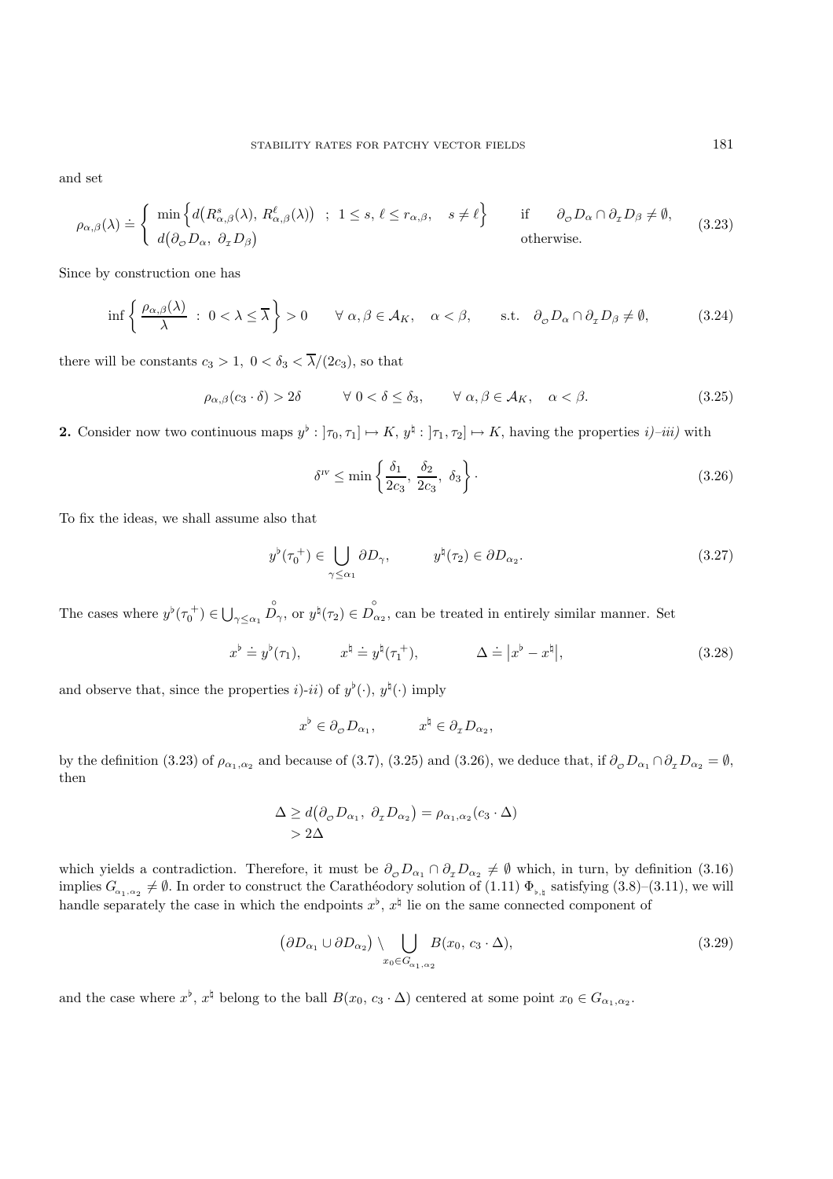and set

$$
\rho_{\alpha,\beta}(\lambda) \doteq \begin{cases} \min\Big\{ d\big(R^s_{\alpha,\beta}(\lambda),\, R^\ell_{\alpha,\beta}(\lambda)\big) \ \ ; \ 1 \le s,\, \ell \le r_{\alpha,\beta}, \quad s \neq \ell \Big\} & \text{if} \quad \partial_{\mathcal{O}} D_\alpha \cap \partial_{\mathcal{I}} D_\beta \neq \emptyset, \\ d\big(\partial_{\mathcal{O}} D_\alpha,\ \partial_{\mathcal{I}} D_\beta\big) & \text{otherwise.} \end{cases} \tag{3.23}
$$

Since by construction one has

$$
\inf\left\{ \frac{\rho_{\alpha,\beta}(\lambda)}{\lambda} \ : \ 0 < \lambda \le \overline{\lambda} \right\} > 0 \qquad \forall\ \alpha, \beta \in \mathcal{A}_K, \quad \alpha < \beta, \qquad \text{s.t.} \ \ \partial_{\mathcal{O}} D_\alpha \cap \partial_{\mathcal{I}} D_\beta \neq \emptyset, \tag{3.24}
$$

there will be constants $c_3 > 1,\ 0 < \delta_3 < \overline{\lambda}/(2c_3)$, so that

$$
\rho_{\alpha,\beta}(c_3 \cdot \delta) > 2\delta \qquad \forall\ 0 < \delta \le \delta_3, \qquad \forall\ \alpha, \beta \in \mathcal{A}_K, \quad \alpha < \beta. \tag{3.25}
$$

**2.** Consider now two continuous maps $y^\flat : ]\tau_0, \tau_1] \mapsto K,\ y^\natural : ]\tau_1, \tau_2] \mapsto K$, having the properties *i)–iii)* with

$$
\delta^{\text{IV}} \le \min\left\{ \frac{\delta_1}{2c_3},\ \frac{\delta_2}{2c_3},\ \delta_3 \right\}. \tag{3.26}
$$

To fix the ideas, we shall assume also that

$$
y^\flat({\tau_0}^+) \in \bigcup_{\gamma \le \alpha_1} \partial D_\gamma, \qquad\qquad y^\natural(\tau_2) \in \partial D_{\alpha_2}. \tag{3.27}
$$

The cases where $y^\flat({\tau_0}^+) \in \bigcup_{\gamma \le \alpha_1} \overset{\circ}{D}_\gamma$, or $y^\natural(\tau_2) \in \overset{\circ}{D}_{\alpha_2}$, can be treated in entirely similar manner. Set

$$
x^\flat \doteq y^\flat(\tau_1), \qquad\quad x^\natural \doteq y^\natural({\tau_1}^+), \qquad\qquad \Delta \doteq \big| x^\flat - x^\natural \big|, \tag{3.28}
$$

and observe that, since the properties $i)$-$ii)$ of $y^\flat(\cdot),\ y^\natural(\cdot)$ imply

$$
x^\flat \in \partial_{\mathcal{O}} D_{\alpha_1}, \qquad\quad x^\natural \in \partial_{\mathcal{I}} D_{\alpha_2},
$$

by the definition (3.23) of $\rho_{\alpha_1,\alpha_2}$ and because of (3.7), (3.25) and (3.26), we deduce that, if $\partial_{\mathcal{O}} D_{\alpha_1} \cap \partial_{\mathcal{I}} D_{\alpha_2} = \emptyset$, then

$$
\begin{aligned}
\Delta &\ge d\big(\partial_{\mathcal{O}} D_{\alpha_1},\ \partial_{\mathcal{I}} D_{\alpha_2}\big) = \rho_{\alpha_1,\alpha_2}(c_3 \cdot \Delta) \\
&> 2\Delta
\end{aligned}
$$

which yields a contradiction. Therefore, it must be $\partial_{\mathcal{O}} D_{\alpha_1} \cap \partial_{\mathcal{I}} D_{\alpha_2} \neq \emptyset$ which, in turn, by definition (3.16) implies $G_{\alpha_1,\alpha_2} \neq \emptyset$. In order to construct the Carathéodory solution of (1.11) $\Phi_{\flat,\natural}$ satisfying (3.8)–(3.11), we will handle separately the case in which the endpoints $x^\flat,\ x^\natural$ lie on the same connected component of

$$
\big(\partial D_{\alpha_1} \cup \partial D_{\alpha_2}\big) \setminus \bigcup_{x_0 \in G_{\alpha_1,\alpha_2}} B(x_0,\, c_3 \cdot \Delta), \tag{3.29}
$$

and the case where $x^\flat,\ x^\natural$ belong to the ball $B(x_0,\, c_3 \cdot \Delta)$ centered at some point $x_0 \in G_{\alpha_1,\alpha_2}$.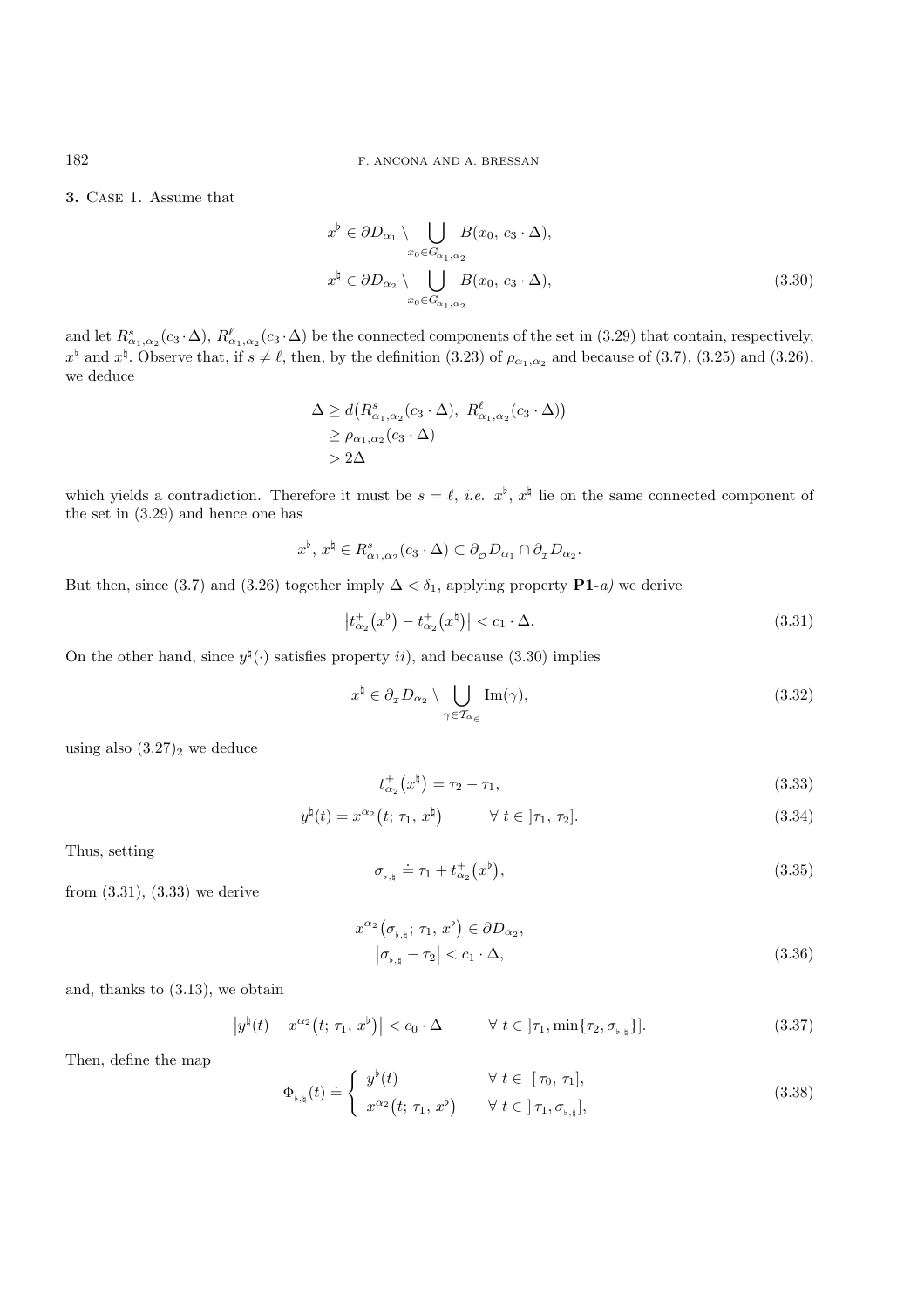**3.** Case 1. Assume that

$$
\begin{aligned}
x^\flat &\in \partial D_{\alpha_1} \setminus \bigcup_{x_0 \in G_{\alpha_1,\alpha_2}} B(x_0,\, c_3 \cdot \Delta),\\
x^\natural &\in \partial D_{\alpha_2} \setminus \bigcup_{x_0 \in G_{\alpha_1,\alpha_2}} B(x_0,\, c_3 \cdot \Delta),
\end{aligned}
\tag{3.30}
$$

and let $R^s_{\alpha_1,\alpha_2}(c_3\cdot\Delta)$, $R^\ell_{\alpha_1,\alpha_2}(c_3\cdot\Delta)$ be the connected components of the set in (3.29) that contain, respectively, $x^\flat$ and $x^\natural$. Observe that, if $s \neq \ell$, then, by the definition (3.23) of $\rho_{\alpha_1,\alpha_2}$ and because of (3.7), (3.25) and (3.26), we deduce

$$
\begin{aligned}
\Delta &\geq d\big(R^s_{\alpha_1,\alpha_2}(c_3\cdot\Delta),\ R^\ell_{\alpha_1,\alpha_2}(c_3\cdot\Delta)\big)\\
&\geq \rho_{\alpha_1,\alpha_2}(c_3\cdot\Delta)\\
&> 2\Delta
\end{aligned}
$$

which yields a contradiction. Therefore it must be $s=\ell$, *i.e.* $x^\flat$, $x^\natural$ lie on the same connected component of the set in (3.29) and hence one has

$$
x^\flat,\, x^\natural \in R^s_{\alpha_1,\alpha_2}(c_3\cdot\Delta) \subset \partial_{\mathcal{O}} D_{\alpha_1} \cap \partial_{\mathcal{I}} D_{\alpha_2}.
$$

But then, since (3.7) and (3.26) together imply $\Delta < \delta_1$, applying property **P1**-*a)* we derive

$$
\big|t^+_{\alpha_2}(x^\flat) - t^+_{\alpha_2}(x^\natural)\big| < c_1\cdot\Delta. \tag{3.31}
$$

On the other hand, since $y^\natural(\cdot)$ satisfies property *ii)*, and because (3.30) implies

$$
x^\natural \in \partial_{\mathcal{I}} D_{\alpha_2} \setminus \bigcup_{\gamma \in \mathcal{T}_{\alpha_\in}} \mathrm{Im}(\gamma), \tag{3.32}
$$

using also $(3.27)_2$ we deduce

$$
t^+_{\alpha_2}(x^\natural) = \tau_2 - \tau_1, \tag{3.33}
$$

$$
y^\natural(t) = x^{\alpha_2}(t;\,\tau_1,\, x^\natural) \qquad \forall\ t\in\, ]\tau_1,\, \tau_2]. \tag{3.34}
$$

Thus, setting

$$
\sigma_{\flat,\natural} \doteq \tau_1 + t^+_{\alpha_2}(x^\flat), \tag{3.35}
$$

from (3.31), (3.33) we derive

$$
\begin{aligned}
&x^{\alpha_2}(\sigma_{\flat,\natural};\, \tau_1,\, x^\flat) \in \partial D_{\alpha_2},\\
&\big|\sigma_{\flat,\natural} - \tau_2\big| < c_1\cdot\Delta,
\end{aligned}
\tag{3.36}
$$

and, thanks to (3.13), we obtain

$$
\big|y^\natural(t) - x^{\alpha_2}(t;\,\tau_1,\, x^\flat)\big| < c_0\cdot\Delta \qquad \forall\ t\in\, ]\tau_1, \min\{\tau_2, \sigma_{\flat,\natural}\}]. \tag{3.37}
$$

Then, define the map

$$
\Phi_{\flat,\natural}(t) \doteq \begin{cases} y^\flat(t) & \forall\ t\in\ [\tau_0,\, \tau_1],\\ x^{\alpha_2}(t;\,\tau_1,\, x^\flat) & \forall\ t\in\, ]\,\tau_1, \sigma_{\flat,\natural}], \end{cases} \tag{3.38}
$$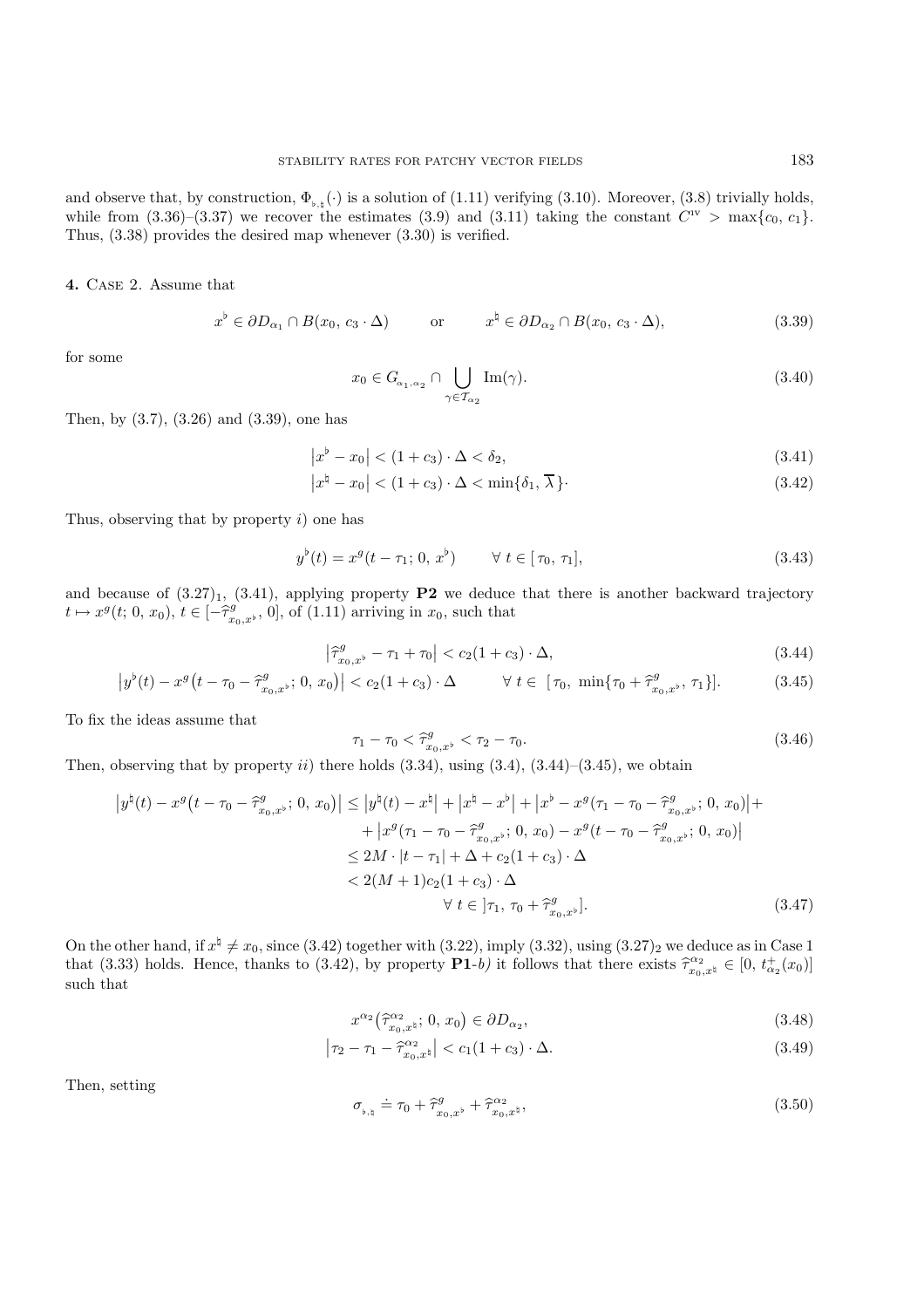and observe that, by construction, $\Phi_{\flat,\natural}(\cdot)$ is a solution of (1.11) verifying (3.10). Moreover, (3.8) trivially holds, while from (3.36)–(3.37) we recover the estimates (3.9) and (3.11) taking the constant $C^{\text{iv}} > \max\{c_0, c_1\}$. Thus, (3.38) provides the desired map whenever (3.30) is verified.

**4.** Case 2. Assume that

$$x^\flat \in \partial D_{\alpha_1} \cap B(x_0, c_3 \cdot \Delta) \qquad \text{or} \qquad x^\natural \in \partial D_{\alpha_2} \cap B(x_0, c_3 \cdot \Delta), \tag{3.39}$$

for some

$$x_0 \in G_{\alpha_1,\alpha_2} \cap \bigcup_{\gamma \in \mathcal{T}_{\alpha_2}} \mathrm{Im}(\gamma). \tag{3.40}$$

Then, by (3.7), (3.26) and (3.39), one has

$$\left|x^\flat - x_0\right| < (1 + c_3) \cdot \Delta < \delta_2, \tag{3.41}$$

$$\left|x^\natural - x_0\right| < (1 + c_3) \cdot \Delta < \min\{\delta_1, \overline{\lambda}\}. \tag{3.42}$$

Thus, observing that by property *i)* one has

$$y^\flat(t) = x^g(t - \tau_1; 0, x^\flat) \qquad \forall\, t \in [\tau_0, \tau_1], \tag{3.43}$$

and because of $(3.27)_1$, (3.41), applying property **P2** we deduce that there is another backward trajectory $t \mapsto x^g(t; 0, x_0)$, $t \in [-\widehat{\tau}^{\,g}_{x_0,x^\flat}, 0]$, of (1.11) arriving in $x_0$, such that

$$\left|\widehat{\tau}^{\,g}_{x_0,x^\flat} - \tau_1 + \tau_0\right| < c_2(1 + c_3) \cdot \Delta, \tag{3.44}$$

$$\left|y^\flat(t) - x^g\big(t - \tau_0 - \widehat{\tau}^{\,g}_{x_0,x^\flat}; 0, x_0\big)\right| < c_2(1 + c_3) \cdot \Delta \qquad \forall\, t \in [\tau_0, \min\{\tau_0 + \widehat{\tau}^{\,g}_{x_0,x^\flat}, \tau_1\}]. \tag{3.45}$$

To fix the ideas assume that

$$\tau_1 - \tau_0 < \widehat{\tau}^{\,g}_{x_0,x^\flat} < \tau_2 - \tau_0. \tag{3.46}$$

Then, observing that by property *ii)* there holds (3.34), using (3.4), (3.44)–(3.45), we obtain

$$\begin{aligned}
\left|y^\natural(t) - x^g\big(t - \tau_0 - \widehat{\tau}^{\,g}_{x_0,x^\flat}; 0, x_0\big)\right| &\le \left|y^\natural(t) - x^\natural\right| + \left|x^\natural - x^\flat\right| + \left|x^\flat - x^g(\tau_1 - \tau_0 - \widehat{\tau}^{\,g}_{x_0,x^\flat}; 0, x_0)\right| + \\
&\quad + \left|x^g(\tau_1 - \tau_0 - \widehat{\tau}^{\,g}_{x_0,x^\flat}; 0, x_0) - x^g(t - \tau_0 - \widehat{\tau}^{\,g}_{x_0,x^\flat}; 0, x_0)\right| \\
&\le 2M \cdot |t - \tau_1| + \Delta + c_2(1 + c_3) \cdot \Delta \\
&< 2(M+1)c_2(1 + c_3) \cdot \Delta \\
&\qquad\qquad \forall\, t \in \,]\tau_1, \tau_0 + \widehat{\tau}^{\,g}_{x_0,x^\flat}].
\end{aligned} \tag{3.47}$$

On the other hand, if $x^\natural \neq x_0$, since (3.42) together with (3.22), imply (3.32), using $(3.27)_2$ we deduce as in Case 1 that (3.33) holds. Hence, thanks to (3.42), by property **P1**-*b)* it follows that there exists $\widehat{\tau}^{\,\alpha_2}_{x_0,x^\natural} \in [0, t^+_{\alpha_2}(x_0)]$ such that

$$x^{\alpha_2}\big(\widehat{\tau}^{\,\alpha_2}_{x_0,x^\natural}; 0, x_0\big) \in \partial D_{\alpha_2}, \tag{3.48}$$

$$\left|\tau_2 - \tau_1 - \widehat{\tau}^{\,\alpha_2}_{x_0,x^\natural}\right| < c_1(1 + c_3) \cdot \Delta. \tag{3.49}$$

Then, setting

$$\sigma_{\flat,\natural} \doteq \tau_0 + \widehat{\tau}^{\,g}_{x_0,x^\flat} + \widehat{\tau}^{\,\alpha_2}_{x_0,x^\natural}, \tag{3.50}$$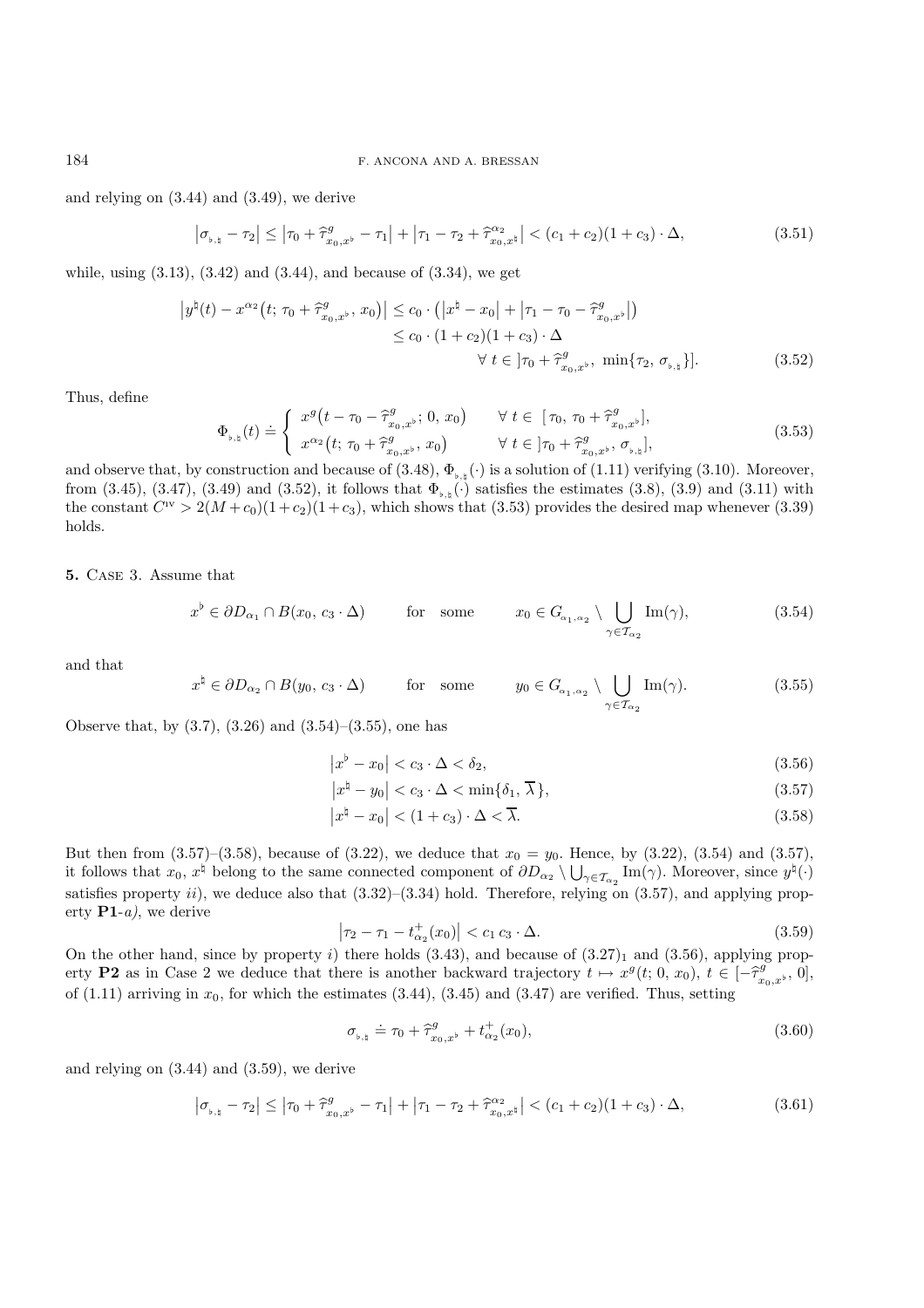and relying on (3.44) and (3.49), we derive

$$\left|\sigma_{\flat,\natural} - \tau_2\right| \le \left|\tau_0 + \widehat{\tau}^{g}_{x_0,x^\flat} - \tau_1\right| + \left|\tau_1 - \tau_2 + \widehat{\tau}^{\alpha_2}_{x_0,x^\natural}\right| < (c_1 + c_2)(1 + c_3)\cdot\Delta, \tag{3.51}$$

while, using (3.13), (3.42) and (3.44), and because of (3.34), we get

$$\begin{aligned}\left|y^\natural(t) - x^{\alpha_2}\big(t;\, \tau_0 + \widehat{\tau}^{g}_{x_0,x^\flat},\, x_0\big)\right| &\le c_0\cdot\big(\left|x^\natural - x_0\right| + \left|\tau_1 - \tau_0 - \widehat{\tau}^{g}_{x_0,x^\flat}\right|\big)\\ &\le c_0\cdot(1+c_2)(1+c_3)\cdot\Delta\\ &\qquad\qquad \forall\ t\in\ ]\tau_0 + \widehat{\tau}^{g}_{x_0,x^\flat},\ \min\{\tau_2,\ \sigma_{\flat,\natural}\}].\end{aligned} \tag{3.52}$$

Thus, define

$$\Phi_{\flat,\natural}(t) \doteq \begin{cases} x^{g}\big(t - \tau_0 - \widehat{\tau}^{g}_{x_0,x^\flat};\, 0,\, x_0\big) & \forall\ t\in\ [\,\tau_0,\ \tau_0 + \widehat{\tau}^{g}_{x_0,x^\flat}],\\ x^{\alpha_2}\big(t;\, \tau_0 + \widehat{\tau}^{g}_{x_0,x^\flat},\, x_0\big) & \forall\ t\in\ ]\tau_0 + \widehat{\tau}^{g}_{x_0,x^\flat},\ \sigma_{\flat,\natural}], \end{cases} \tag{3.53}$$

and observe that, by construction and because of (3.48), $\Phi_{\flat,\natural}(\cdot)$ is a solution of (1.11) verifying (3.10). Moreover, from (3.45), (3.47), (3.49) and (3.52), it follows that $\Phi_{\flat,\natural}(\cdot)$ satisfies the estimates (3.8), (3.9) and (3.11) with the constant $C^{\text{iv}} > 2(M + c_0)(1+c_2)(1+c_3)$, which shows that (3.53) provides the desired map whenever (3.39) holds.

**5.** Case 3. Assume that

$$x^\flat \in \partial D_{\alpha_1}\cap B(x_0,\, c_3\cdot\Delta) \qquad \text{for}\quad \text{some} \qquad x_0\in G_{\alpha_1,\alpha_2}\setminus \bigcup_{\gamma\in\mathcal{T}_{\alpha_2}} \mathrm{Im}(\gamma), \tag{3.54}$$

and that

$$x^\natural \in \partial D_{\alpha_2}\cap B(y_0,\, c_3\cdot\Delta) \qquad \text{for}\quad \text{some} \qquad y_0\in G_{\alpha_1,\alpha_2}\setminus \bigcup_{\gamma\in\mathcal{T}_{\alpha_2}} \mathrm{Im}(\gamma). \tag{3.55}$$

Observe that, by (3.7), (3.26) and (3.54)–(3.55), one has

$$\left|x^\flat - x_0\right| < c_3\cdot\Delta < \delta_2, \tag{3.56}$$

$$\left|x^\natural - y_0\right| < c_3\cdot\Delta < \min\{\delta_1,\, \overline{\lambda}\,\}, \tag{3.57}$$

$$\left|x^\natural - x_0\right| < (1 + c_3)\cdot\Delta < \overline{\lambda}. \tag{3.58}$$

But then from (3.57)–(3.58), because of (3.22), we deduce that $x_0 = y_0$. Hence, by (3.22), (3.54) and (3.57), it follows that $x_0$, $x^\natural$ belong to the same connected component of $\partial D_{\alpha_2}\setminus\bigcup_{\gamma\in\mathcal{T}_{\alpha_2}}\mathrm{Im}(\gamma)$. Moreover, since $y^\natural(\cdot)$ satisfies property *ii*), we deduce also that (3.32)–(3.34) hold. Therefore, relying on (3.57), and applying property **P1**-*a)*, we derive

$$\left|\tau_2 - \tau_1 - t^{+}_{\alpha_2}(x_0)\right| < c_1\, c_3\cdot\Delta. \tag{3.59}$$

On the other hand, since by property *i*) there holds (3.43), and because of $(3.27)_1$ and (3.56), applying property **P2** as in Case 2 we deduce that there is another backward trajectory $t\mapsto x^{g}(t;\,0,\,x_0)$, $t\in[-\widehat{\tau}^{g}_{x_0,x^\flat},\,0]$, of (1.11) arriving in $x_0$, for which the estimates (3.44), (3.45) and (3.47) are verified. Thus, setting

$$\sigma_{\flat,\natural} \doteq \tau_0 + \widehat{\tau}^{g}_{x_0,x^\flat} + t^{+}_{\alpha_2}(x_0), \tag{3.60}$$

and relying on (3.44) and (3.59), we derive

$$\left|\sigma_{\flat,\natural} - \tau_2\right| \le \left|\tau_0 + \widehat{\tau}^{g}_{x_0,x^\flat} - \tau_1\right| + \left|\tau_1 - \tau_2 + \widehat{\tau}^{\alpha_2}_{x_0,x^\natural}\right| < (c_1 + c_2)(1 + c_3)\cdot\Delta, \tag{3.61}$$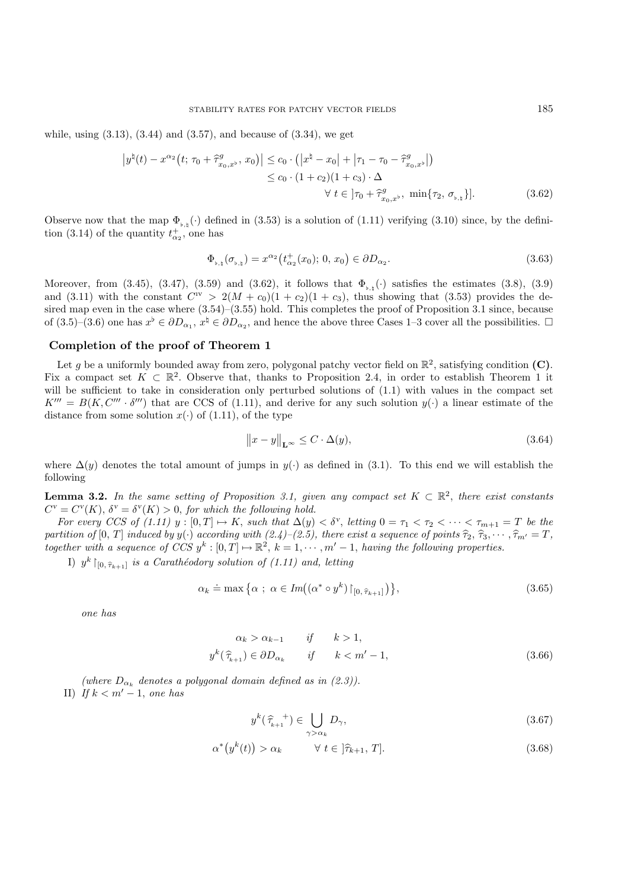while, using (3.13), (3.44) and (3.57), and because of (3.34), we get

$$
\begin{aligned}
\left|y^{\natural}(t) - x^{\alpha_2}\big(t;\, \tau_0 + \widehat{\tau}^{\,g}_{x_0,x^\flat},\, x_0\big)\right| &\leq c_0 \cdot \big(\left|x^{\natural} - x_0\right| + \left|\tau_1 - \tau_0 - \widehat{\tau}^{\,g}_{x_0,x^\flat}\right|\big) \\
&\leq c_0 \cdot (1+c_2)(1+c_3)\cdot \Delta \\
&\qquad\qquad \forall\; t \in \,]\tau_0 + \widehat{\tau}^{\,g}_{x_0,x^\flat},\; \min\{\tau_2,\, \sigma_{\flat,\natural}\}]. 
\end{aligned}
\tag{3.62}
$$

Observe now that the map $\Phi_{\flat,\natural}(\cdot)$ defined in (3.53) is a solution of (1.11) verifying (3.10) since, by the definition (3.14) of the quantity $t^+_{\alpha_2}$, one has

$$
\Phi_{\flat,\natural}(\sigma_{\flat,\natural}) = x^{\alpha_2}\big(t^+_{\alpha_2}(x_0);\, 0,\, x_0\big) \in \partial D_{\alpha_2}. \tag{3.63}
$$

Moreover, from (3.45), (3.47), (3.59) and (3.62), it follows that $\Phi_{\flat,\natural}(\cdot)$ satisfies the estimates (3.8), (3.9) and (3.11) with the constant $C^{\text{iv}} > 2(M+c_0)(1+c_2)(1+c_3)$, thus showing that (3.53) provides the desired map even in the case where (3.54)–(3.55) hold. This completes the proof of Proposition 3.1 since, because of (3.5)–(3.6) one has $x^\flat \in \partial D_{\alpha_1}$, $x^\natural \in \partial D_{\alpha_2}$, and hence the above three Cases 1–3 cover all the possibilities. $\square$

### Completion of the proof of Theorem 1

Let $g$ be a uniformly bounded away from zero, polygonal patchy vector field on $\mathbb{R}^2$, satisfying condition **(C)**. Fix a compact set $K \subset \mathbb{R}^2$. Observe that, thanks to Proposition 2.4, in order to establish Theorem 1 it will be sufficient to take in consideration only perturbed solutions of (1.1) with values in the compact set $K''' = B(K, C''' \cdot \delta'')$ that are CCS of (1.11), and derive for any such solution $y(\cdot)$ a linear estimate of the distance from some solution $x(\cdot)$ of (1.11), of the type

$$
\left\|x - y\right\|_{\mathbf{L}^\infty} \leq C \cdot \Delta(y), \tag{3.64}
$$

where $\Delta(y)$ denotes the total amount of jumps in $y(\cdot)$ as defined in (3.1). To this end we will establish the following

**Lemma 3.2.** *In the same setting of Proposition 3.1, given any compact set $K \subset \mathbb{R}^2$, there exist constants $C^{\text{v}} = C^{\text{v}}(K)$, $\delta^{\text{v}} = \delta^{\text{v}}(K) > 0$, for which the following hold.*

*For every CCS of (1.11) $y : [0,T] \mapsto K$, such that $\Delta(y) < \delta^{\text{v}}$, letting $0 = \tau_1 < \tau_2 < \cdots < \tau_{m+1} = T$ be the partition of $[0,T]$ induced by $y(\cdot)$ according with (2.4)–(2.5), there exist a sequence of points $\widehat{\tau}_2, \widehat{\tau}_3, \cdots, \widehat{\tau}_{m'} = T$, together with a sequence of CCS $y^k : [0,T] \mapsto \mathbb{R}^2$, $k = 1, \cdots, m'-1$, having the following properties.*

I) *$y^k\restriction_{[0,\,\widehat{\tau}_{k+1}]}$ is a Carathéodory solution of (1.11) and, letting*

$$
\alpha_k \doteq \max\big\{\alpha\ ;\ \alpha \in Im\big((\alpha^* \circ y^k)\restriction_{[0,\,\widehat{\tau}_{k+1}]}\big)\big\}, \tag{3.65}
$$

*one has*

$$
\begin{aligned}
\alpha_k > \alpha_{k-1} \qquad &\textit{if} \qquad k > 1, \\
y^k(\widehat{\tau}_{k+1}) \in \partial D_{\alpha_k} \qquad &\textit{if} \qquad k < m'-1,
\end{aligned}
\tag{3.66}
$$

*(where $D_{\alpha_k}$ denotes a polygonal domain defined as in (2.3)).*

II) *If $k < m'-1$, one has*

$$
y^k({\widehat{\tau}_{k+1}}^{\,+}) \in \bigcup_{\gamma > \alpha_k} D_\gamma, \tag{3.67}
$$

$$
\alpha^*\big(y^k(t)\big) > \alpha_k \qquad \forall\; t \in \,]\widehat{\tau}_{k+1},\, T]. \tag{3.68}
$$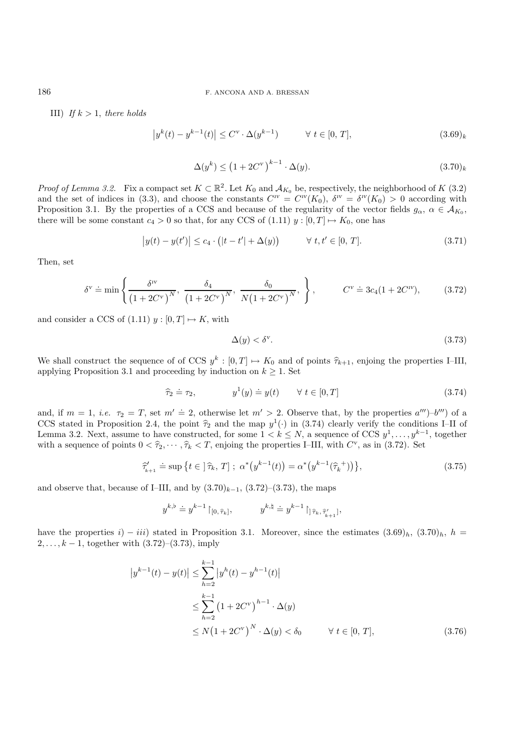III) *If $k > 1$, there holds*

$$\big|y^k(t) - y^{k-1}(t)\big| \leq C^{\text{v}} \cdot \Delta(y^{k-1}) \qquad \forall\ t \in [0,\, T], \tag{3.69$_k$}$$

$$\Delta(y^k) \leq \big(1 + 2C^{\text{v}}\big)^{k-1} \cdot \Delta(y). \tag{3.70$_k$}$$

*Proof of Lemma 3.2.* Fix a compact set $K \subset \mathbb{R}^2$. Let $K_0$ and $\mathcal{A}_{K_0}$ be, respectively, the neighborhood of $K$ (3.2) and the set of indices in (3.3), and choose the constants $C^{\text{iv}} = C^{\text{iv}}(K_0)$, $\delta^{\text{iv}} = \delta^{\text{iv}}(K_0) > 0$ according with Proposition 3.1. By the properties of a CCS and because of the regularity of the vector fields $g_\alpha$, $\alpha \in \mathcal{A}_{K_0}$, there will be some constant $c_4 > 0$ so that, for any CCS of (1.11) $y : [0, T] \mapsto K_0$, one has

$$\big|y(t) - y(t')\big| \leq c_4 \cdot \big(|t - t'| + \Delta(y)\big) \qquad \forall\ t, t' \in [0,\, T]. \tag{3.71}$$

Then, set

$$\delta^{\text{v}} \doteq \min\left\{ \frac{\delta^{\text{iv}}}{\big(1 + 2C^{\text{v}}\big)^N},\ \frac{\delta_4}{\big(1 + 2C^{\text{v}}\big)^N},\ \frac{\delta_0}{N\big(1 + 2C^{\text{v}}\big)^N}, \right\}, \qquad C^{\text{v}} \doteq 3c_4(1 + 2C^{\text{iv}}), \tag{3.72}$$

and consider a CCS of (1.11) $y : [0, T] \mapsto K$, with

$$\Delta(y) < \delta^{\text{v}}. \tag{3.73}$$

We shall construct the sequence of of CCS $y^k : [0, T] \mapsto K_0$ and of points $\widehat{\tau}_{k+1}$, enjoing the properties I–III, applying Proposition 3.1 and proceeding by induction on $k \geq 1$. Set

$$\widehat{\tau}_2 \doteq \tau_2, \qquad y^1(y) \doteq y(t) \qquad \forall\ t \in [0, T] \tag{3.74}$$

and, if $m = 1$, *i.e.* $\tau_2 = T$, set $m' \doteq 2$, otherwise let $m' > 2$. Observe that, by the properties $a''')$–$b''')$ of a CCS stated in Proposition 2.4, the point $\widehat{\tau}_2$ and the map $y^1(\cdot)$ in (3.74) clearly verify the conditions I–II of Lemma 3.2. Next, assume to have constructed, for some $1 < k \leq N$, a sequence of CCS $y^1, \ldots, y^{k-1}$, together with a sequence of points $0 < \widehat{\tau}_2, \cdots, \widehat{\tau}_k < T$, enjoing the properties I–III, with $C^{\text{v}}$, as in (3.72). Set

$$\widehat{\tau}'_{k+1} \doteq \sup\big\{t \in\ ]\,\widehat{\tau}_k,\, T]\ ;\ \alpha^*\big(y^{k-1}(t)\big) = \alpha^*\big(y^{k-1}(\widehat{\tau}_k{}^+)\big)\big\}, \tag{3.75}$$

and observe that, because of I–III, and by $(3.70)_{k-1}$, (3.72)–(3.73), the maps

$$y^{k,\flat} \doteq y^{k-1}\restriction_{[0,\, \widehat{\tau}_k]}, \qquad y^{k,\natural} \doteq y^{k-1}\restriction_{]\,\widehat{\tau}_k,\, \widehat{\tau}'_{k+1}]},$$

have the properties $i) - iii)$ stated in Proposition 3.1. Moreover, since the estimates $(3.69)_h$, $(3.70)_h$, $h = 2, \ldots, k-1$, together with (3.72)–(3.73), imply

$$\begin{aligned}
\big|y^{k-1}(t) - y(t)\big| &\leq \sum_{h=2}^{k-1} \big|y^h(t) - y^{h-1}(t)\big| \\
&\leq \sum_{h=2}^{k-1} \big(1 + 2C^{\text{v}}\big)^{h-1} \cdot \Delta(y) \\
&\leq N\big(1 + 2C^{\text{v}}\big)^N \cdot \Delta(y) < \delta_0 \qquad \forall\ t \in [0,\, T],
\end{aligned} \tag{3.76}$$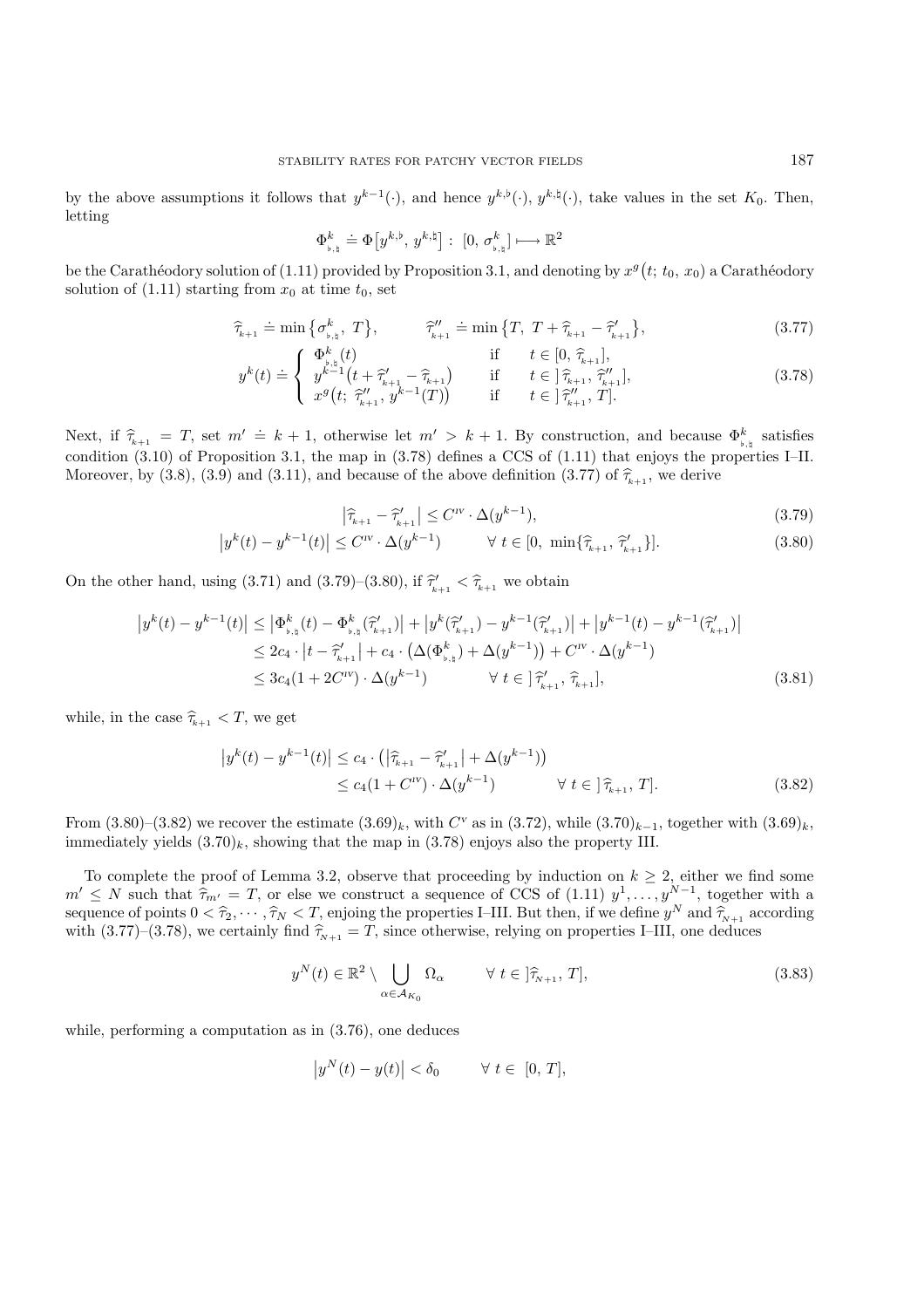by the above assumptions it follows that $y^{k-1}(\cdot)$, and hence $y^{k,\flat}(\cdot)$, $y^{k,\natural}(\cdot)$, take values in the set $K_0$. Then, letting

$$\Phi^k_{\flat,\natural} \doteq \Phi\big[y^{k,\flat},\, y^{k,\natural}\big] \,:\; [0,\, \sigma^k_{\flat,\natural}] \longmapsto \mathbb{R}^2$$

be the Carathéodory solution of (1.11) provided by Proposition 3.1, and denoting by $x^g\big(t;\, t_0,\, x_0\big)$ a Carathéodory solution of (1.11) starting from $x_0$ at time $t_0$, set

$$\widehat{\tau}_{k+1} \doteq \min\big\{\sigma^k_{\flat,\natural},\ T\big\}, \qquad\qquad \widehat{\tau}''_{k+1} \doteq \min\big\{T,\ T + \widehat{\tau}_{k+1} - \widehat{\tau}'_{k+1}\big\}, \tag{3.77}$$

$$y^k(t) \doteq \begin{cases} \Phi^k_{\flat,\natural}(t) & \text{if} \quad t \in [0,\, \widehat{\tau}_{k+1}], \\ y^{k-1}\big(t + \widehat{\tau}'_{k+1} - \widehat{\tau}_{k+1}\big) & \text{if} \quad t \in \,]\,\widehat{\tau}_{k+1},\, \widehat{\tau}''_{k+1}], \\ x^g\big(t;\, \widehat{\tau}''_{k+1},\, y^{k-1}(T)\big) & \text{if} \quad t \in \,]\,\widehat{\tau}''_{k+1},\, T]. \end{cases} \tag{3.78}$$

Next, if $\widehat{\tau}_{k+1} = T$, set $m' \doteq k+1$, otherwise let $m' > k+1$. By construction, and because $\Phi^k_{\flat,\natural}$ satisfies condition (3.10) of Proposition 3.1, the map in (3.78) defines a CCS of (1.11) that enjoys the properties I–II. Moreover, by (3.8), (3.9) and (3.11), and because of the above definition (3.77) of $\widehat{\tau}_{k+1}$, we derive

$$\big|\widehat{\tau}_{k+1} - \widehat{\tau}'_{k+1}\big| \le C^{\text{IV}} \cdot \Delta(y^{k-1}), \tag{3.79}$$

$$\big|y^k(t) - y^{k-1}(t)\big| \le C^{\text{IV}} \cdot \Delta(y^{k-1}) \qquad\quad \forall\ t \in [0,\ \min\{\widehat{\tau}_{k+1},\, \widehat{\tau}'_{k+1}\}]. \tag{3.80}$$

On the other hand, using (3.71) and (3.79)–(3.80), if $\widehat{\tau}'_{k+1} < \widehat{\tau}_{k+1}$ we obtain

$$\begin{aligned} \big|y^k(t) - y^{k-1}(t)\big| &\le \big|\Phi^k_{\flat,\natural}(t) - \Phi^k_{\flat,\natural}(\widehat{\tau}'_{k+1})\big| + \big|y^k(\widehat{\tau}'_{k+1}) - y^{k-1}(\widehat{\tau}'_{k+1})\big| + \big|y^{k-1}(t) - y^{k-1}(\widehat{\tau}'_{k+1})\big| \\ &\le 2c_4 \cdot \big|t - \widehat{\tau}'_{k+1}\big| + c_4 \cdot \big(\Delta(\Phi^k_{\flat,\natural}) + \Delta(y^{k-1})\big) + C^{\text{IV}} \cdot \Delta(y^{k-1}) \\ &\le 3c_4(1 + 2C^{\text{IV}}) \cdot \Delta(y^{k-1}) \qquad\quad \forall\ t \in \,]\,\widehat{\tau}'_{k+1},\, \widehat{\tau}_{k+1}], \end{aligned} \tag{3.81}$$

while, in the case $\widehat{\tau}_{k+1} < T$, we get

$$\begin{aligned} \big|y^k(t) - y^{k-1}(t)\big| &\le c_4 \cdot \big(\big|\widehat{\tau}_{k+1} - \widehat{\tau}'_{k+1}\big| + \Delta(y^{k-1})\big) \\ &\le c_4(1 + C^{\text{IV}}) \cdot \Delta(y^{k-1}) \qquad\quad \forall\ t \in \,]\,\widehat{\tau}_{k+1},\, T]. \end{aligned} \tag{3.82}$$

From (3.80)–(3.82) we recover the estimate $(3.69)_k$, with $C^{\text{V}}$ as in (3.72), while $(3.70)_{k-1}$, together with $(3.69)_k$, immediately yields $(3.70)_k$, showing that the map in (3.78) enjoys also the property III.

To complete the proof of Lemma 3.2, observe that proceeding by induction on $k \ge 2$, either we find some $m' \le N$ such that $\widehat{\tau}_{m'} = T$, or else we construct a sequence of CCS of (1.11) $y^1, \ldots, y^{N-1}$, together with a sequence of points $0 < \widehat{\tau}_2, \cdots, \widehat{\tau}_N < T$, enjoing the properties I–III. But then, if we define $y^N$ and $\widehat{\tau}_{N+1}$ according with (3.77)–(3.78), we certainly find $\widehat{\tau}_{N+1} = T$, since otherwise, relying on properties I–III, one deduces

$$y^N(t) \in \mathbb{R}^2 \setminus \bigcup_{\alpha \in \mathcal{A}_{K_0}} \Omega_\alpha \qquad\quad \forall\ t \in \,]\widehat{\tau}_{N+1},\, T], \tag{3.83}$$

while, performing a computation as in (3.76), one deduces

$$\big|y^N(t) - y(t)\big| < \delta_0 \qquad\quad \forall\ t \in\ [0,\, T],$$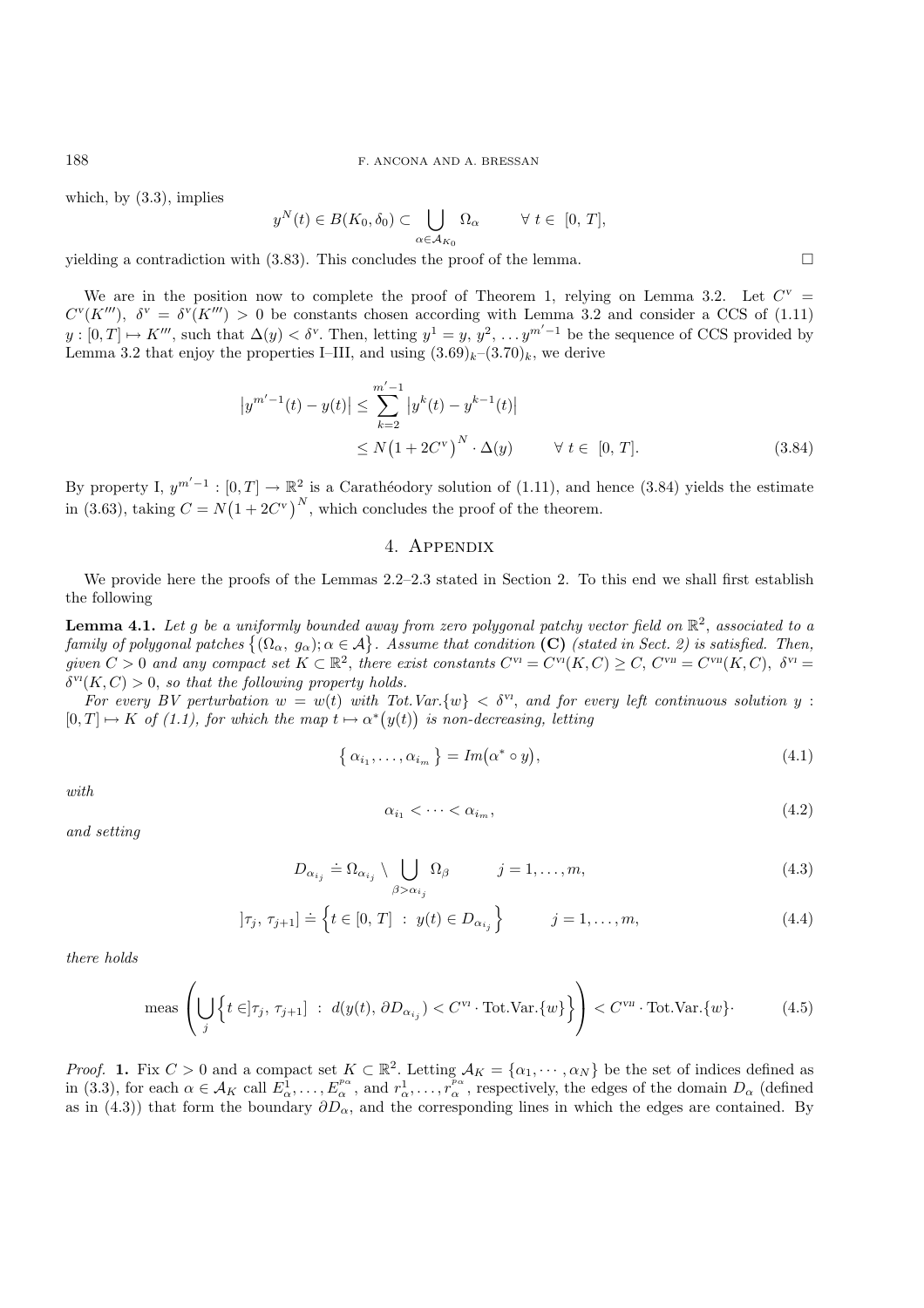which, by (3.3), implies

$$y^N(t) \in B(K_0, \delta_0) \subset \bigcup_{\alpha \in \mathcal{A}_{K_0}} \Omega_\alpha \qquad \forall\, t \in\ [0, T],$$

yielding a contradiction with (3.83). This concludes the proof of the lemma. □

We are in the position now to complete the proof of Theorem 1, relying on Lemma 3.2. Let $C^{\text{v}} = C^{\text{v}}(K''')$, $\delta^{\text{v}} = \delta^{\text{v}}(K''') > 0$ be constants chosen according with Lemma 3.2 and consider a CCS of (1.11) $y : [0, T] \mapsto K'''$, such that $\Delta(y) < \delta^{\text{v}}$. Then, letting $y^1 = y$, $y^2, \ldots y^{m'-1}$ be the sequence of CCS provided by Lemma 3.2 that enjoy the properties I–III, and using $(3.69)_k$–$(3.70)_k$, we derive

$$\begin{aligned} \left| y^{m'-1}(t) - y(t) \right| &\leq \sum_{k=2}^{m'-1} \left| y^k(t) - y^{k-1}(t) \right| \\ &\leq N\big(1 + 2C^{\text{v}}\big)^N \cdot \Delta(y) \qquad \forall\, t \in\ [0, T]. \end{aligned} \tag{3.84}$$

By property I, $y^{m'-1} : [0, T] \to \mathbb{R}^2$ is a Carathéodory solution of (1.11), and hence (3.84) yields the estimate in (3.63), taking $C = N\big(1 + 2C^{\text{v}}\big)^N$, which concludes the proof of the theorem.

## 4. Appendix

We provide here the proofs of the Lemmas 2.2–2.3 stated in Section 2. To this end we shall first establish the following

**Lemma 4.1.** *Let $g$ be a uniformly bounded away from zero polygonal patchy vector field on $\mathbb{R}^2$, associated to a family of polygonal patches $\big\{(\Omega_\alpha,\ g_\alpha); \alpha \in \mathcal{A}\big\}$. Assume that condition* **(C)** *(stated in Sect. 2) is satisfied. Then, given $C > 0$ and any compact set $K \subset \mathbb{R}^2$, there exist constants $C^{\text{vi}} = C^{\text{vi}}(K, C) \geq C$, $C^{\text{vii}} = C^{\text{vii}}(K, C)$, $\delta^{\text{vi}} = \delta^{\text{vi}}(K, C) > 0$, so that the following property holds.*

*For every BV perturbation $w = w(t)$ with Tot.Var.$\{w\} < \delta^{\text{vi}}$, and for every left continuous solution $y : [0, T] \mapsto K$ of (1.1), for which the map $t \mapsto \alpha^*\big(y(t)\big)$ is non-decreasing, letting*

$$\big\{\, \alpha_{i_1}, \ldots, \alpha_{i_m} \,\big\} = Im\big(\alpha^* \circ y\big), \tag{4.1}$$

*with*

$$\alpha_{i_1} < \cdots < \alpha_{i_m}, \tag{4.2}$$

*and setting*

$$D_{\alpha_{i_j}} \doteq \Omega_{\alpha_{i_j}} \setminus \bigcup_{\beta > \alpha_{i_j}} \Omega_\beta \qquad j = 1, \ldots, m, \tag{4.3}$$

$$]\tau_j,\ \tau_{j+1}] \doteq \Big\{ t \in [0,\, T] \ :\ y(t) \in D_{\alpha_{i_j}} \Big\} \qquad j = 1, \ldots, m, \tag{4.4}$$

*there holds*

$$\text{meas}\left( \bigcup_j \Big\{ t \in ]\tau_j,\ \tau_{j+1}] \ :\ d\big(y(t),\, \partial D_{\alpha_{i_j}}\big) < C^{\text{vi}} \cdot \text{Tot.Var.}\{w\} \Big\} \right) < C^{\text{vii}} \cdot \text{Tot.Var.}\{w\} \cdot \tag{4.5}$$

*Proof.* **1.** Fix $C > 0$ and a compact set $K \subset \mathbb{R}^2$. Letting $\mathcal{A}_K = \{\alpha_1, \cdots, \alpha_N\}$ be the set of indices defined as in (3.3), for each $\alpha \in \mathcal{A}_K$ call $E^1_\alpha, \ldots, E^{p_\alpha}_\alpha$, and $r^1_\alpha, \ldots, r^{p_\alpha}_\alpha$, respectively, the edges of the domain $D_\alpha$ (defined as in (4.3)) that form the boundary $\partial D_\alpha$, and the corresponding lines in which the edges are contained. By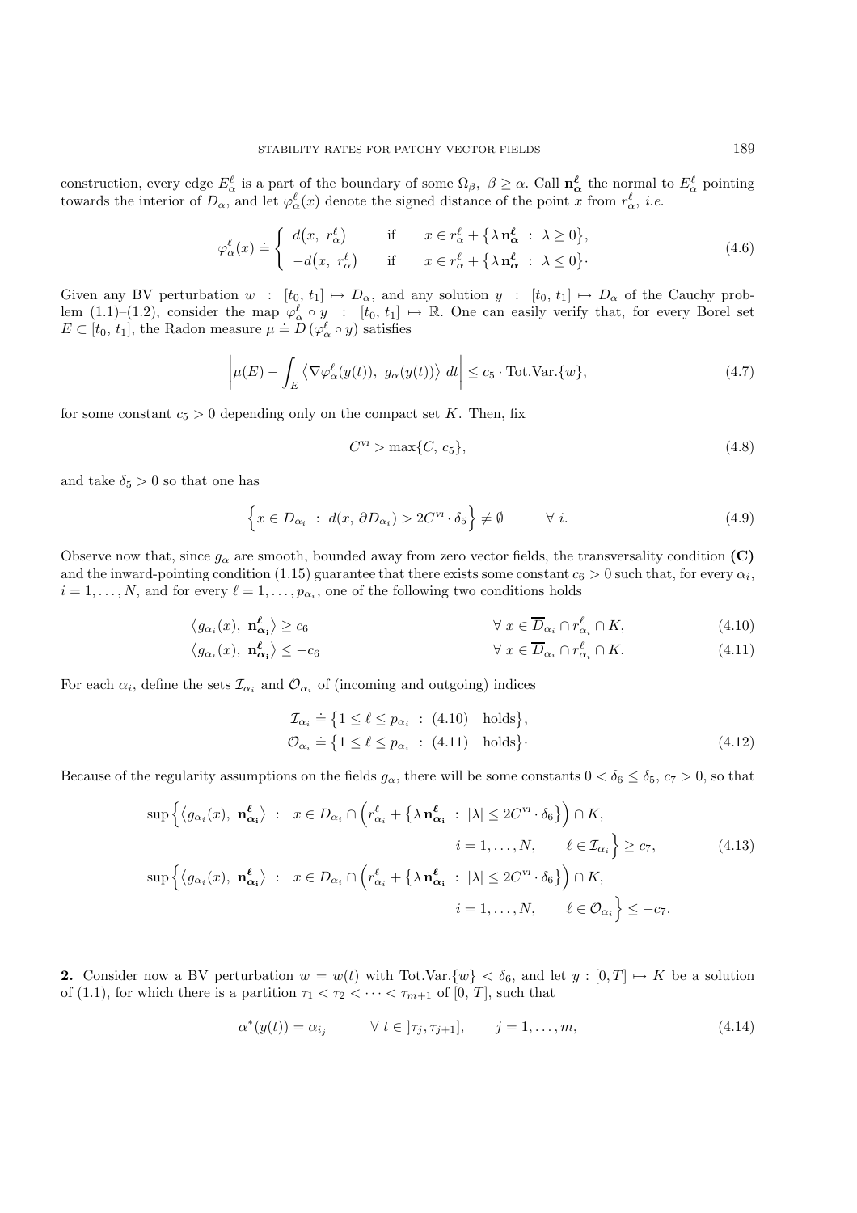construction, every edge $E_\alpha^\ell$ is a part of the boundary of some $\Omega_\beta$, $\beta \geq \alpha$. Call $\mathbf{n}_\alpha^\ell$ the normal to $E_\alpha^\ell$ pointing towards the interior of $D_\alpha$, and let $\varphi_\alpha^\ell(x)$ denote the signed distance of the point $x$ from $r_\alpha^\ell$, *i.e.*

$$
\varphi_\alpha^\ell(x) \doteq \begin{cases} d\big(x,\ r_\alpha^\ell\big) & \text{if} \quad x \in r_\alpha^\ell + \big\{\lambda\, \mathbf{n}_\alpha^\ell \ :\ \lambda \geq 0\big\}, \\ -d\big(x,\ r_\alpha^\ell\big) & \text{if} \quad x \in r_\alpha^\ell + \big\{\lambda\, \mathbf{n}_\alpha^\ell \ :\ \lambda \leq 0\big\}. \end{cases} \tag{4.6}
$$

Given any BV perturbation $w \ :\ [t_0,\, t_1] \mapsto D_\alpha$, and any solution $y \ :\ [t_0,\, t_1] \mapsto D_\alpha$ of the Cauchy problem (1.1)–(1.2), consider the map $\varphi_\alpha^\ell \circ y \ :\ [t_0,\, t_1] \mapsto \mathbb{R}$. One can easily verify that, for every Borel set $E \subset [t_0,\, t_1]$, the Radon measure $\mu \doteq D\,(\varphi_\alpha^\ell \circ y)$ satisfies

$$
\left| \mu(E) - \int_E \big\langle \nabla \varphi_\alpha^\ell(y(t)),\ g_\alpha(y(t)) \big\rangle \ dt \right| \leq c_5 \cdot \text{Tot.Var.}\{w\}, \tag{4.7}
$$

for some constant $c_5 > 0$ depending only on the compact set $K$. Then, fix

$$
C^{\text{VI}} > \max\{C,\, c_5\}, \tag{4.8}
$$

and take $\delta_5 > 0$ so that one has

$$
\Big\{ x \in D_{\alpha_i} \ :\ d(x,\, \partial D_{\alpha_i}) > 2 C^{\text{VI}} \cdot \delta_5 \Big\} \neq \emptyset \qquad \forall\ i. \tag{4.9}
$$

Observe now that, since $g_\alpha$ are smooth, bounded away from zero vector fields, the transversality condition **(C)** and the inward-pointing condition (1.15) guarantee that there exists some constant $c_6 > 0$ such that, for every $\alpha_i$, $i = 1, \ldots, N$, and for every $\ell = 1, \ldots, p_{\alpha_i}$, one of the following two conditions holds

$$
\big\langle g_{\alpha_i}(x),\ \mathbf{n}_{\alpha_i}^\ell \big\rangle \geq c_6 \qquad\qquad \forall\ x \in \overline{D}_{\alpha_i} \cap r_{\alpha_i}^\ell \cap K, \tag{4.10}
$$

$$
\big\langle g_{\alpha_i}(x),\ \mathbf{n}_{\alpha_i}^\ell \big\rangle \leq -c_6 \qquad\qquad \forall\ x \in \overline{D}_{\alpha_i} \cap r_{\alpha_i}^\ell \cap K. \tag{4.11}
$$

For each $\alpha_i$, define the sets $\mathcal{I}_{\alpha_i}$ and $\mathcal{O}_{\alpha_i}$ of (incoming and outgoing) indices

$$
\begin{aligned}
\mathcal{I}_{\alpha_i} &\doteq \big\{ 1 \leq \ell \leq p_{\alpha_i} \ :\ (4.10) \quad \text{holds} \big\}, \\
\mathcal{O}_{\alpha_i} &\doteq \big\{ 1 \leq \ell \leq p_{\alpha_i} \ :\ (4.11) \quad \text{holds} \big\}.
\end{aligned} \tag{4.12}
$$

Because of the regularity assumptions on the fields $g_\alpha$, there will be some constants $0 < \delta_6 \leq \delta_5$, $c_7 > 0$, so that

$$
\begin{aligned}
&\sup \Big\{ \big\langle g_{\alpha_i}(x),\ \mathbf{n}_{\alpha_i}^\ell \big\rangle \ :\ x \in D_{\alpha_i} \cap \Big( r_{\alpha_i}^\ell + \big\{ \lambda\, \mathbf{n}_{\alpha_i}^\ell \ :\ |\lambda| \leq 2 C^{\text{VI}} \cdot \delta_6 \big\} \Big) \cap K, \\
&\qquad\qquad\qquad\qquad\qquad\qquad\qquad i = 1, \ldots, N, \qquad \ell \in \mathcal{I}_{\alpha_i} \Big\} \geq c_7, \\
&\sup \Big\{ \big\langle g_{\alpha_i}(x),\ \mathbf{n}_{\alpha_i}^\ell \big\rangle \ :\ x \in D_{\alpha_i} \cap \Big( r_{\alpha_i}^\ell + \big\{ \lambda\, \mathbf{n}_{\alpha_i}^\ell \ :\ |\lambda| \leq 2 C^{\text{VI}} \cdot \delta_6 \big\} \Big) \cap K, \\
&\qquad\qquad\qquad\qquad\qquad\qquad\qquad i = 1, \ldots, N, \qquad \ell \in \mathcal{O}_{\alpha_i} \Big\} \leq -c_7.
\end{aligned} \tag{4.13}
$$

**2.** Consider now a BV perturbation $w = w(t)$ with Tot.Var.$\{w\} < \delta_6$, and let $y : [0, T] \mapsto K$ be a solution of (1.1), for which there is a partition $\tau_1 < \tau_2 < \cdots < \tau_{m+1}$ of $[0,\, T]$, such that

$$
\alpha^*(y(t)) = \alpha_{i_j} \qquad \forall\ t \in\, ]\tau_j, \tau_{j+1}], \qquad j = 1, \ldots, m, \tag{4.14}
$$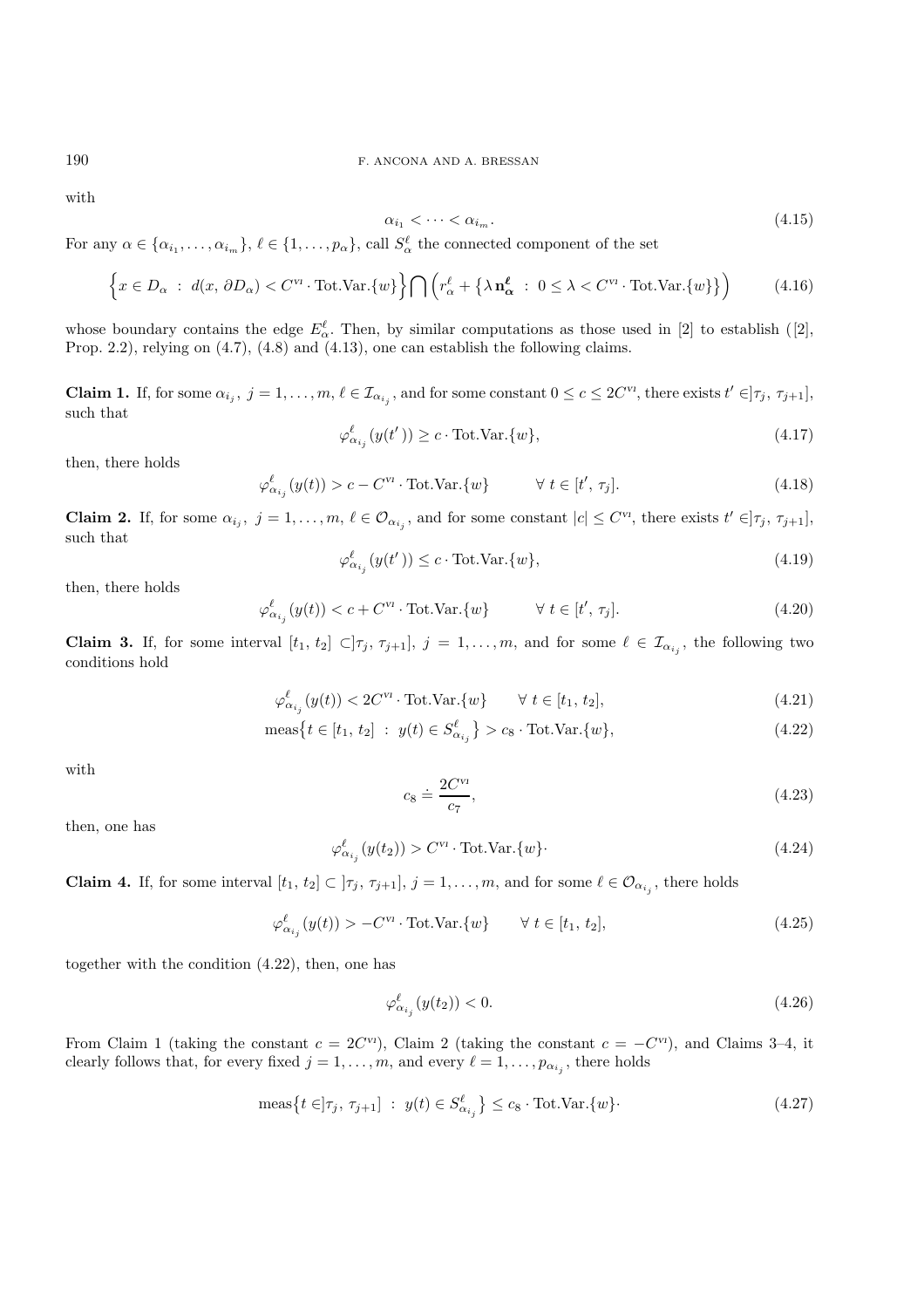with

$$\alpha_{i_1} < \cdots < \alpha_{i_m}. \tag{4.15}$$

For any $\alpha \in \{\alpha_{i_1}, \ldots, \alpha_{i_m}\}$, $\ell \in \{1, \ldots, p_\alpha\}$, call $S_\alpha^\ell$ the connected component of the set

$$\Big\{x \in D_\alpha \ : \ d(x, \partial D_\alpha) < C^{\text{vi}} \cdot \text{Tot.Var.}\{w\}\Big\} \bigcap \Big(r_\alpha^\ell + \big\{\lambda \, \mathbf{n}_{\boldsymbol{\alpha}}^{\boldsymbol{\ell}} \ : \ 0 \le \lambda < C^{\text{vi}} \cdot \text{Tot.Var.}\{w\}\big\}\Big) \tag{4.16}$$

whose boundary contains the edge $E_\alpha^\ell$. Then, by similar computations as those used in [2] to establish ([2], Prop. 2.2), relying on (4.7), (4.8) and (4.13), one can establish the following claims.

**Claim 1.** If, for some $\alpha_{i_j}$, $j = 1, \ldots, m$, $\ell \in \mathcal{I}_{\alpha_{i_j}}$, and for some constant $0 \le c \le 2C^{\text{vi}}$, there exists $t' \in ]\tau_j, \tau_{j+1}]$, such that

$$\varphi_{\alpha_{i_j}}^\ell(y(t')) \ge c \cdot \text{Tot.Var.}\{w\}, \tag{4.17}$$

then, there holds

$$\varphi_{\alpha_{i_j}}^\ell(y(t)) > c - C^{\text{vi}} \cdot \text{Tot.Var.}\{w\} \qquad \forall \ t \in [t', \tau_j]. \tag{4.18}$$

**Claim 2.** If, for some $\alpha_{i_j}$, $j = 1, \ldots, m$, $\ell \in \mathcal{O}_{\alpha_{i_j}}$, and for some constant $|c| \le C^{\text{vi}}$, there exists $t' \in ]\tau_j, \tau_{j+1}]$, such that

$$\varphi_{\alpha_{i_j}}^\ell(y(t')) \le c \cdot \text{Tot.Var.}\{w\}, \tag{4.19}$$

then, there holds

$$\varphi_{\alpha_{i_j}}^\ell(y(t)) < c + C^{\text{vi}} \cdot \text{Tot.Var.}\{w\} \qquad \forall \ t \in [t', \tau_j]. \tag{4.20}$$

**Claim 3.** If, for some interval $[t_1, t_2] \subset ]\tau_j, \tau_{j+1}]$, $j = 1, \ldots, m$, and for some $\ell \in \mathcal{I}_{\alpha_{i_j}}$, the following two conditions hold

$$\varphi_{\alpha_{i_j}}^\ell(y(t)) < 2C^{\text{vi}} \cdot \text{Tot.Var.}\{w\} \qquad \forall \ t \in [t_1, t_2], \tag{4.21}$$

$$\text{meas}\big\{t \in [t_1, t_2] \ : \ y(t) \in S_{\alpha_{i_j}}^\ell\big\} > c_8 \cdot \text{Tot.Var.}\{w\}, \tag{4.22}$$

with

$$c_8 \doteq \frac{2C^{\text{vi}}}{c_7}, \tag{4.23}$$

then, one has

$$\varphi_{\alpha_{i_j}}^\ell(y(t_2)) > C^{\text{vi}} \cdot \text{Tot.Var.}\{w\}\cdot \tag{4.24}$$

**Claim 4.** If, for some interval $[t_1, t_2] \subset \, ]\tau_j, \tau_{j+1}]$, $j = 1, \ldots, m$, and for some $\ell \in \mathcal{O}_{\alpha_{i_j}}$, there holds

$$\varphi_{\alpha_{i_j}}^\ell(y(t)) > -C^{\text{vi}} \cdot \text{Tot.Var.}\{w\} \qquad \forall \ t \in [t_1, t_2], \tag{4.25}$$

together with the condition (4.22), then, one has

$$\varphi_{\alpha_{i_j}}^\ell(y(t_2)) < 0. \tag{4.26}$$

From Claim 1 (taking the constant $c = 2C^{\text{vi}}$), Claim 2 (taking the constant $c = -C^{\text{vi}}$), and Claims 3–4, it clearly follows that, for every fixed $j = 1, \ldots, m$, and every $\ell = 1, \ldots, p_{\alpha_{i_j}}$, there holds

$$\text{meas}\big\{t \in ]\tau_j, \tau_{j+1}] \ : \ y(t) \in S_{\alpha_{i_j}}^\ell\big\} \le c_8 \cdot \text{Tot.Var.}\{w\}\cdot \tag{4.27}$$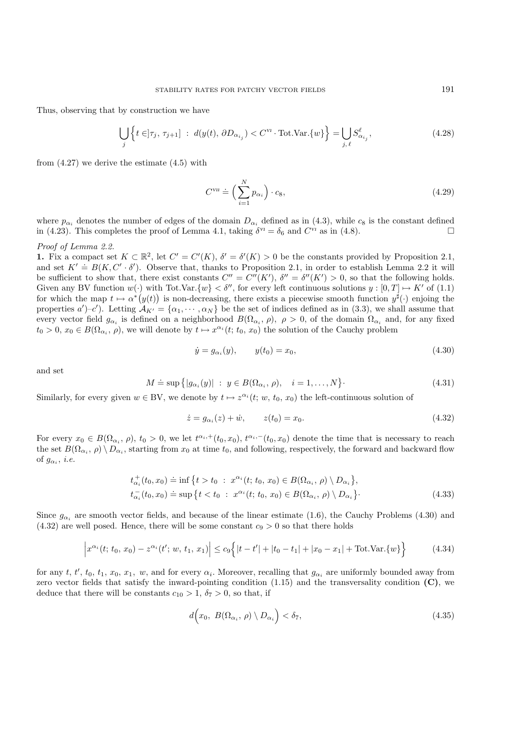Thus, observing that by construction we have

$$\bigcup_j \Big\{ t \in ]\tau_j,\, \tau_{j+1}] \ :\ d(y(t),\, \partial D_{\alpha_{i_j}}) < C^{\rm VI} \cdot \text{Tot.Var.}\{w\} \Big\} = \bigcup_{j,\,\ell} S^{\ell}_{\alpha_{i_j}}, \tag{4.28}$$

from (4.27) we derive the estimate (4.5) with

$$C^{\rm VII} \doteq \Big( \sum_{i=1}^{N} p_{\alpha_i} \Big) \cdot c_8, \tag{4.29}$$

where $p_{\alpha_i}$ denotes the number of edges of the domain $D_{\alpha_i}$ defined as in (4.3), while $c_8$ is the constant defined in (4.23). This completes the proof of Lemma 4.1, taking $\delta^{\rm VI} = \delta_6$ and $C^{\rm VI}$ as in (4.8). □

*Proof of Lemma 2.2.*

**1.** Fix a compact set $K \subset \mathbb{R}^2$, let $C' = C'(K)$, $\delta' = \delta'(K) > 0$ be the constants provided by Proposition 2.1, and set $K' \doteq B(K, C' \cdot \delta')$. Observe that, thanks to Proposition 2.1, in order to establish Lemma 2.2 it will be sufficient to show that, there exist constants $C'' = C''(K')$, $\delta'' = \delta''(K') > 0$, so that the following holds. Given any BV function $w(\cdot)$ with Tot.Var.$\{w\} < \delta''$, for every left continuous solutions $y : [0, T] \mapsto K'$ of (1.1) for which the map $t \mapsto \alpha^*\big(y(t)\big)$ is non-decreasing, there exists a piecewise smooth function $y^\sharp(\cdot)$ enjoing the properties $a')$–$c')$. Letting $\mathcal{A}_{K'} = \{\alpha_1, \cdots, \alpha_N\}$ be the set of indices defined as in (3.3), we shall assume that every vector field $g_{\alpha_i}$ is defined on a neighborhood $B(\Omega_{\alpha_i}, \rho)$, $\rho > 0$, of the domain $\Omega_{\alpha_i}$ and, for any fixed $t_0 > 0$, $x_0 \in B(\Omega_{\alpha_i}, \rho)$, we will denote by $t \mapsto x^{\alpha_i}(t;\, t_0,\, x_0)$ the solution of the Cauchy problem

$$\dot{y} = g_{\alpha_i}(y), \qquad y(t_0) = x_0, \tag{4.30}$$

and set

$$M \doteq \sup\big\{ |g_{\alpha_i}(y)| \ :\ y \in B(\Omega_{\alpha_i}, \rho), \quad i = 1, \ldots, N \big\}. \tag{4.31}$$

Similarly, for every given $w \in \text{BV}$, we denote by $t \mapsto z^{\alpha_i}(t;\, w,\, t_0,\, x_0)$ the left-continuous solution of

$$\dot{z} = g_{\alpha_i}(z) + \dot{w}, \qquad z(t_0) = x_0. \tag{4.32}$$

For every $x_0 \in B(\Omega_{\alpha_i}, \rho)$, $t_0 > 0$, we let $t^{\alpha_i, +}(t_0, x_0)$, $t^{\alpha_i, -}(t_0, x_0)$ denote the time that is necessary to reach the set $B(\Omega_{\alpha_i}, \rho) \setminus D_{\alpha_i}$, starting from $x_0$ at time $t_0$, and following, respectively, the forward and backward flow of $g_{\alpha_i}$, *i.e.*

$$\begin{aligned}
t^{+}_{\alpha_i}(t_0, x_0) &\doteq \inf\big\{ t > t_0 \ :\ x^{\alpha_i}(t;\, t_0,\, x_0) \in B(\Omega_{\alpha_i}, \rho) \setminus D_{\alpha_i} \big\}, \\
t^{-}_{\alpha_i}(t_0, x_0) &\doteq \sup\big\{ t < t_0 \ :\ x^{\alpha_i}(t;\, t_0,\, x_0) \in B(\Omega_{\alpha_i}, \rho) \setminus D_{\alpha_i} \big\}.
\end{aligned} \tag{4.33}$$

Since $g_{\alpha_i}$ are smooth vector fields, and because of the linear estimate (1.6), the Cauchy Problems (4.30) and (4.32) are well posed. Hence, there will be some constant $c_9 > 0$ so that there holds

$$\Big| x^{\alpha_i}(t;\, t_0,\, x_0) - z^{\alpha_i}(t';\, w,\, t_1,\, x_1) \Big| \leq c_9 \Big\{ |t - t'| + |t_0 - t_1| + |x_0 - x_1| + \text{Tot.Var.}\{w\} \Big\} \tag{4.34}$$

for any $t$, $t'$, $t_0$, $t_1$, $x_0$, $x_1$, $w$, and for every $\alpha_i$. Moreover, recalling that $g_{\alpha_i}$ are uniformly bounded away from zero vector fields that satisfy the inward-pointing condition (1.15) and the transversality condition **(C)**, we deduce that there will be constants $c_{10} > 1$, $\delta_7 > 0$, so that, if

$$d\Big( x_0,\ B(\Omega_{\alpha_i}, \rho) \setminus D_{\alpha_i} \Big) < \delta_7, \tag{4.35}$$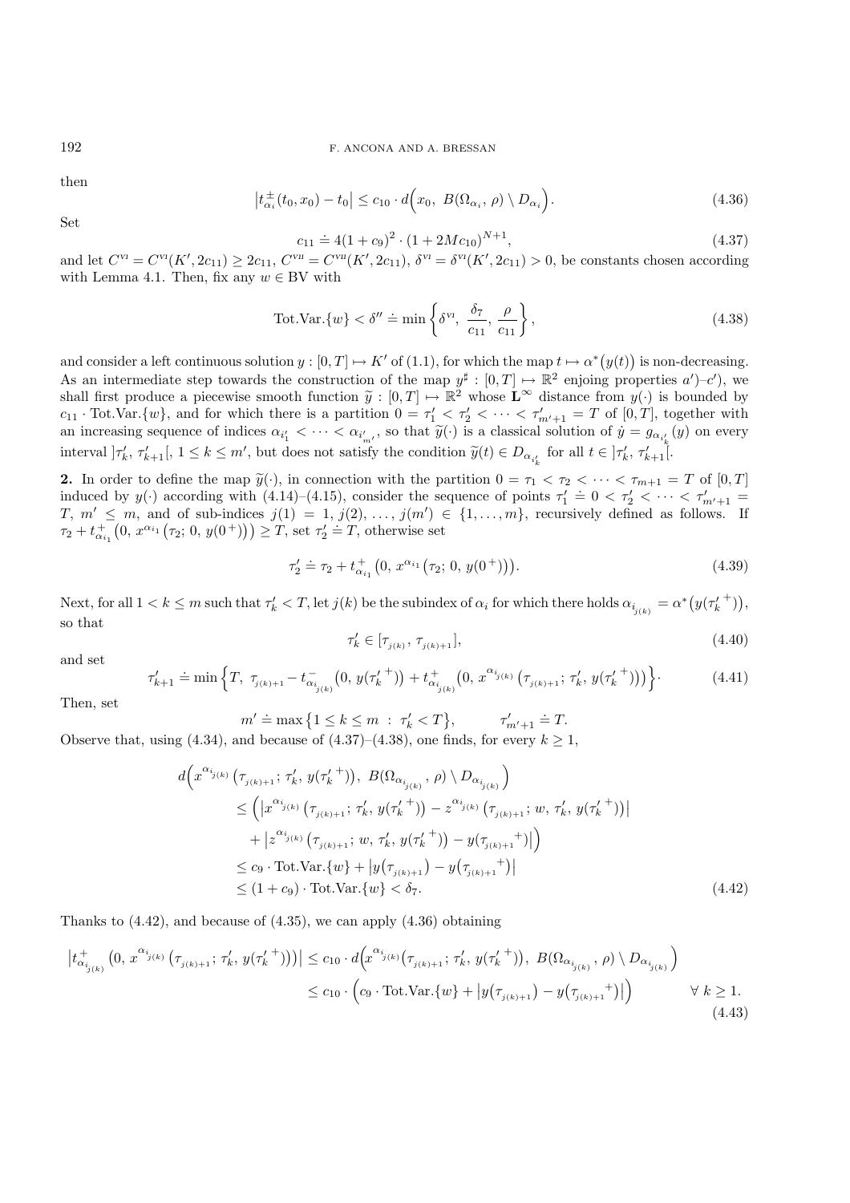then

$$\left|t^{\pm}_{\alpha_i}(t_0, x_0) - t_0\right| \leq c_{10} \cdot d\Big(x_0,\ B(\Omega_{\alpha_i},\, \rho) \setminus D_{\alpha_i}\Big). \tag{4.36}$$

Set

$$c_{11} \doteq 4(1+c_9)^2 \cdot (1+2Mc_{10})^{N+1}, \tag{4.37}$$

and let $C^{\text{VI}} = C^{\text{VI}}(K', 2c_{11}) \geq 2c_{11}$, $C^{\text{VII}} = C^{\text{VII}}(K', 2c_{11})$, $\delta^{\text{VI}} = \delta^{\text{VI}}(K', 2c_{11}) > 0$, be constants chosen according with Lemma 4.1. Then, fix any $w \in \text{BV}$ with

$$\text{Tot.Var.}\{w\} < \delta'' \doteq \min\left\{\delta^{\text{VI}},\ \frac{\delta_7}{c_{11}},\ \frac{\rho}{c_{11}}\right\}, \tag{4.38}$$

and consider a left continuous solution $y : [0, T] \mapsto K'$ of (1.1), for which the map $t \mapsto \alpha^*\big(y(t)\big)$ is non-decreasing. As an intermediate step towards the construction of the map $y^\sharp : [0, T] \mapsto \mathbb{R}^2$ enjoing properties $a')$–$c')$, we shall first produce a piecewise smooth function $\widetilde{y} : [0, T] \mapsto \mathbb{R}^2$ whose $\mathbf{L}^\infty$ distance from $y(\cdot)$ is bounded by $c_{11} \cdot \text{Tot.Var.}\{w\}$, and for which there is a partition $0 = \tau'_1 < \tau'_2 < \cdots < \tau'_{m'+1} = T$ of $[0, T]$, together with an increasing sequence of indices $\alpha_{i'_1} < \cdots < \alpha_{i'_{m'}}$, so that $\widetilde{y}(\cdot)$ is a classical solution of $\dot{y} = g_{\alpha_{i'_k}}(y)$ on every interval $]\tau'_k, \tau'_{k+1}[$, $1 \leq k \leq m'$, but does not satisfy the condition $\widetilde{y}(t) \in D_{\alpha_{i'_k}}$ for all $t \in\, ]\tau'_k, \tau'_{k+1}[$.

**2.** In order to define the map $\widetilde{y}(\cdot)$, in connection with the partition $0 = \tau_1 < \tau_2 < \cdots < \tau_{m+1} = T$ of $[0, T]$ induced by $y(\cdot)$ according with (4.14)–(4.15), consider the sequence of points $\tau'_1 \doteq 0 < \tau'_2 < \cdots < \tau'_{m'+1} = T$, $m' \leq m$, and of sub-indices $j(1) = 1, j(2), \ldots, j(m') \in \{1, \ldots, m\}$, recursively defined as follows. If $\tau_2 + t^+_{\alpha_{i_1}}\big(0,\, x^{\alpha_{i_1}}\big(\tau_2;\, 0,\, y(0^+)\big)\big) \geq T$, set $\tau'_2 \doteq T$, otherwise set

$$\tau'_2 \doteq \tau_2 + t^+_{\alpha_{i_1}}\big(0,\ x^{\alpha_{i_1}}\big(\tau_2;\, 0,\, y(0^+)\big)\big). \tag{4.39}$$

Next, for all $1 < k \leq m$ such that $\tau'_k < T$, let $j(k)$ be the subindex of $\alpha_i$ for which there holds $\alpha_{i_{j(k)}} = \alpha^*\big(y({\tau'_k}^+)\big)$, so that

$$\tau'_k \in [\tau_{j(k)},\, \tau_{j(k)+1}], \tag{4.40}$$

and set

$$\tau'_{k+1} \doteq \min\Big\{T,\ \tau_{j(k)+1} - t^-_{\alpha_{i_{j(k)}}}\big(0,\, y({\tau'_k}^+)\big) + t^+_{\alpha_{i_{j(k)}}}\big(0,\, x^{\alpha_{i_{j(k)}}}\big(\tau_{j(k)+1};\, \tau'_k,\, y({\tau'_k}^+)\big)\big)\Big\}. \tag{4.41}$$

Then, set

$$m' \doteq \max\big\{1 \leq k \leq m\ :\ \tau'_k < T\big\}, \qquad \tau'_{m'+1} \doteq T.$$

Observe that, using (4.34), and because of (4.37)–(4.38), one finds, for every $k \geq 1$,

$$\begin{aligned}
d\Big(x^{\alpha_{i_{j(k)}}}&\big(\tau_{j(k)+1};\, \tau'_k,\, y({\tau'_k}^+)\big),\ B(\Omega_{\alpha_{i_{j(k)}}},\, \rho) \setminus D_{\alpha_{i_{j(k)}}}\Big) \\
&\leq \Big(\big|x^{\alpha_{i_{j(k)}}}\big(\tau_{j(k)+1};\, \tau'_k,\, y({\tau'_k}^+)\big) - z^{\alpha_{i_{j(k)}}}\big(\tau_{j(k)+1};\, w,\, \tau'_k,\, y({\tau'_k}^+)\big)\big| \\
&\qquad + \big|z^{\alpha_{i_{j(k)}}}\big(\tau_{j(k)+1};\, w,\, \tau'_k,\, y({\tau'_k}^+)\big) - y({\tau_{j(k)+1}}^+)\big|\Big) \\
&\leq c_9 \cdot \text{Tot.Var.}\{w\} + \big|y\big(\tau_{j(k)+1}\big) - y\big({\tau_{j(k)+1}}^+\big)\big| \\
&\leq (1 + c_9) \cdot \text{Tot.Var.}\{w\} < \delta_7.
\end{aligned} \tag{4.42}$$

Thanks to (4.42), and because of (4.35), we can apply (4.36) obtaining

$$\begin{aligned}
\Big|t^+_{\alpha_{i_{j(k)}}}\big(0,\, x^{\alpha_{i_{j(k)}}}\big(\tau_{j(k)+1};\, \tau'_k,\, y({\tau'_k}^+)\big)\big)\Big| &\leq c_{10} \cdot d\Big(x^{\alpha_{i_{j(k)}}}\big(\tau_{j(k)+1};\, \tau'_k,\, y({\tau'_k}^+)\big),\ B(\Omega_{\alpha_{i_{j(k)}}},\, \rho) \setminus D_{\alpha_{i_{j(k)}}}\Big) \\
&\leq c_{10} \cdot \Big(c_9 \cdot \text{Tot.Var.}\{w\} + \big|y\big(\tau_{j(k)+1}\big) - y\big({\tau_{j(k)+1}}^+\big)\big|\Big) \qquad \forall\ k \geq 1.
\end{aligned} \tag{4.43}$$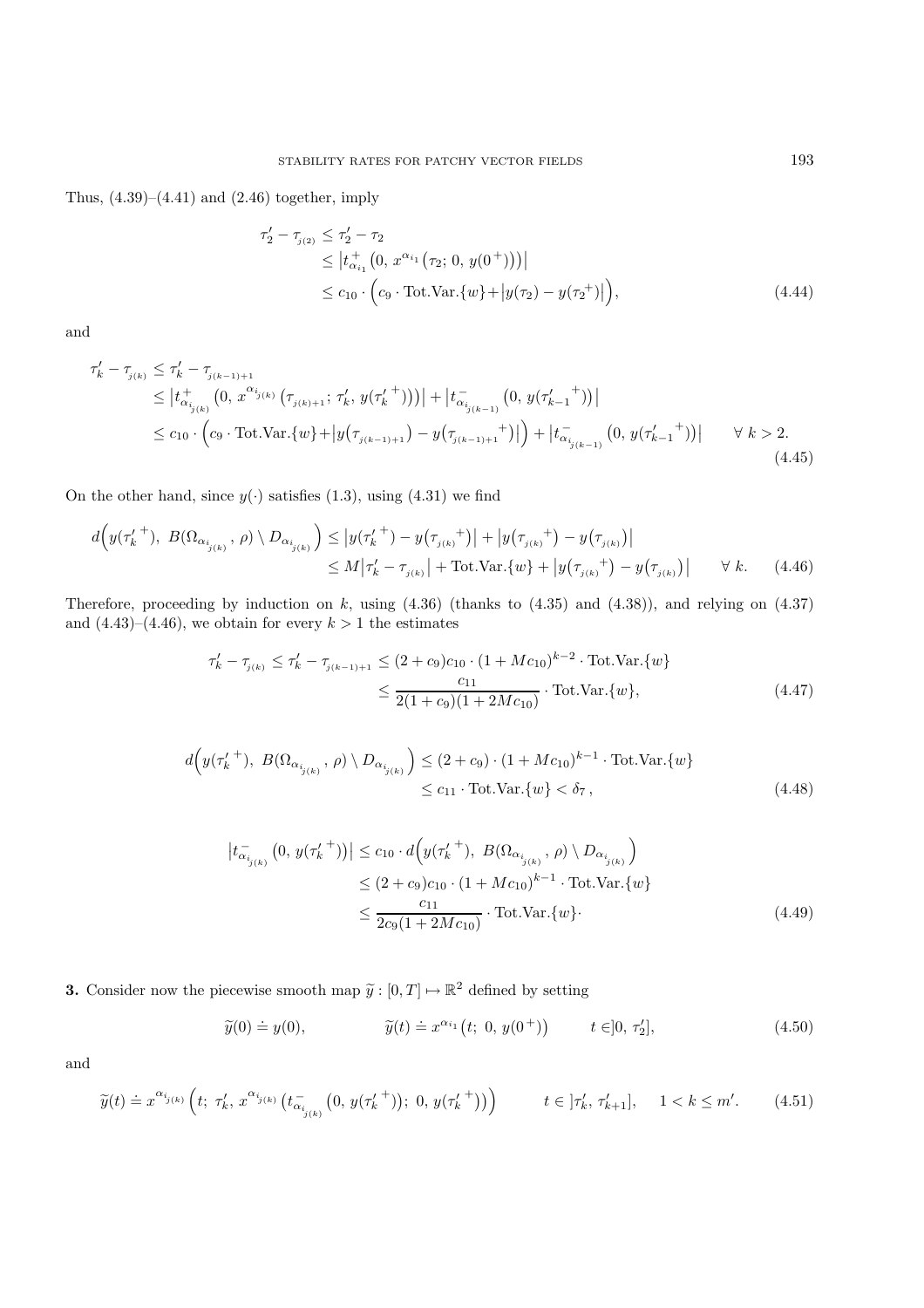Thus, (4.39)–(4.41) and (2.46) together, imply

$$
\begin{aligned}
\tau_2' - \tau_{j(2)} &\leq \tau_2' - \tau_2 \\
&\leq \left| t^+_{\alpha_{i_1}}\big(0,\, x^{\alpha_{i_1}}(\tau_2;\, 0,\, y(0^+))\big)\right| \\
&\leq c_{10} \cdot \Big( c_9 \cdot \text{Tot.Var.}\{w\} + \big|y(\tau_2) - y(\tau_2{}^+)\big|\Big),
\end{aligned} \tag{4.44}
$$

and

$$
\begin{aligned}
\tau_k' - \tau_{j(k)} &\leq \tau_k' - \tau_{j(k-1)+1} \\
&\leq \left| t^+_{\alpha_{i_{j(k)}}}\big(0,\, x^{\alpha_{i_{j(k)}}}(\tau_{j(k)+1};\, \tau_k',\, y({\tau_k'}^+))\big)\right| + \left| t^-_{\alpha_{i_{j(k-1)}}}\big(0,\, y({\tau_{k-1}'}^+)\big)\right| \\
&\leq c_{10} \cdot \Big( c_9 \cdot \text{Tot.Var.}\{w\} + \big|y(\tau_{j(k-1)+1}) - y({\tau_{j(k-1)+1}}^+)\big|\Big) + \left| t^-_{\alpha_{i_{j(k-1)}}}\big(0,\, y({\tau_{k-1}'}^+)\big)\right| \qquad \forall\, k > 2.
\end{aligned} \tag{4.45}
$$

On the other hand, since $y(\cdot)$ satisfies (1.3), using (4.31) we find

$$
\begin{aligned}
d\Big(y({\tau_k'}^+),\, B(\Omega_{\alpha_{i_{j(k)}}}, \rho) \setminus D_{\alpha_{i_{j(k)}}}\Big) &\leq \big|y({\tau_k'}^+) - y({\tau_{j(k)}}^+)\big| + \big|y({\tau_{j(k)}}^+) - y(\tau_{j(k)})\big| \\
&\leq M\big|\tau_k' - \tau_{j(k)}\big| + \text{Tot.Var.}\{w\} + \big|y({\tau_{j(k)}}^+) - y(\tau_{j(k)})\big| \qquad \forall\, k.
\end{aligned} \tag{4.46}
$$

Therefore, proceeding by induction on $k$, using (4.36) (thanks to (4.35) and (4.38)), and relying on (4.37) and (4.43)–(4.46), we obtain for every $k > 1$ the estimates

$$
\begin{aligned}
\tau_k' - \tau_{j(k)} \leq \tau_k' - \tau_{j(k-1)+1} &\leq (2 + c_9)c_{10} \cdot (1 + Mc_{10})^{k-2} \cdot \text{Tot.Var.}\{w\} \\
&\leq \frac{c_{11}}{2(1 + c_9)(1 + 2Mc_{10})} \cdot \text{Tot.Var.}\{w\},
\end{aligned} \tag{4.47}
$$

$$
\begin{aligned}
d\Big(y({\tau_k'}^+),\, B(\Omega_{\alpha_{i_{j(k)}}}, \rho) \setminus D_{\alpha_{i_{j(k)}}}\Big) &\leq (2 + c_9) \cdot (1 + Mc_{10})^{k-1} \cdot \text{Tot.Var.}\{w\} \\
&\leq c_{11} \cdot \text{Tot.Var.}\{w\} < \delta_7,
\end{aligned} \tag{4.48}
$$

$$
\begin{aligned}
\left| t^-_{\alpha_{i_{j(k)}}}\big(0,\, y({\tau_k'}^+)\big)\right| &\leq c_{10} \cdot d\Big(y({\tau_k'}^+),\, B(\Omega_{\alpha_{i_{j(k)}}}, \rho) \setminus D_{\alpha_{i_{j(k)}}}\Big) \\
&\leq (2 + c_9)c_{10} \cdot (1 + Mc_{10})^{k-1} \cdot \text{Tot.Var.}\{w\} \\
&\leq \frac{c_{11}}{2c_9(1 + 2Mc_{10})} \cdot \text{Tot.Var.}\{w\}\cdot
\end{aligned} \tag{4.49}
$$

**3.** Consider now the piecewise smooth map $\widetilde{y} : [0, T] \mapsto \mathbb{R}^2$ defined by setting

$$
\widetilde{y}(0) \doteq y(0), \qquad\qquad \widetilde{y}(t) \doteq x^{\alpha_{i_1}}\big(t;\, 0,\, y(0^+)\big) \qquad t \in ]0,\, \tau_2'], \tag{4.50}
$$

and

$$
\widetilde{y}(t) \doteq x^{\alpha_{i_{j(k)}}}\Big(t;\, \tau_k',\, x^{\alpha_{i_{j(k)}}}\big(t^-_{\alpha_{i_{j(k)}}}\big(0,\, y({\tau_k'}^+)\big);\, 0,\, y({\tau_k'}^+)\big)\Big) \qquad t \in\, ]\tau_k',\, \tau_{k+1}'], \quad 1 < k \leq m'. \tag{4.51}
$$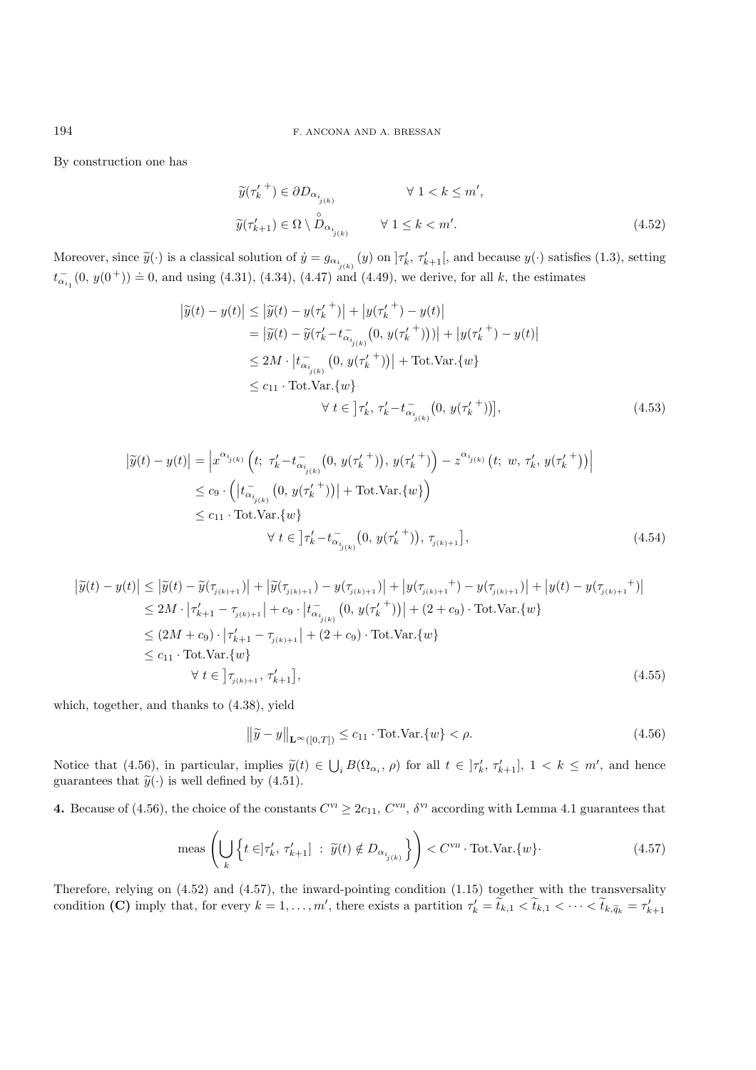By construction one has

$$
\begin{aligned}
&\widetilde{y}({\tau'_k}^+) \in \partial D_{\alpha_{i_{j(k)}}} \qquad\qquad \forall\ 1 < k \le m',\\
&\widetilde{y}(\tau'_{k+1}) \in \Omega \setminus \overset{\circ}{D}_{\alpha_{i_{j(k)}}} \qquad \forall\ 1 \le k < m'.
\end{aligned}
\tag{4.52}
$$

Moreover, since $\widetilde{y}(\cdot)$ is a classical solution of $\dot{y} = g_{\alpha_{i_{j(k)}}}(y)$ on $]\tau'_k,\, \tau'_{k+1}[$, and because $y(\cdot)$ satisfies (1.3), setting $t^-_{\alpha_{i_1}}(0,\, y(0^+)) \doteq 0$, and using (4.31), (4.34), (4.47) and (4.49), we derive, for all $k$, the estimates

$$
\begin{aligned}
\big|\widetilde{y}(t) - y(t)\big| &\le \big|\widetilde{y}(t) - y({\tau'_k}^+)\big| + \big|y({\tau'_k}^+) - y(t)\big|\\
&= \big|\widetilde{y}(t) - \widetilde{y}(\tau'_k - t^-_{\alpha_{i_{j(k)}}}(0,\, y({\tau'_k}^+)))\big| + \big|y({\tau'_k}^+) - y(t)\big|\\
&\le 2M \cdot \big|t^-_{\alpha_{i_{j(k)}}}(0,\, y({\tau'_k}^+))\big| + \text{Tot.Var.}\{w\}\\
&\le c_{11} \cdot \text{Tot.Var.}\{w\}\\
&\qquad\qquad \forall\ t \in \big]\tau'_k,\, \tau'_k - t^-_{\alpha_{i_{j(k)}}}(0,\, y({\tau'_k}^+))\big],
\end{aligned}
\tag{4.53}
$$

$$
\begin{aligned}
\big|\widetilde{y}(t) - y(t)\big| &= \Big|x^{\alpha_{i_{j(k)}}}\Big(t;\ \tau'_k - t^-_{\alpha_{i_{j(k)}}}(0,\, y({\tau'_k}^+)),\, y({\tau'_k}^+)\Big) - z^{\alpha_{i_{j(k)}}}\big(t;\ w,\, \tau'_k,\, y({\tau'_k}^+)\big)\Big|\\
&\le c_9 \cdot \Big(\big|t^-_{\alpha_{i_{j(k)}}}(0,\, y({\tau'_k}^+))\big| + \text{Tot.Var.}\{w\}\Big)\\
&\le c_{11} \cdot \text{Tot.Var.}\{w\}\\
&\qquad\qquad \forall\ t \in \big]\tau'_k - t^-_{\alpha_{i_{j(k)}}}(0,\, y({\tau'_k}^+)),\, \tau_{j(k)+1}\big],
\end{aligned}
\tag{4.54}
$$

$$
\begin{aligned}
\big|\widetilde{y}(t) - y(t)\big| &\le \big|\widetilde{y}(t) - \widetilde{y}(\tau_{j(k)+1})\big| + \big|\widetilde{y}(\tau_{j(k)+1}) - y(\tau_{j(k)+1})\big| + \big|y({\tau_{j(k)+1}}^+) - y(\tau_{j(k)+1})\big| + \big|y(t) - y({\tau_{j(k)+1}}^+)\big|\\
&\le 2M \cdot \big|\tau'_{k+1} - \tau_{j(k)+1}\big| + c_9 \cdot \big|t^-_{\alpha_{i_{j(k)}}}(0,\, y({\tau'_k}^+))\big| + (2 + c_9) \cdot \text{Tot.Var.}\{w\}\\
&\le (2M + c_9) \cdot \big|\tau'_{k+1} - \tau_{j(k)+1}\big| + (2 + c_9) \cdot \text{Tot.Var.}\{w\}\\
&\le c_{11} \cdot \text{Tot.Var.}\{w\}\\
&\qquad \forall\ t \in \big]\tau_{j(k)+1},\, \tau'_{k+1}\big],
\end{aligned}
\tag{4.55}
$$

which, together, and thanks to (4.38), yield

$$
\big\|\widetilde{y} - y\big\|_{\mathbf{L}^\infty([0,T])} \le c_{11} \cdot \text{Tot.Var.}\{w\} < \rho.
\tag{4.56}
$$

Notice that (4.56), in particular, implies $\widetilde{y}(t) \in \bigcup_i B(\Omega_{\alpha_i},\, \rho)$ for all $t \in\, ]\tau'_k,\, \tau'_{k+1}]$, $1 < k \le m'$, and hence guarantees that $\widetilde{y}(\cdot)$ is well defined by (4.51).

**4.** Because of (4.56), the choice of the constants $C^{\text{VI}} \ge 2c_{11}$, $C^{\text{VII}}$, $\delta^{\text{VI}}$ according with Lemma 4.1 guarantees that

$$
\text{meas}\left(\bigcup_k \Big\{t \in ]\tau'_k,\, \tau'_{k+1}]\ :\ \widetilde{y}(t) \notin D_{\alpha_{i_{j(k)}}}\Big\}\right) < C^{\text{VII}} \cdot \text{Tot.Var.}\{w\}\cdot
\tag{4.57}
$$

Therefore, relying on (4.52) and (4.57), the inward-pointing condition (1.15) together with the transversality condition **(C)** imply that, for every $k = 1, \ldots, m'$, there exists a partition $\tau'_k = \widetilde{t}_{k,1} < \widetilde{t}_{k,1} < \cdots < \widetilde{t}_{k,\widetilde{q}_k} = \tau'_{k+1}$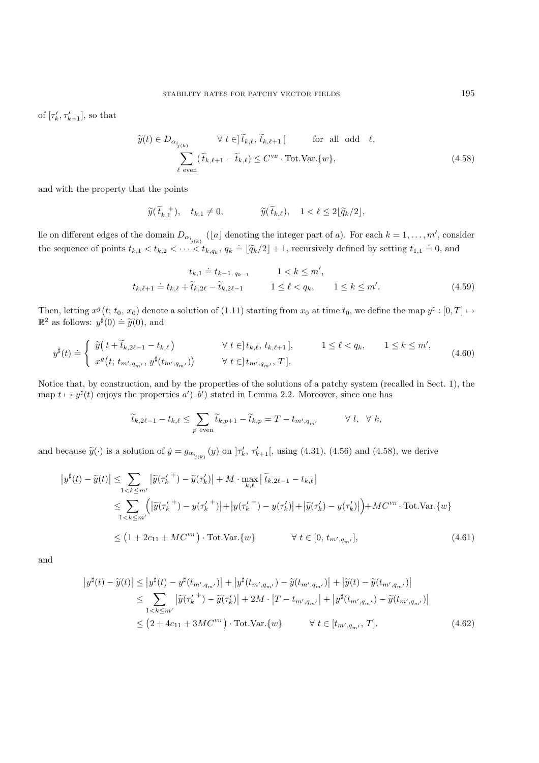of $[\tau'_k, \tau'_{k+1}]$, so that

$$
\begin{aligned}
\widetilde{y}(t) \in D_{\alpha_{i_{j(k)}}} \qquad & \forall\, t \in ]\, \widetilde{t}_{k,\ell},\, \widetilde{t}_{k,\ell+1}\, [ \qquad \text{for all odd} \quad \ell, \\
\sum_{\ell \text{ even}} (\widetilde{t}_{k,\ell+1} - \widetilde{t}_{k,\ell}) & \leq C^{\text{VII}} \cdot \text{Tot.Var.}\{w\},
\end{aligned}
\tag{4.58}
$$

and with the property that the points

$$
\widetilde{y}(\widetilde{t}_{k,1}{}^{+}), \quad t_{k,1} \neq 0, \qquad\qquad \widetilde{y}(\widetilde{t}_{k,\ell}), \quad 1 < \ell \leq 2\lfloor \widetilde{q}_k/2 \rfloor,
$$

lie on different edges of the domain $D_{\alpha_{i_{j(k)}}}$ ($\lfloor a \rfloor$ denoting the integer part of $a$). For each $k = 1, \ldots, m'$, consider the sequence of points $t_{k,1} < t_{k,2} < \cdots < t_{k,q_k}$, $q_k \doteq \lfloor \widetilde{q}_k/2 \rfloor + 1$, recursively defined by setting $t_{1,1} \doteq 0$, and

$$
\begin{aligned}
t_{k,1} &\doteq t_{k-1,\, q_{k-1}} \qquad\qquad 1 < k \leq m', \\
t_{k,\ell+1} &\doteq t_{k,\ell} + \widetilde{t}_{k,2\ell} - \widetilde{t}_{k,2\ell-1} \qquad 1 \leq \ell < q_k, \qquad 1 \leq k \leq m'.
\end{aligned}
\tag{4.59}
$$

Then, letting $x^g(t;\, t_0,\, x_0)$ denote a solution of (1.11) starting from $x_0$ at time $t_0$, we define the map $y^\sharp : [0, T] \mapsto \mathbb{R}^2$ as follows: $y^\sharp(0) \doteq \widetilde{y}(0)$, and

$$
y^\sharp(t) \doteq \begin{cases} \widetilde{y}\big(t + \widetilde{t}_{k,2\ell-1} - t_{k,\ell}\big) & \forall\, t \in ]\, t_{k,\ell},\, t_{k,\ell+1}\,], \qquad 1 \leq \ell < q_k, \qquad 1 \leq k \leq m', \\ x^g\big(t;\, t_{m',q_{m'}},\, y^\sharp(t_{m',q_{m'}})\big) & \forall\, t \in ]\, t_{m',q_{m'}},\, T\,]. \end{cases}
\tag{4.60}
$$

Notice that, by construction, and by the properties of the solutions of a patchy system (recalled in Sect. 1), the map $t \mapsto y^\sharp(t)$ enjoys the properties $a')$–$b')$ stated in Lemma 2.2. Moreover, since one has

$$
\widetilde{t}_{k,2\ell-1} - t_{k,\ell} \leq \sum_{p \text{ even}} \widetilde{t}_{k,p+1} - \widetilde{t}_{k,p} = T - t_{m',q_{m'}} \qquad \forall\, l, \;\; \forall\, k,
$$

and because $\widetilde{y}(\cdot)$ is a solution of $\dot{y} = g_{\alpha_{i_{j(k)}}}(y)$ on $]\tau'_k,\, \tau'_{k+1}[$, using (4.31), (4.56) and (4.58), we derive

$$
\begin{aligned}
\big|y^\sharp(t) - \widetilde{y}(t)\big| &\leq \sum_{1<k\leq m'} \big|\widetilde{y}(\tau_k'{}^{+}) - \widetilde{y}(\tau'_k)\big| + M \cdot \max_{k,\ell} \big|\, \widetilde{t}_{k,2\ell-1} - t_{k,\ell}\big| \\
&\leq \sum_{1<k\leq m'} \Big(\big|\widetilde{y}(\tau_k'{}^{+}) - y(\tau_k'{}^{+})\big| + \big|y(\tau_k'{}^{+}) - y(\tau'_k)\big| + \big|\widetilde{y}(\tau'_k) - y(\tau'_k)\big|\Big) + MC^{\text{VII}} \cdot \text{Tot.Var.}\{w\} \\
&\leq \big(1 + 2c_{11} + MC^{\text{VII}}\big) \cdot \text{Tot.Var.}\{w\} \qquad\qquad \forall\, t \in [0,\, t_{m',q_{m'}}],
\end{aligned}
\tag{4.61}
$$

and

$$
\begin{aligned}
\big|y^\sharp(t) - \widetilde{y}(t)\big| &\leq \big|y^\sharp(t) - y^\sharp(t_{m',q_{m'}})\big| + \big|y^\sharp(t_{m',q_{m'}}) - \widetilde{y}(t_{m',q_{m'}})\big| + \big|\widetilde{y}(t) - \widetilde{y}(t_{m',q_{m'}})\big| \\
&\leq \sum_{1<k\leq m'} \big|\widetilde{y}(\tau_k'{}^{+}) - \widetilde{y}(\tau'_k)\big| + 2M \cdot \big|T - t_{m',q_{m'}}\big| + \big|y^\sharp(t_{m',q_{m'}}) - \widetilde{y}(t_{m',q_{m'}})\big| \\
&\leq \big(2 + 4c_{11} + 3MC^{\text{VII}}\big) \cdot \text{Tot.Var.}\{w\} \qquad \forall\, t \in [t_{m',q_{m'}},\, T].
\end{aligned}
\tag{4.62}
$$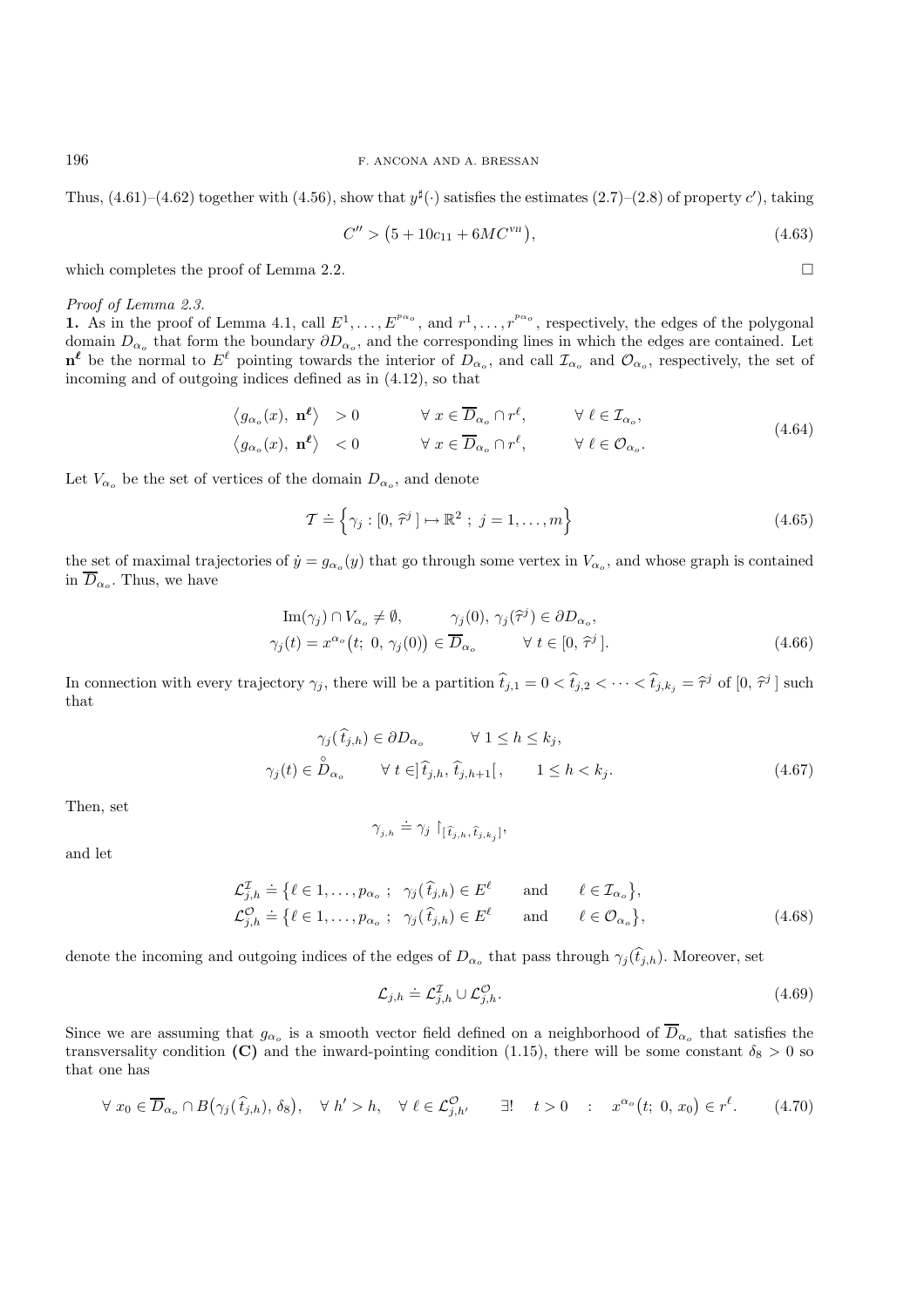Thus, (4.61)–(4.62) together with (4.56), show that $y^\sharp(\cdot)$ satisfies the estimates (2.7)–(2.8) of property $c'$), taking

$$C'' > \big(5 + 10c_{11} + 6MC^{vii}\big), \tag{4.63}$$

which completes the proof of Lemma 2.2. □

*Proof of Lemma 2.3.*

**1.** As in the proof of Lemma 4.1, call $E^1, \ldots, E^{p_{\alpha_o}}$, and $r^1, \ldots, r^{p_{\alpha_o}}$, respectively, the edges of the polygonal domain $D_{\alpha_o}$ that form the boundary $\partial D_{\alpha_o}$, and the corresponding lines in which the edges are contained. Let $\mathbf{n}^{\boldsymbol{\ell}}$ be the normal to $E^\ell$ pointing towards the interior of $D_{\alpha_o}$, and call $\mathcal{I}_{\alpha_o}$ and $\mathcal{O}_{\alpha_o}$, respectively, the set of incoming and of outgoing indices defined as in (4.12), so that

$$\begin{aligned} \big\langle g_{\alpha_o}(x),\, \mathbf{n}^{\boldsymbol{\ell}} \big\rangle &> 0 \qquad \forall\, x \in \overline{D}_{\alpha_o} \cap r^\ell, \qquad \forall\, \ell \in \mathcal{I}_{\alpha_o}, \\ \big\langle g_{\alpha_o}(x),\, \mathbf{n}^{\boldsymbol{\ell}} \big\rangle &< 0 \qquad \forall\, x \in \overline{D}_{\alpha_o} \cap r^\ell, \qquad \forall\, \ell \in \mathcal{O}_{\alpha_o}. \end{aligned} \tag{4.64}$$

Let $V_{\alpha_o}$ be the set of vertices of the domain $D_{\alpha_o}$, and denote

$$\mathcal{T} \doteq \Big\{ \gamma_j : [0,\, \widehat{\tau}^j\,] \mapsto \mathbb{R}^2 \,;\; j = 1, \ldots, m \Big\} \tag{4.65}$$

the set of maximal trajectories of $\dot{y} = g_{\alpha_o}(y)$ that go through some vertex in $V_{\alpha_o}$, and whose graph is contained in $\overline{D}_{\alpha_o}$. Thus, we have

$$\begin{aligned} &\mathrm{Im}(\gamma_j) \cap V_{\alpha_o} \neq \emptyset, \qquad \gamma_j(0),\, \gamma_j(\widehat{\tau}^j) \in \partial D_{\alpha_o}, \\ &\gamma_j(t) = x^{\alpha_o}\big(t;\, 0,\, \gamma_j(0)\big) \in \overline{D}_{\alpha_o} \qquad \forall\, t \in [0,\, \widehat{\tau}^j\,]. \end{aligned} \tag{4.66}$$

In connection with every trajectory $\gamma_j$, there will be a partition $\widehat{t}_{j,1} = 0 < \widehat{t}_{j,2} < \cdots < \widehat{t}_{j,k_j} = \widehat{\tau}^j$ of $[0,\, \widehat{\tau}^j\,]$ such that

$$\begin{aligned} &\gamma_j(\widehat{t}_{j,h}) \in \partial D_{\alpha_o} \qquad \forall\, 1 \le h \le k_j, \\ &\gamma_j(t) \in \mathring{D}_{\alpha_o} \qquad \forall\, t \in ]\widehat{t}_{j,h},\, \widehat{t}_{j,h+1}[\,, \qquad 1 \le h < k_j. \end{aligned} \tag{4.67}$$

Then, set

$$\gamma_{_{j,h}} \doteq \gamma_j \restriction_{[\widehat{t}_{j,h},\, \widehat{t}_{j,k_j}]},$$

and let

$$\begin{aligned} \mathcal{L}^{\mathcal{I}}_{j,h} &\doteq \big\{ \ell \in 1, \ldots, p_{\alpha_o} \,;\; \gamma_j(\widehat{t}_{j,h}) \in E^\ell \quad \text{and} \quad \ell \in \mathcal{I}_{\alpha_o} \big\}, \\ \mathcal{L}^{\mathcal{O}}_{j,h} &\doteq \big\{ \ell \in 1, \ldots, p_{\alpha_o} \,;\; \gamma_j(\widehat{t}_{j,h}) \in E^\ell \quad \text{and} \quad \ell \in \mathcal{O}_{\alpha_o} \big\}, \end{aligned} \tag{4.68}$$

denote the incoming and outgoing indices of the edges of $D_{\alpha_o}$ that pass through $\gamma_j(\widehat{t}_{j,h})$. Moreover, set

$$\mathcal{L}_{j,h} \doteq \mathcal{L}^{\mathcal{I}}_{j,h} \cup \mathcal{L}^{\mathcal{O}}_{j,h}. \tag{4.69}$$

Since we are assuming that $g_{\alpha_o}$ is a smooth vector field defined on a neighborhood of $\overline{D}_{\alpha_o}$ that satisfies the transversality condition **(C)** and the inward-pointing condition (1.15), there will be some constant $\delta_8 > 0$ so that one has

$$\forall\, x_0 \in \overline{D}_{\alpha_o} \cap B\big(\gamma_j(\widehat{t}_{j,h}),\, \delta_8\big), \quad \forall\, h' > h, \quad \forall\, \ell \in \mathcal{L}^{\mathcal{O}}_{j,h'} \qquad \exists! \quad t > 0 \quad : \quad x^{\alpha_o}\big(t;\, 0,\, x_0\big) \in r^\ell. \tag{4.70}$$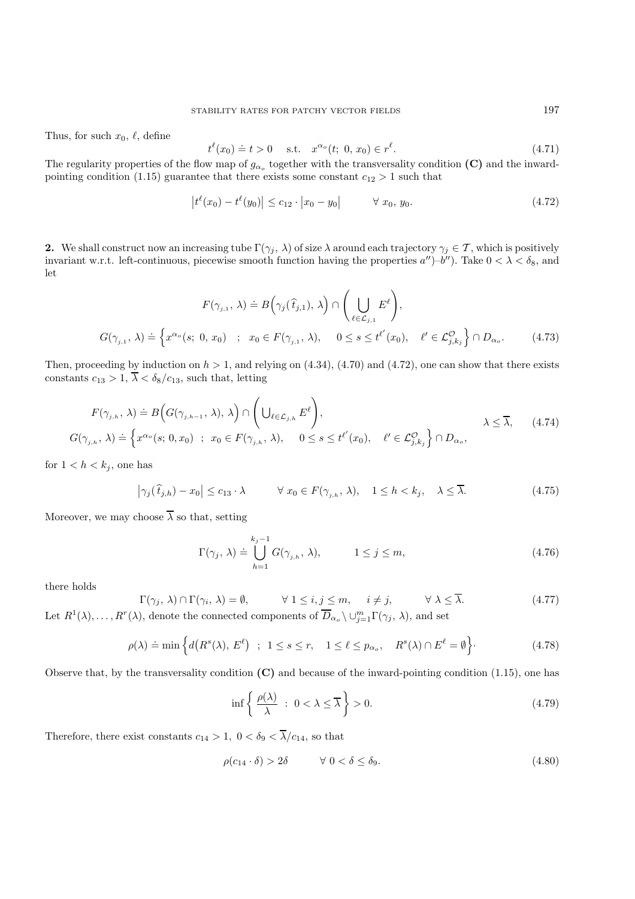Thus, for such $x_0$, $\ell$, define

$$t^{\ell}(x_0) \doteq t > 0 \quad \text{s.t.} \quad x^{\alpha_o}(t;\ 0,\ x_0) \in r^{\ell}. \tag{4.71}$$

The regularity properties of the flow map of $g_{\alpha_o}$ together with the transversality condition **(C)** and the inward-pointing condition (1.15) guarantee that there exists some constant $c_{12} > 1$ such that

$$\left|t^{\ell}(x_0) - t^{\ell}(y_0)\right| \leq c_{12} \cdot \left|x_0 - y_0\right| \qquad \forall\ x_0,\ y_0. \tag{4.72}$$

**2.** We shall construct now an increasing tube $\Gamma(\gamma_j,\ \lambda)$ of size $\lambda$ around each trajectory $\gamma_j \in \mathcal{T}$, which is positively invariant w.r.t. left-continuous, piecewise smooth function having the properties $a'')$–$b'')$. Take $0 < \lambda < \delta_8$, and let

$$F(\gamma_{j,1},\ \lambda) \doteq B\Big(\gamma_j(\widehat{t}_{j,1}),\ \lambda\Big) \cap \left(\bigcup_{\ell \in \mathcal{L}_{j,1}} E^{\ell}\right),$$

$$G(\gamma_{j,1},\ \lambda) \doteq \Big\{x^{\alpha_o}(s;\ 0,\ x_0) \quad ; \quad x_0 \in F(\gamma_{j,1},\ \lambda), \quad 0 \leq s \leq t^{\ell'}(x_0), \quad \ell' \in \mathcal{L}^{\mathcal{O}}_{j,k_j}\Big\} \cap D_{\alpha_o}. \tag{4.73}$$

Then, proceeding by induction on $h > 1$, and relying on (4.34), (4.70) and (4.72), one can show that there exists constants $c_{13} > 1$, $\overline{\lambda} < \delta_8 / c_{13}$, such that, letting

$$\left.\begin{aligned} &F(\gamma_{j,h},\ \lambda) \doteq B\Big(G(\gamma_{j,h-1},\ \lambda),\ \lambda\Big) \cap \left(\bigcup\nolimits_{\ell \in \mathcal{L}_{j,h}} E^{\ell}\right), \\ &G(\gamma_{j,h},\ \lambda) \doteq \Big\{x^{\alpha_o}(s; 0, x_0) \ \ ; \ \ x_0 \in F(\gamma_{j,h},\ \lambda), \quad 0 \leq s \leq t^{\ell'}(x_0), \quad \ell' \in \mathcal{L}^{\mathcal{O}}_{j,k_j}\Big\} \cap D_{\alpha_o}, \end{aligned}\right. \quad \lambda \leq \overline{\lambda}, \tag{4.74}$$

for $1 < h < k_j$, one has

$$\left|\gamma_j(\widehat{t}_{j,h}) - x_0\right| \leq c_{13} \cdot \lambda \qquad \forall\ x_0 \in F(\gamma_{j,h},\ \lambda), \quad 1 \leq h < k_j, \quad \lambda \leq \overline{\lambda}. \tag{4.75}$$

Moreover, we may choose $\overline{\lambda}$ so that, setting

$$\Gamma(\gamma_j,\ \lambda) \doteq \bigcup_{h=1}^{k_j - 1} G(\gamma_{j,h},\ \lambda), \qquad 1 \leq j \leq m, \tag{4.76}$$

there holds

$$\Gamma(\gamma_j,\ \lambda) \cap \Gamma(\gamma_i,\ \lambda) = \emptyset, \qquad \forall\ 1 \leq i, j \leq m, \quad i \neq j, \qquad \forall\ \lambda \leq \overline{\lambda}. \tag{4.77}$$

Let $R^1(\lambda), \ldots, R^r(\lambda)$, denote the connected components of $\overline{D}_{\alpha_o} \setminus \cup_{j=1}^{m} \Gamma(\gamma_j,\ \lambda)$, and set

$$\rho(\lambda) \doteq \min\Big\{d\big(R^s(\lambda),\ E^{\ell}\big) \ \ ; \ \ 1 \leq s \leq r, \quad 1 \leq \ell \leq p_{\alpha_o}, \quad R^s(\lambda) \cap E^{\ell} = \emptyset\Big\}. \tag{4.78}$$

Observe that, by the transversality condition **(C)** and because of the inward-pointing condition (1.15), one has

$$\inf\left\{\frac{\rho(\lambda)}{\lambda} \ : \ 0 < \lambda \leq \overline{\lambda}\right\} > 0. \tag{4.79}$$

Therefore, there exist constants $c_{14} > 1$, $0 < \delta_9 < \overline{\lambda}/c_{14}$, so that

$$\rho(c_{14} \cdot \delta) > 2\delta \qquad \forall\ 0 < \delta \leq \delta_9. \tag{4.80}$$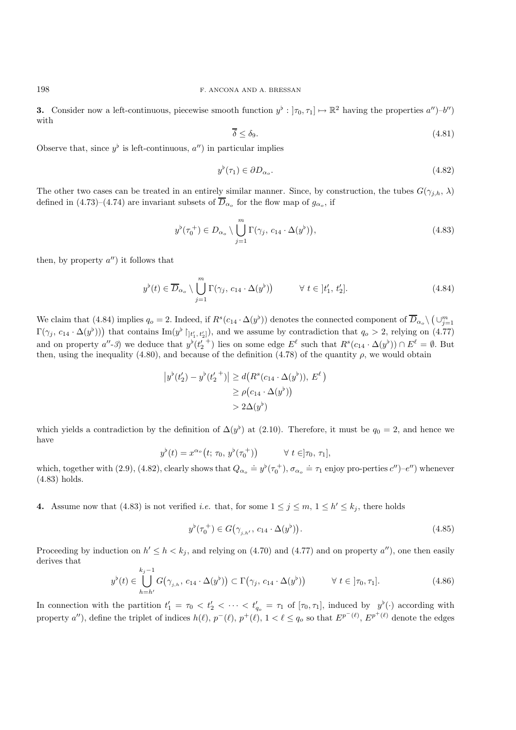**3.** Consider now a left-continuous, piecewise smooth function $y^\flat : ]\tau_0, \tau_1] \mapsto \mathbb{R}^2$ having the properties $a'')$–$b'')$ with

$$\overline{\delta} \leq \delta_9. \tag{4.81}$$

Observe that, since $y^\flat$ is left-continuous, $a'')$ in particular implies

$$y^\flat(\tau_1) \in \partial D_{\alpha_o}. \tag{4.82}$$

The other two cases can be treated in an entirely similar manner. Since, by construction, the tubes $G(\gamma_{j,h}, \lambda)$ defined in (4.73)–(4.74) are invariant subsets of $\overline{D}_{\alpha_o}$ for the flow map of $g_{\alpha_o}$, if

$$y^\flat(\tau_0^{\,+}) \in D_{\alpha_o} \setminus \bigcup_{j=1}^{m} \Gamma\big(\gamma_j,\, c_{14} \cdot \Delta(y^\flat)\big), \tag{4.83}$$

then, by property $a'')$ it follows that

$$y^\flat(t) \in \overline{D}_{\alpha_o} \setminus \bigcup_{j=1}^{m} \Gamma\big(\gamma_j,\, c_{14} \cdot \Delta(y^\flat)\big) \qquad \forall\ t \in ]t_1',\, t_2']. \tag{4.84}$$

We claim that (4.84) implies $q_o = 2$. Indeed, if $R^s(c_{14} \cdot \Delta(y^\flat))$ denotes the connected component of $\overline{D}_{\alpha_o} \setminus \big(\cup_{j=1}^m \Gamma(\gamma_j,\, c_{14} \cdot \Delta(y^\flat))\big)$ that contains $\mathrm{Im}(y^\flat \restriction_{]t_1',\, t_2']})$, and we assume by contradiction that $q_o > 2$, relying on (4.77) and on property $a''$-*3*) we deduce that $y^\flat({t_2'}^{\,+})$ lies on some edge $E^\ell$ such that $R^s(c_{14} \cdot \Delta(y^\flat)) \cap E^\ell = \emptyset$. But then, using the inequality (4.80), and because of the definition (4.78) of the quantity $\rho$, we would obtain

$$\begin{aligned}
\big|y^\flat(t_2') - y^\flat({t_2'}^{\,+})\big| &\geq d\big(R^s(c_{14} \cdot \Delta(y^\flat)),\, E^\ell\,\big) \\
&\geq \rho\big(c_{14} \cdot \Delta(y^\flat)\big) \\
&> 2\Delta(y^\flat)
\end{aligned}$$

which yields a contradiction by the definition of $\Delta(y^\flat)$ at (2.10). Therefore, it must be $q_0 = 2$, and hence we have

$$y^\flat(t) = x^{\alpha_o}\big(t;\, \tau_0,\, y^\flat(\tau_0^{\,+})\big) \qquad \forall\ t \in ]\tau_0,\, \tau_1],$$

which, together with (2.9), (4.82), clearly shows that $Q_{\alpha_o} \doteq y^\flat(\tau_0^{\,+})$, $\sigma_{\alpha_o} \doteq \tau_1$ enjoy pro-perties $c'')$–$e'')$ whenever (4.83) holds.

**4.** Assume now that (4.83) is not verified *i.e.* that, for some $1 \leq j \leq m$, $1 \leq h' \leq k_j$, there holds

$$y^\flat(\tau_0^{\,+}) \in G\big(\gamma_{_{j,h'}},\, c_{14} \cdot \Delta(y^\flat)\big). \tag{4.85}$$

Proceeding by induction on $h' \leq h < k_j$, and relying on (4.70) and (4.77) and on property $a'')$, one then easily derives that

$$y^\flat(t) \in \bigcup_{h=h'}^{k_j - 1} G\big(\gamma_{_{j,h}},\, c_{14} \cdot \Delta(y^\flat)\big) \subset \Gamma\big(\gamma_j,\, c_{14} \cdot \Delta(y^\flat)\big) \qquad \forall\ t \in ]\tau_0, \tau_1]. \tag{4.86}$$

In connection with the partition $t_1' = \tau_0 < t_2' < \cdots < t_{q_o}' = \tau_1$ of $[\tau_0, \tau_1]$, induced by $y^\flat(\cdot)$ according with property $a'')$, define the triplet of indices $h(\ell)$, $p^-(\ell)$, $p^+(\ell)$, $1 < \ell \leq q_o$ so that $E^{p^-(\ell)}$, $E^{p^+(\ell)}$ denote the edges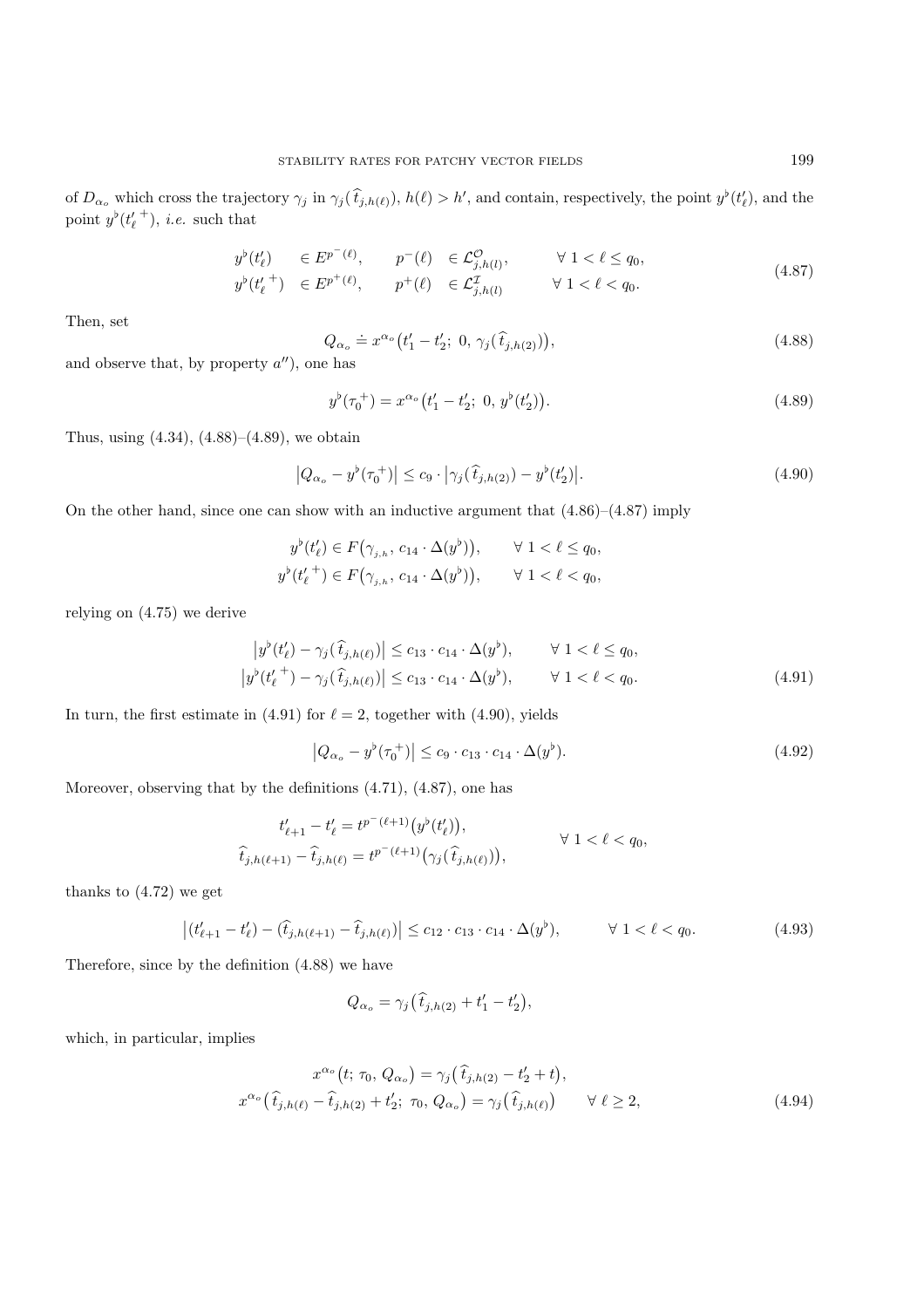of $D_{\alpha_o}$ which cross the trajectory $\gamma_j$ in $\gamma_j(\widehat{t}_{j,h(\ell)})$, $h(\ell) > h'$, and contain, respectively, the point $y^\flat(t'_\ell)$, and the point $y^\flat(t'_\ell{}^+)$, *i.e.* such that

$$
\begin{aligned}
y^\flat(t'_\ell) \quad &\in E^{p^-(\ell)}, \qquad p^-(\ell) \;\in \mathcal{L}^{\mathcal{O}}_{j,h(l)}, \qquad\quad \forall\; 1 < \ell \leq q_0, \\
y^\flat(t'_\ell{}^+) \quad &\in E^{p^+(\ell)}, \qquad p^+(\ell) \;\in \mathcal{L}^{\mathcal{I}}_{j,h(l)} \qquad\quad \forall\; 1 < \ell < q_0.
\end{aligned}
\tag{4.87}
$$

Then, set

$$
Q_{\alpha_o} \doteq x^{\alpha_o}\big(t'_1 - t'_2;\; 0,\; \gamma_j(\widehat{t}_{j,h(2)})\big), \tag{4.88}
$$

and observe that, by property $a'')$, one has

$$
y^\flat(\tau_0{}^+) = x^{\alpha_o}\big(t'_1 - t'_2;\; 0,\; y^\flat(t'_2)\big). \tag{4.89}
$$

Thus, using (4.34), (4.88)–(4.89), we obtain

$$
\big|Q_{\alpha_o} - y^\flat(\tau_0{}^+)\big| \leq c_9 \cdot \big|\gamma_j(\widehat{t}_{j,h(2)}) - y^\flat(t'_2)\big|. \tag{4.90}
$$

On the other hand, since one can show with an inductive argument that (4.86)–(4.87) imply

$$
\begin{aligned}
y^\flat(t'_\ell) &\in F\big(\gamma_{j,h},\; c_{14} \cdot \Delta(y^\flat)\big), \qquad \forall\; 1 < \ell \leq q_0, \\
y^\flat(t'_\ell{}^+) &\in F\big(\gamma_{j,h},\; c_{14} \cdot \Delta(y^\flat)\big), \qquad \forall\; 1 < \ell < q_0,
\end{aligned}
$$

relying on (4.75) we derive

$$
\begin{aligned}
\big|y^\flat(t'_\ell) - \gamma_j(\widehat{t}_{j,h(\ell)})\big| &\leq c_{13} \cdot c_{14} \cdot \Delta(y^\flat), \qquad \forall\; 1 < \ell \leq q_0, \\
\big|y^\flat(t'_\ell{}^+) - \gamma_j(\widehat{t}_{j,h(\ell)})\big| &\leq c_{13} \cdot c_{14} \cdot \Delta(y^\flat), \qquad \forall\; 1 < \ell < q_0.
\end{aligned}
\tag{4.91}
$$

In turn, the first estimate in (4.91) for $\ell = 2$, together with (4.90), yields

$$
\big|Q_{\alpha_o} - y^\flat(\tau_0{}^+)\big| \leq c_9 \cdot c_{13} \cdot c_{14} \cdot \Delta(y^\flat). \tag{4.92}
$$

Moreover, observing that by the definitions (4.71), (4.87), one has

$$
\left.
\begin{aligned}
t'_{\ell+1} - t'_\ell &= t^{p^-(\ell+1)}\big(y^\flat(t'_\ell)\big), \\
\widehat{t}_{j,h(\ell+1)} - \widehat{t}_{j,h(\ell)} &= t^{p^-(\ell+1)}\big(\gamma_j(\widehat{t}_{j,h(\ell)})\big),
\end{aligned}
\right. \qquad \forall\; 1 < \ell < q_0,
$$

thanks to (4.72) we get

$$
\big|(t'_{\ell+1} - t'_\ell) - (\widehat{t}_{j,h(\ell+1)} - \widehat{t}_{j,h(\ell)})\big| \leq c_{12} \cdot c_{13} \cdot c_{14} \cdot \Delta(y^\flat), \qquad \forall\; 1 < \ell < q_0. \tag{4.93}
$$

Therefore, since by the definition (4.88) we have

$$
Q_{\alpha_o} = \gamma_j\big(\widehat{t}_{j,h(2)} + t'_1 - t'_2\big),
$$

which, in particular, implies

$$
\begin{aligned}
x^{\alpha_o}\big(t;\; \tau_0,\; Q_{\alpha_o}\big) &= \gamma_j\big(\widehat{t}_{j,h(2)} - t'_2 + t\big), \\
x^{\alpha_o}\big(\widehat{t}_{j,h(\ell)} - \widehat{t}_{j,h(2)} + t'_2;\; \tau_0,\; Q_{\alpha_o}\big) &= \gamma_j\big(\widehat{t}_{j,h(\ell)}\big) \qquad \forall\; \ell \geq 2,
\end{aligned}
\tag{4.94}
$$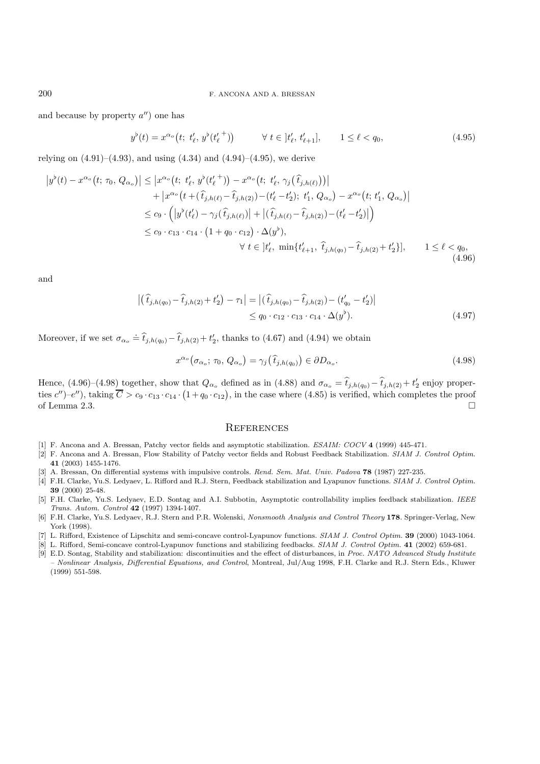and because by property $a'')$ one has

$$y^\flat(t) = x^{\alpha_o}\big(t;\ t'_\ell,\ y^\flat({t'_\ell}^{+})\big) \qquad \forall\ t \in\ ]t'_\ell,\ t'_{\ell+1}], \qquad 1 \le \ell < q_0, \tag{4.95}$$

relying on (4.91)–(4.93), and using (4.34) and (4.94)–(4.95), we derive

$$\begin{aligned}
\big|y^\flat(t) - x^{\alpha_o}\big(t;\ \tau_0,\ Q_{\alpha_o}\big)\big| &\le \big|x^{\alpha_o}\big(t;\ t'_\ell,\ y^\flat({t'_\ell}^{+})\big) - x^{\alpha_o}\big(t;\ t'_\ell,\ \gamma_j\big(\widehat{t}_{j,h(\ell)}\big)\big)\big| \\
&\quad + \big|x^{\alpha_o}\big(t + (\widehat{t}_{j,h(\ell)} - \widehat{t}_{j,h(2)}) - (t'_\ell - t'_2);\ t'_1,\ Q_{\alpha_o}\big) - x^{\alpha_o}\big(t;\ t'_1,\ Q_{\alpha_o}\big)\big| \\
&\le c_9 \cdot \Big(\big|y^\flat(t'_\ell) - \gamma_j\big(\widehat{t}_{j,h(\ell)}\big)\big| + \big|(\widehat{t}_{j,h(\ell)} - \widehat{t}_{j,h(2)}) - (t'_\ell - t'_2)\big|\Big) \\
&\le c_9 \cdot c_{13} \cdot c_{14} \cdot \big(1 + q_0 \cdot c_{12}\big) \cdot \Delta(y^\flat), \\
&\qquad\qquad \forall\ t \in\ ]t'_\ell,\ \min\{t'_{\ell+1},\ \widehat{t}_{j,h(q_0)} - \widehat{t}_{j,h(2)} + t'_2\}], \qquad 1 \le \ell < q_0,
\end{aligned} \tag{4.96}$$

and

$$\begin{aligned}
\big|\big(\widehat{t}_{j,h(q_0)} - \widehat{t}_{j,h(2)} + t'_2\big) - \tau_1\big| &= \big|(\widehat{t}_{j,h(q_0)} - \widehat{t}_{j,h(2)}) - (t'_{q_0} - t'_2)\big| \\
&\le q_0 \cdot c_{12} \cdot c_{13} \cdot c_{14} \cdot \Delta(y^\flat).
\end{aligned} \tag{4.97}$$

Moreover, if we set $\sigma_{\alpha_o} \doteq \widehat{t}_{j,h(q_0)} - \widehat{t}_{j,h(2)} + t'_2$, thanks to (4.67) and (4.94) we obtain

$$x^{\alpha_o}\big(\sigma_{\alpha_o};\ \tau_0,\ Q_{\alpha_o}\big) = \gamma_j\big(\widehat{t}_{j,h(q_0)}\big) \in \partial D_{\alpha_o}. \tag{4.98}$$

Hence, (4.96)–(4.98) together, show that $Q_{\alpha_o}$ defined as in (4.88) and $\sigma_{\alpha_o} = \widehat{t}_{j,h(q_0)} - \widehat{t}_{j,h(2)} + t'_2$ enjoy properties $c'')$–$e'')$, taking $\overline{C} > c_9 \cdot c_{13} \cdot c_{14} \cdot \big(1 + q_0 \cdot c_{12}\big)$, in the case where (4.85) is verified, which completes the proof of Lemma 2.3. □

## References

[1] F. Ancona and A. Bressan, Patchy vector fields and asymptotic stabilization. *ESAIM: COCV* **4** (1999) 445-471.

[2] F. Ancona and A. Bressan, Flow Stability of Patchy vector fields and Robust Feedback Stabilization. *SIAM J. Control Optim.* **41** (2003) 1455-1476.

[3] A. Bressan, On differential systems with impulsive controls. *Rend. Sem. Mat. Univ. Padova* **78** (1987) 227-235.

[4] F.H. Clarke, Yu.S. Ledyaev, L. Rifford and R.J. Stern, Feedback stabilization and Lyapunov functions. *SIAM J. Control Optim.* **39** (2000) 25-48.

[5] F.H. Clarke, Yu.S. Ledyaev, E.D. Sontag and A.I. Subbotin, Asymptotic controllability implies feedback stabilization. *IEEE Trans. Autom. Control* **42** (1997) 1394-1407.

[6] F.H. Clarke, Yu.S. Ledyaev, R.J. Stern and P.R. Wolenski, *Nonsmooth Analysis and Control Theory* **178**. Springer-Verlag, New York (1998).

[7] L. Rifford, Existence of Lipschitz and semi-concave control-Lyapunov functions. *SIAM J. Control Optim.* **39** (2000) 1043-1064.

[8] L. Rifford, Semi-concave control-Lyapunov functions and stabilizing feedbacks. *SIAM J. Control Optim.* **41** (2002) 659-681.

[9] E.D. Sontag, Stability and stabilization: discontinuities and the effect of disturbances, in *Proc. NATO Advanced Study Institute – Nonlinear Analysis, Differential Equations, and Control*, Montreal, Jul/Aug 1998, F.H. Clarke and R.J. Stern Eds., Kluwer (1999) 551-598.